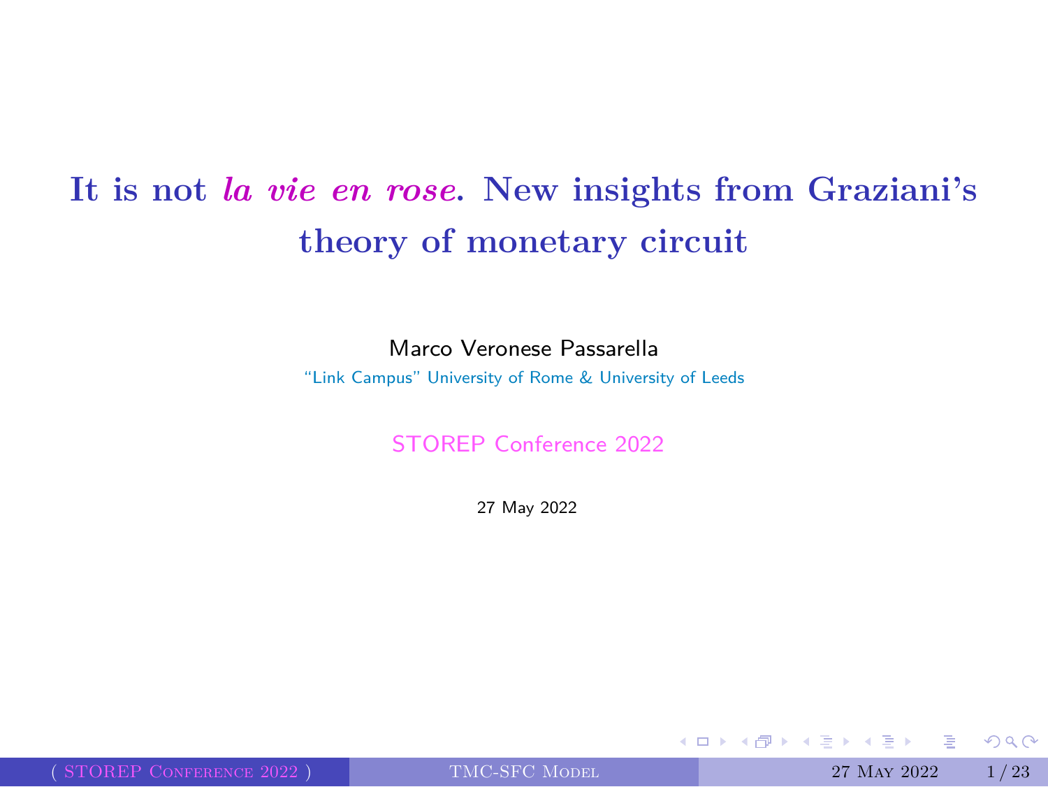# It is not *la vie en rose*. New insights from Graziani's theory of monetary circuit

Marco Veronese Passarella

"Link Campus" University of Rome & University of Leeds

STOREP Conference 2022

27 May 2022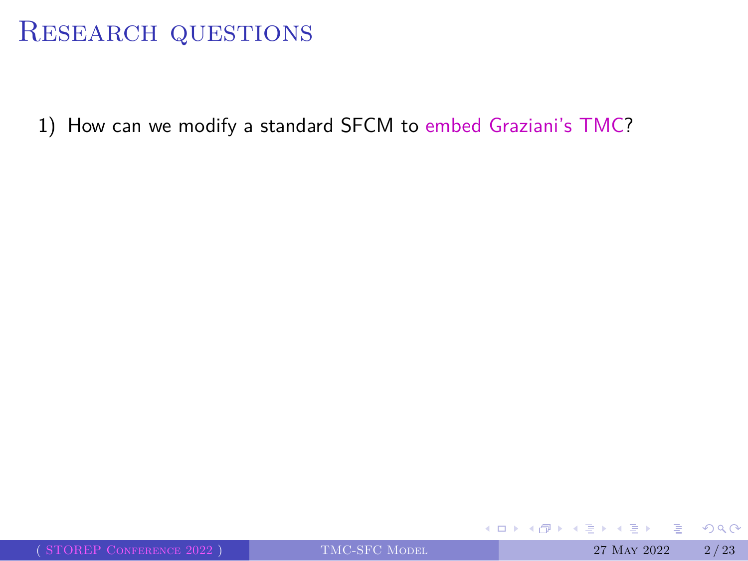# Research questions

1) How can we modify a standard SFCM to embed Graziani's TMC?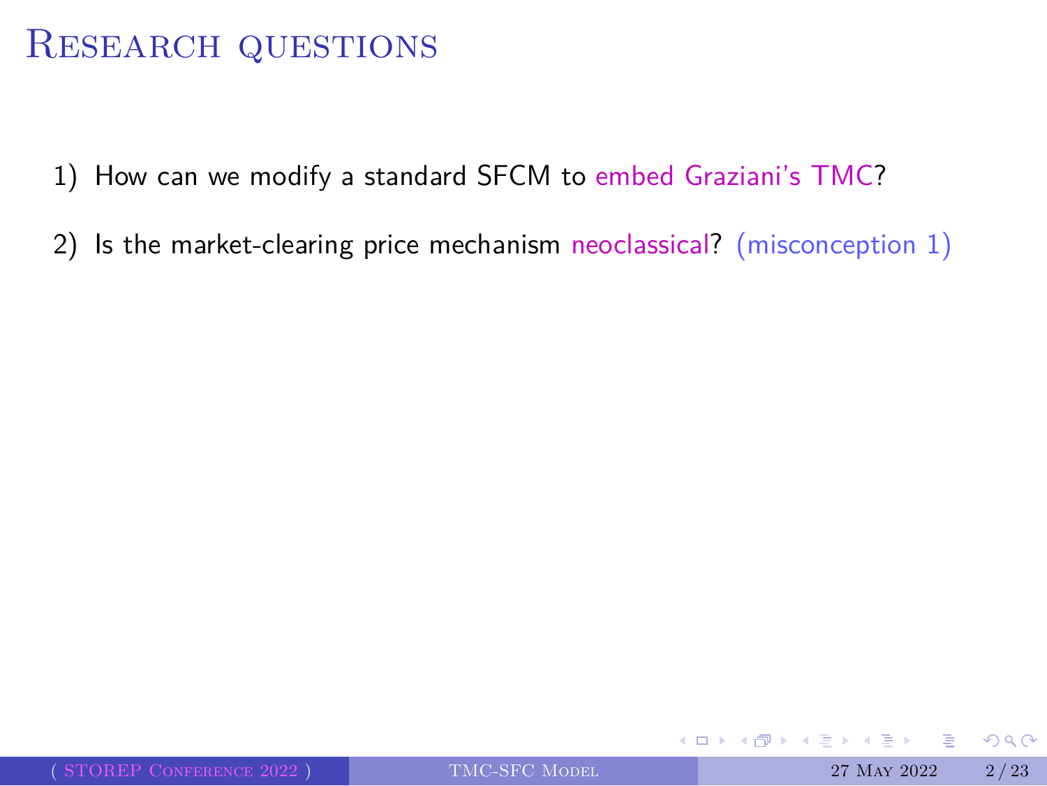# Research questions

1) How can we modify a standard SFCM to embed Graziani's TMC?

2) Is the market-clearing price mechanism neoclassical? (misconception 1)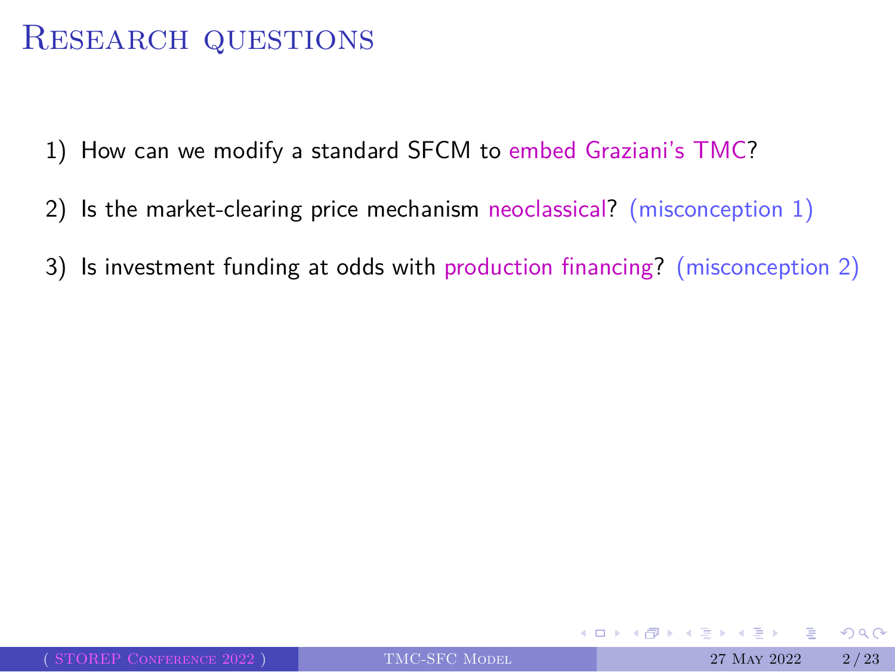# Research questions

1) How can we modify a standard SFCM to embed Graziani's TMC?

2) Is the market-clearing price mechanism neoclassical? (misconception 1)

3) Is investment funding at odds with production financing? (misconception 2)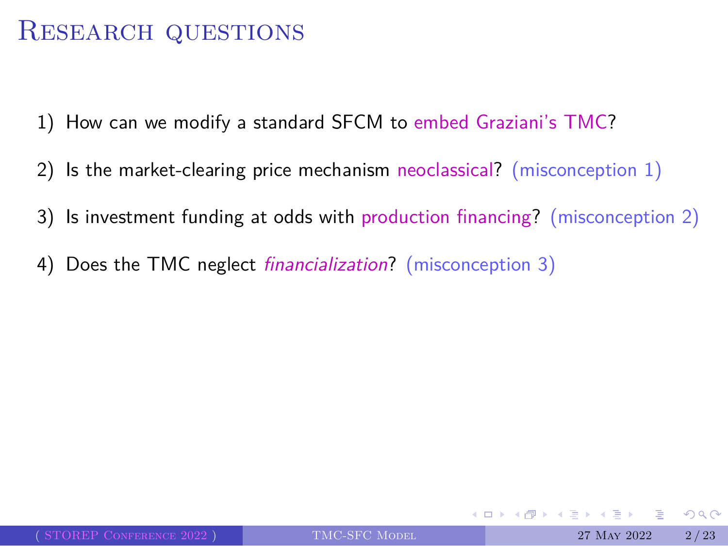# Research questions

1) How can we modify a standard SFCM to embed Graziani's TMC?
2) Is the market-clearing price mechanism neoclassical? (misconception 1)
3) Is investment funding at odds with production financing? (misconception 2)
4) Does the TMC neglect *financialization*? (misconception 3)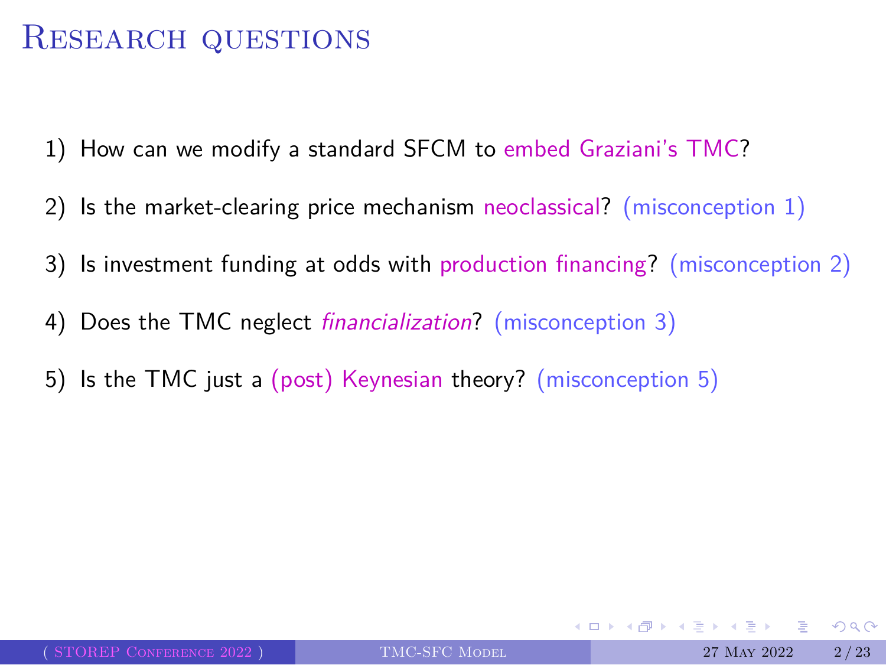# Research questions

1) How can we modify a standard SFCM to embed Graziani's TMC?
2) Is the market-clearing price mechanism neoclassical? (misconception 1)
3) Is investment funding at odds with production financing? (misconception 2)
4) Does the TMC neglect *financialization*? (misconception 3)
5) Is the TMC just a (post) Keynesian theory? (misconception 5)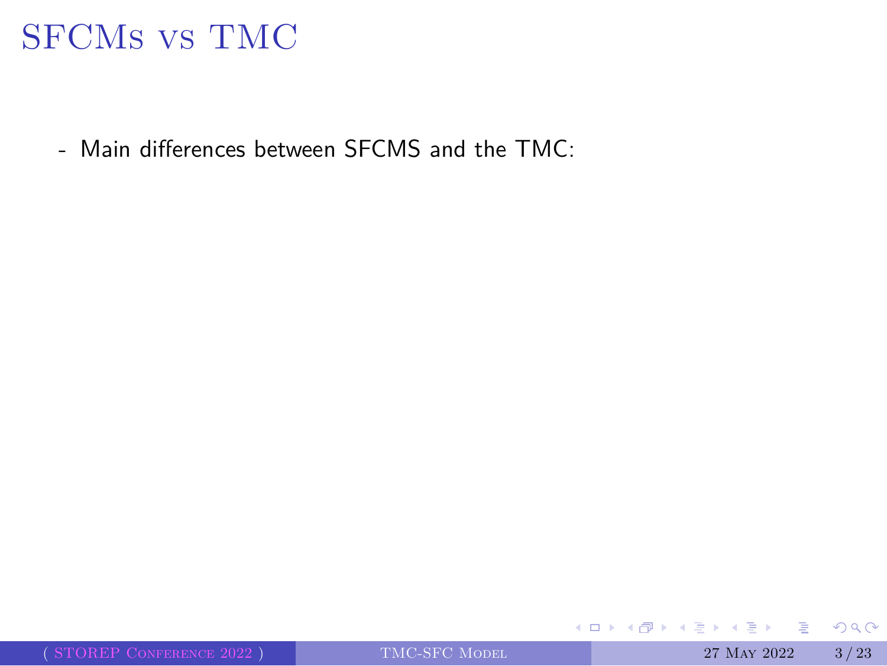# SFCMs vs TMC

- Main differences between SFCMS and the TMC: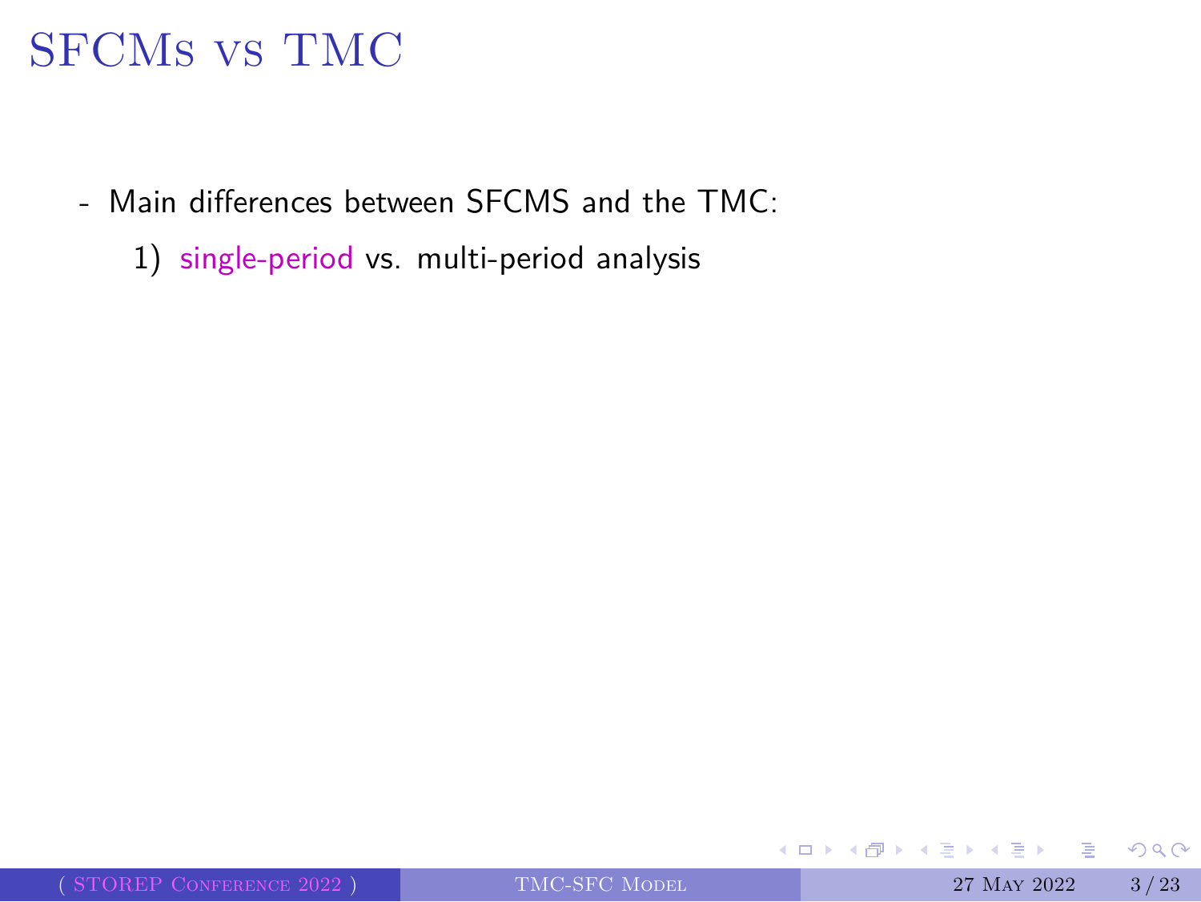# SFCMs vs TMC

- Main differences between SFCMS and the TMC:
  1) single-period vs. multi-period analysis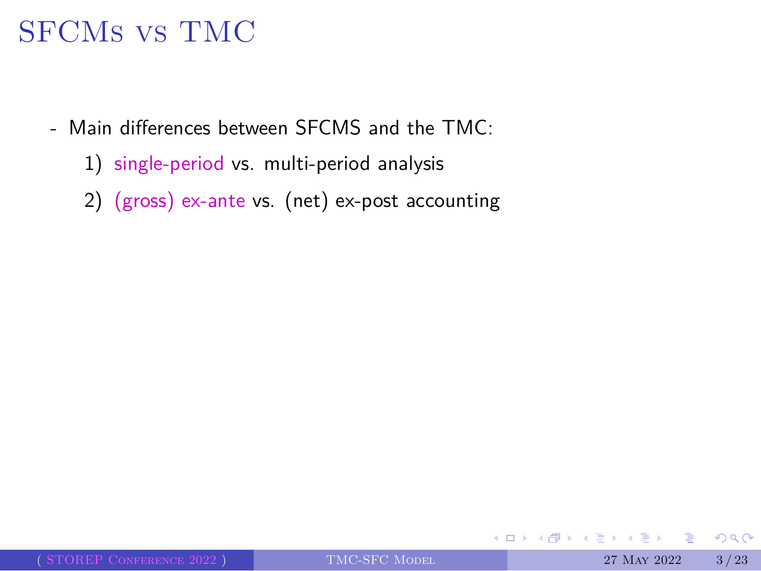# SFCMs vs TMC

- Main differences between SFCMS and the TMC:
    1) single-period vs. multi-period analysis
    2) (gross) ex-ante vs. (net) ex-post accounting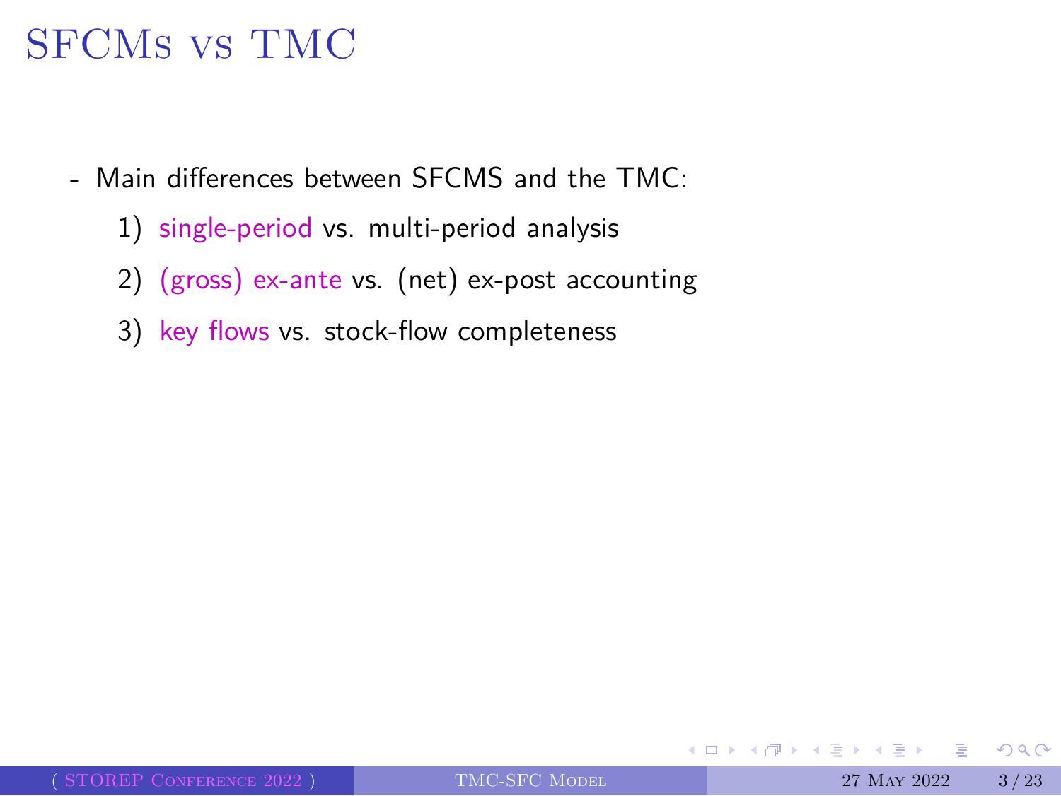# SFCMs vs TMC

- Main differences between SFCMS and the TMC:
  1) single-period vs. multi-period analysis
  2) (gross) ex-ante vs. (net) ex-post accounting
  3) key flows vs. stock-flow completeness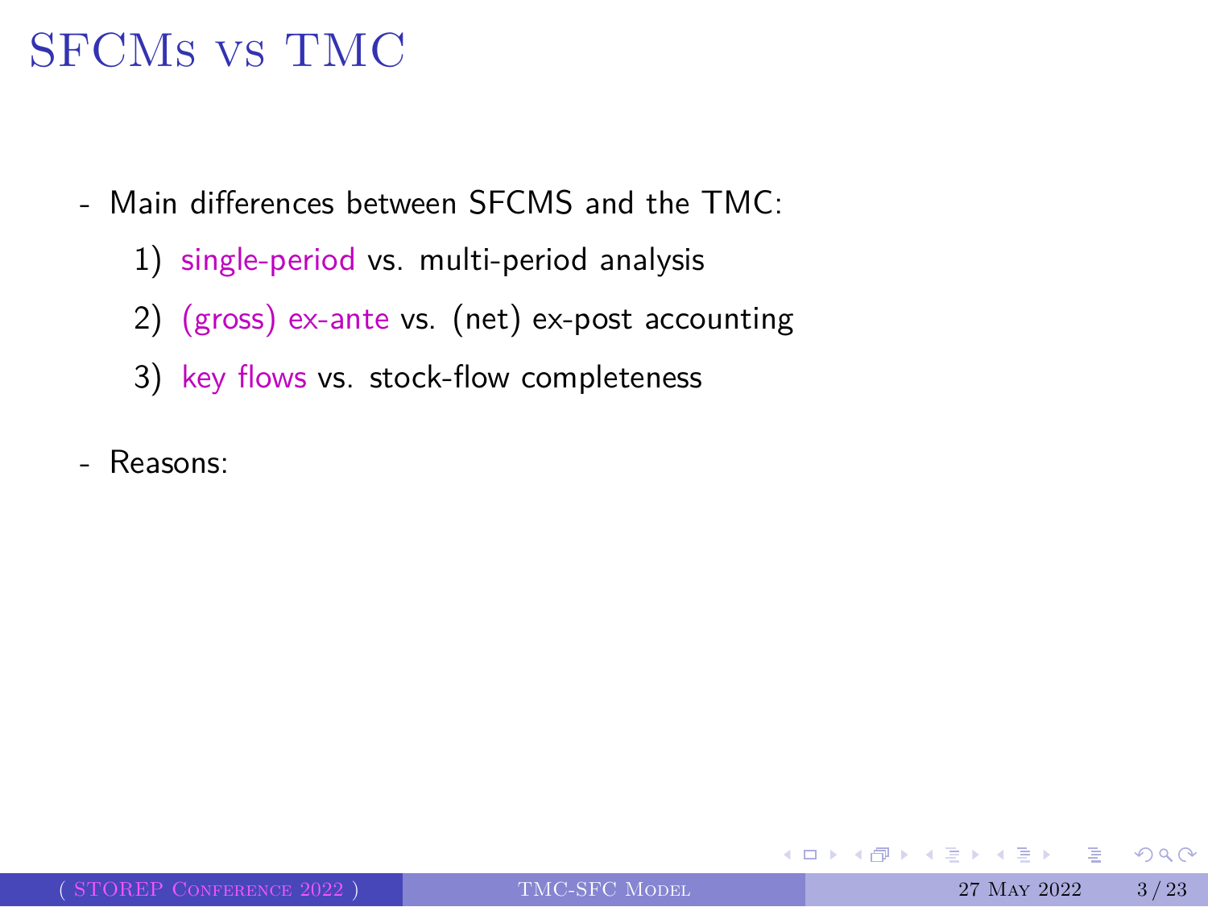# SFCMs vs TMC

- Main differences between SFCMS and the TMC:
  1) single-period vs. multi-period analysis
  2) (gross) ex-ante vs. (net) ex-post accounting
  3) key flows vs. stock-flow completeness
- Reasons: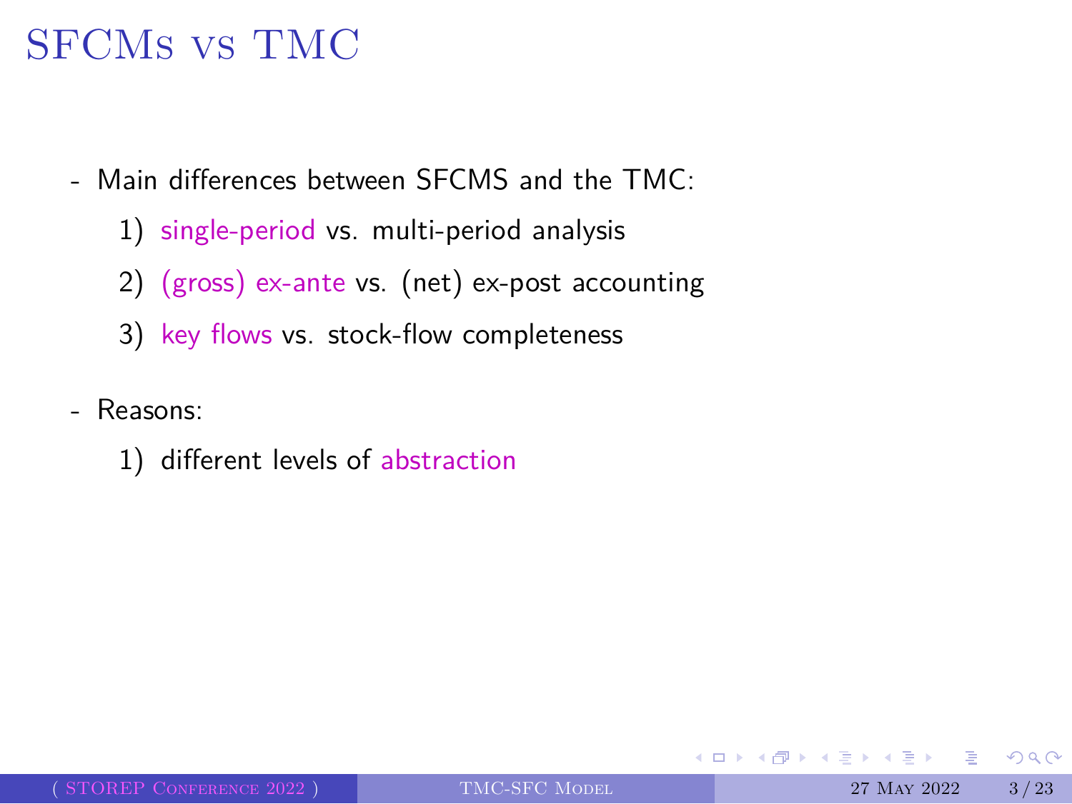# SFCMs vs TMC

- Main differences between SFCMS and the TMC:
  1) single-period vs. multi-period analysis
  2) (gross) ex-ante vs. (net) ex-post accounting
  3) key flows vs. stock-flow completeness
- Reasons:
  1) different levels of abstraction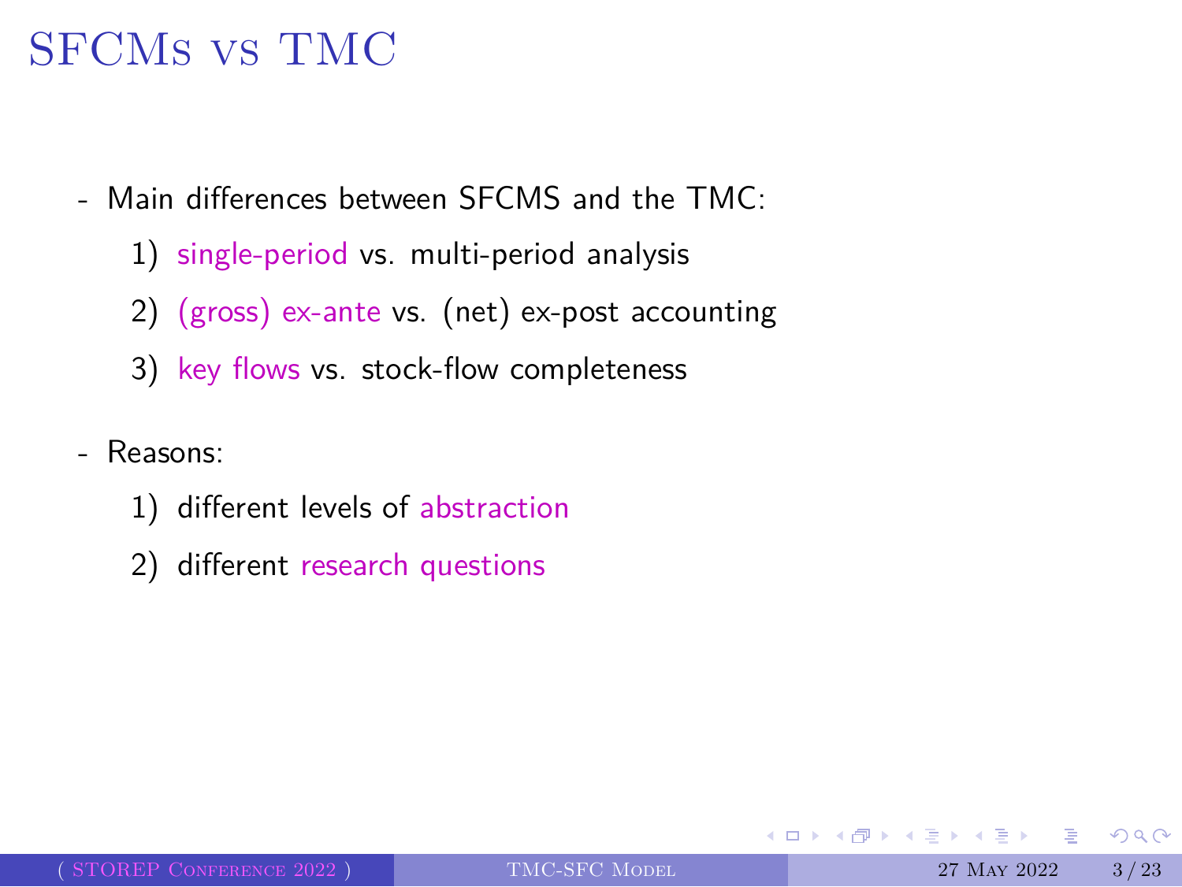# SFCMs vs TMC

- Main differences between SFCMS and the TMC:
  1) single-period vs. multi-period analysis
  2) (gross) ex-ante vs. (net) ex-post accounting
  3) key flows vs. stock-flow completeness
- Reasons:
  1) different levels of abstraction
  2) different research questions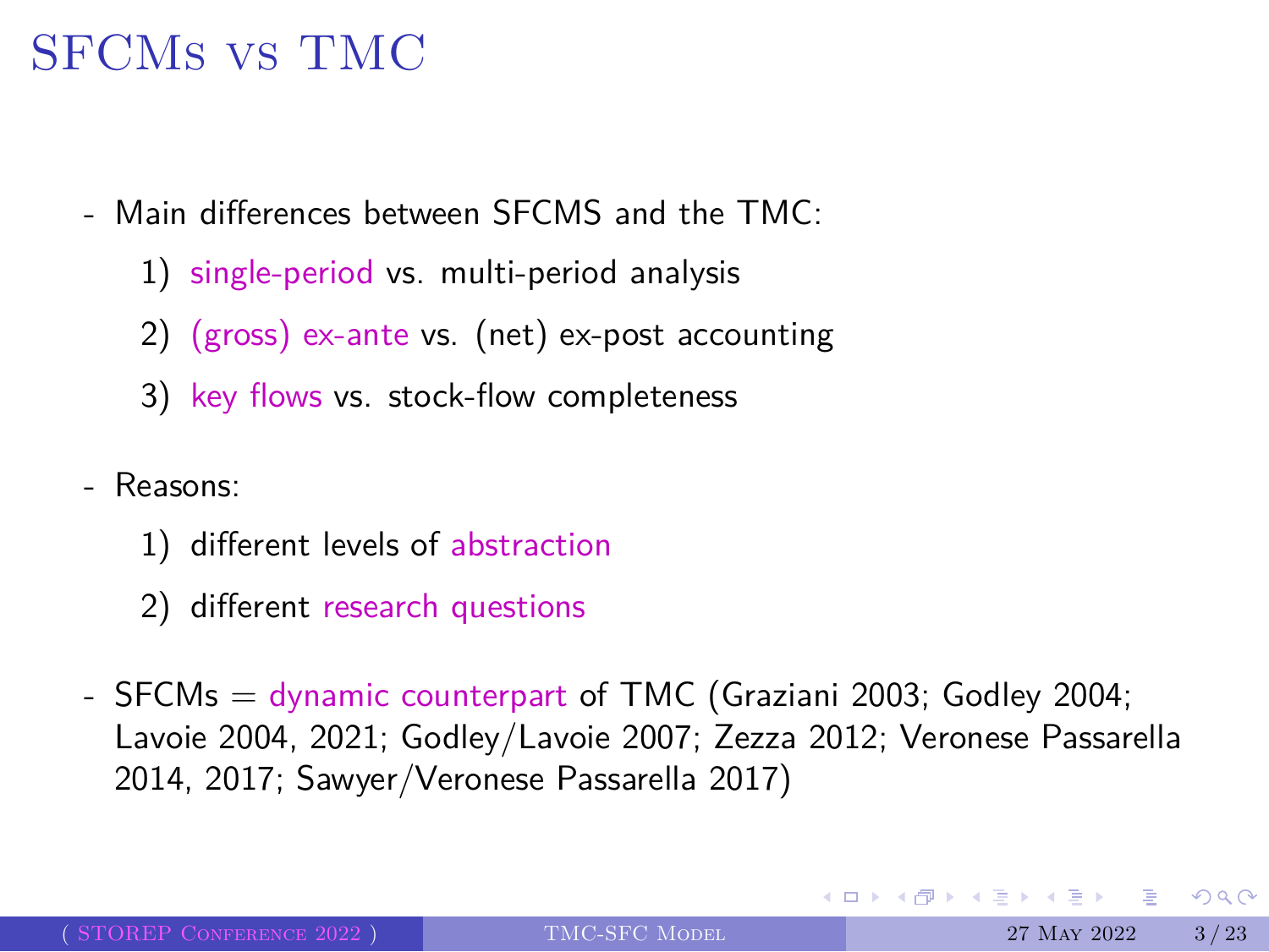# SFCMs vs TMC

- Main differences between SFCMS and the TMC:
  1) single-period vs. multi-period analysis
  2) (gross) ex-ante vs. (net) ex-post accounting
  3) key flows vs. stock-flow completeness
- Reasons:
  1) different levels of abstraction
  2) different research questions
- SFCMs = dynamic counterpart of TMC (Graziani 2003; Godley 2004; Lavoie 2004, 2021; Godley/Lavoie 2007; Zezza 2012; Veronese Passarella 2014, 2017; Sawyer/Veronese Passarella 2017)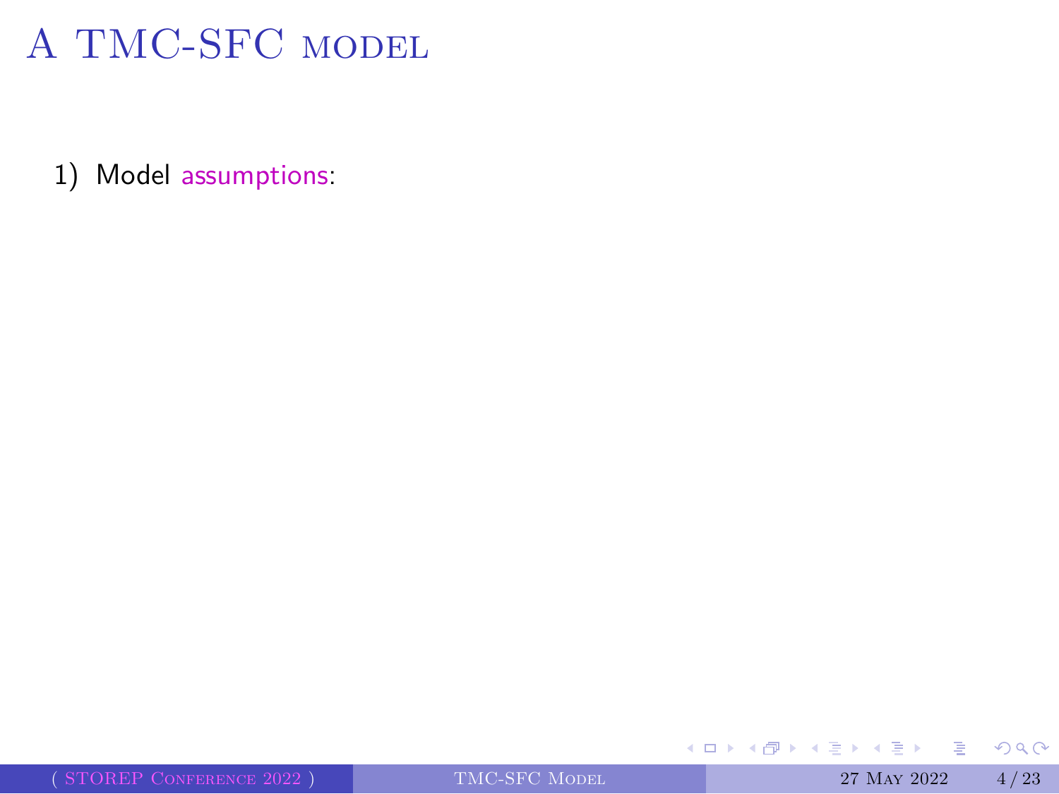# A TMC-SFC model

1) Model assumptions: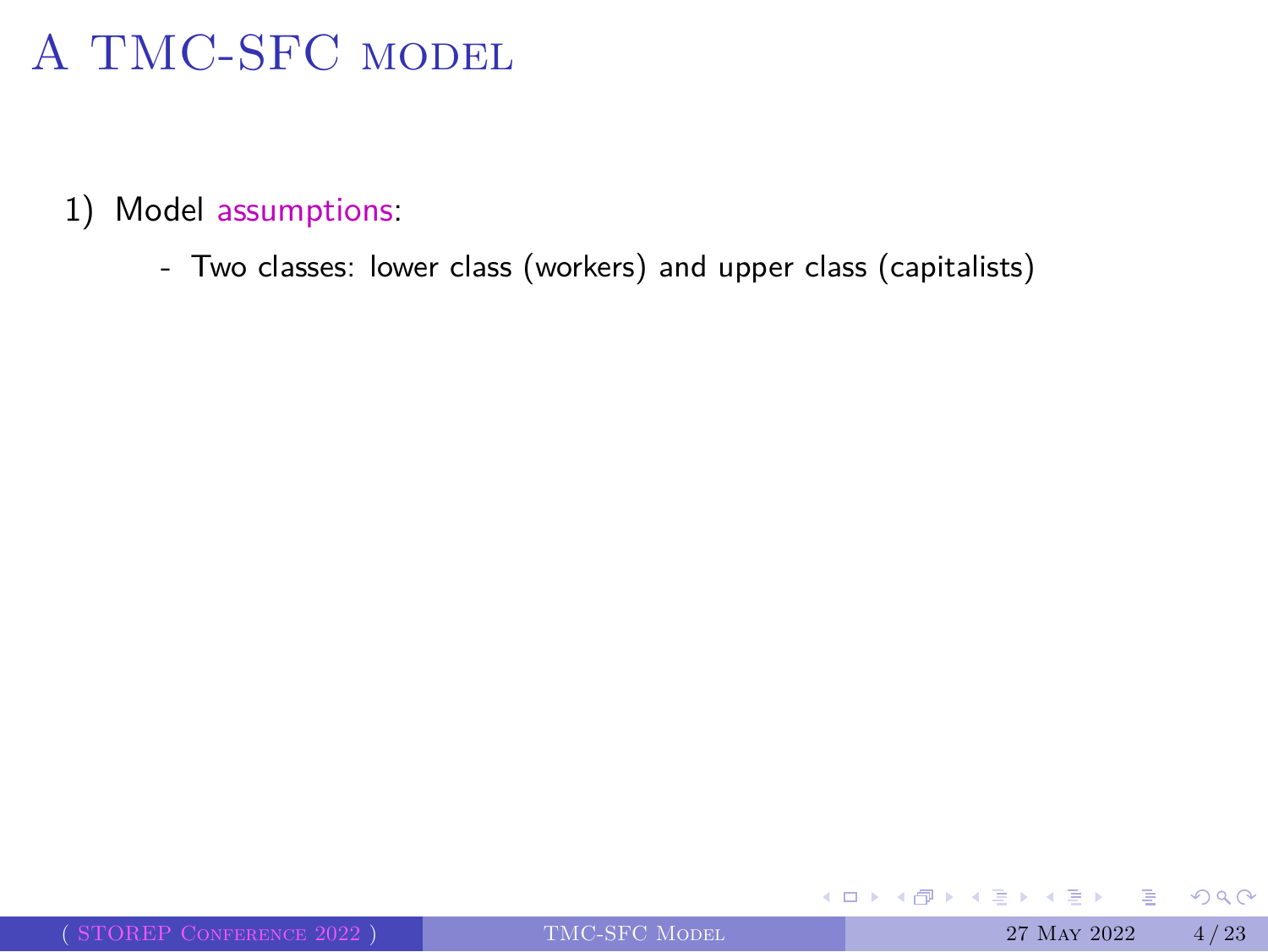# A TMC-SFC model

1) Model assumptions:

   - Two classes: lower class (workers) and upper class (capitalists)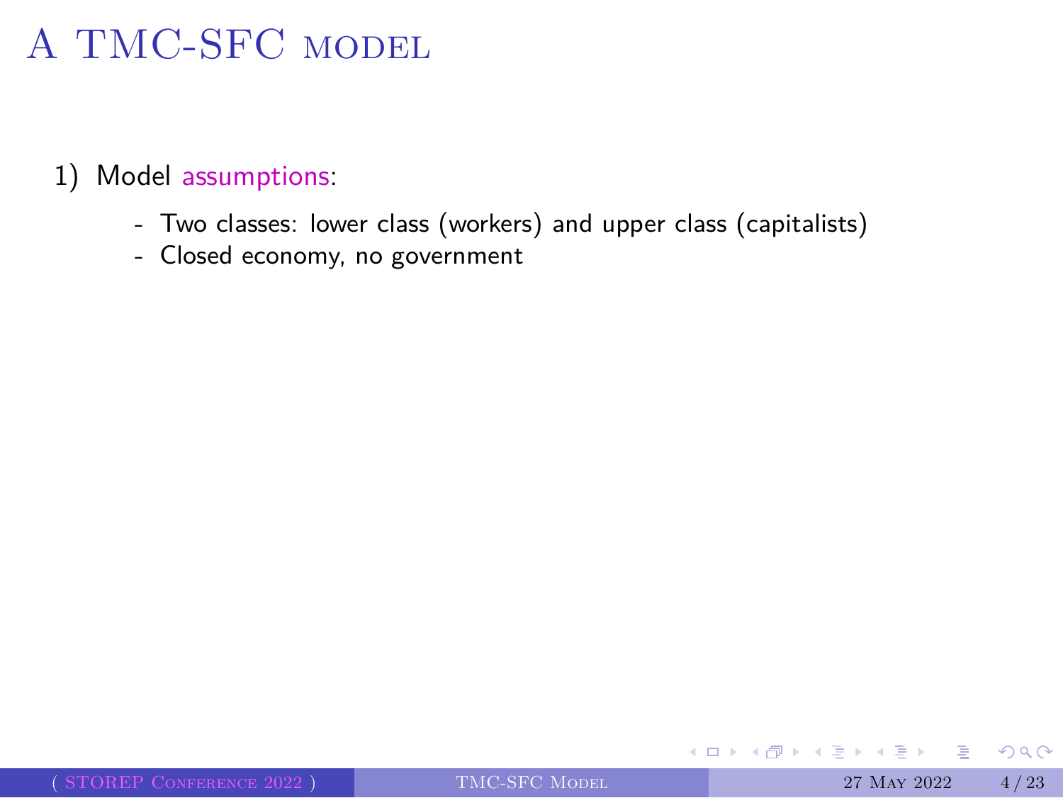# A TMC-SFC model

1) Model assumptions:

   - Two classes: lower class (workers) and upper class (capitalists)
   - Closed economy, no government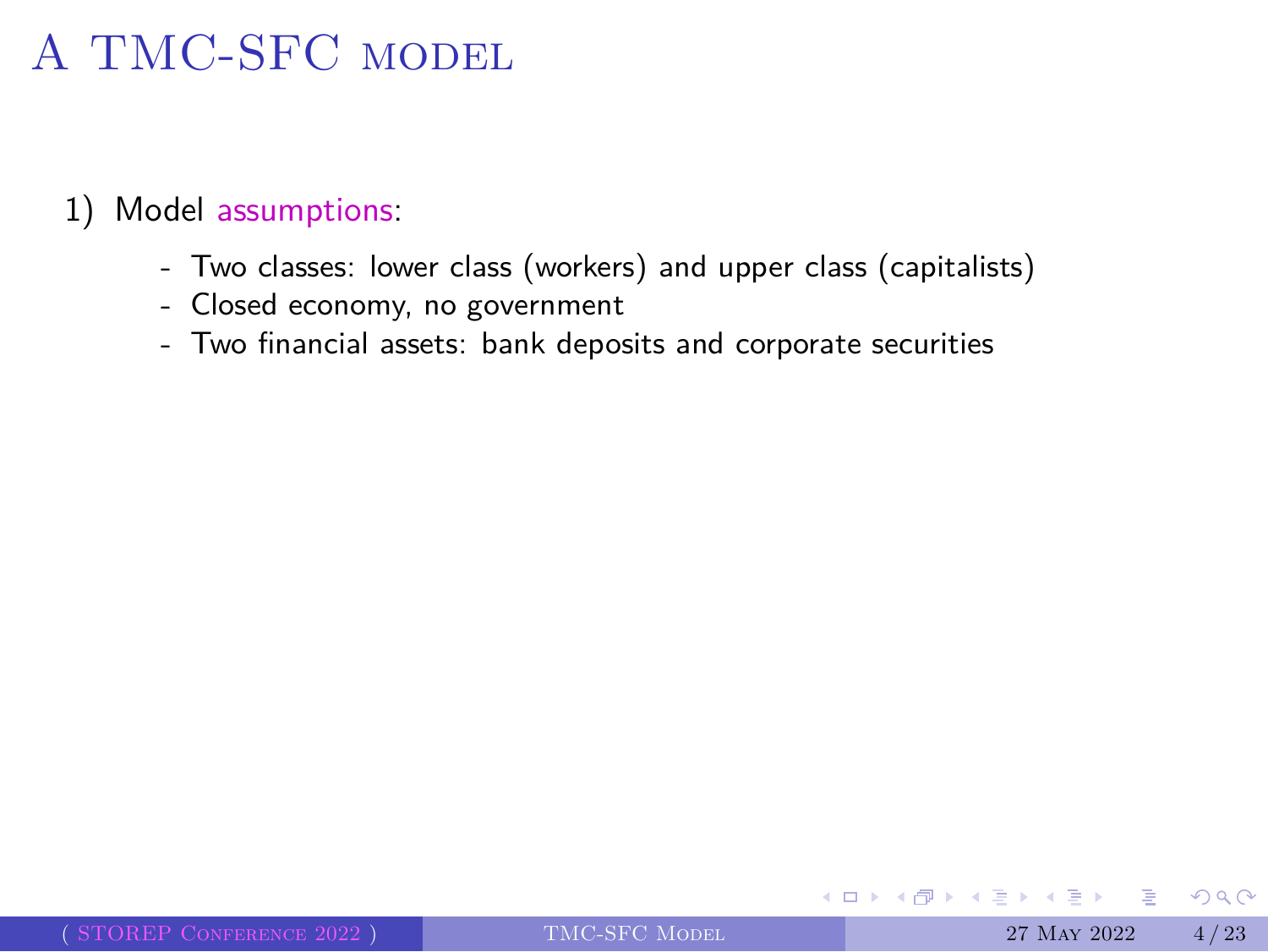# A TMC-SFC model

1) Model assumptions:

- Two classes: lower class (workers) and upper class (capitalists)
- Closed economy, no government
- Two financial assets: bank deposits and corporate securities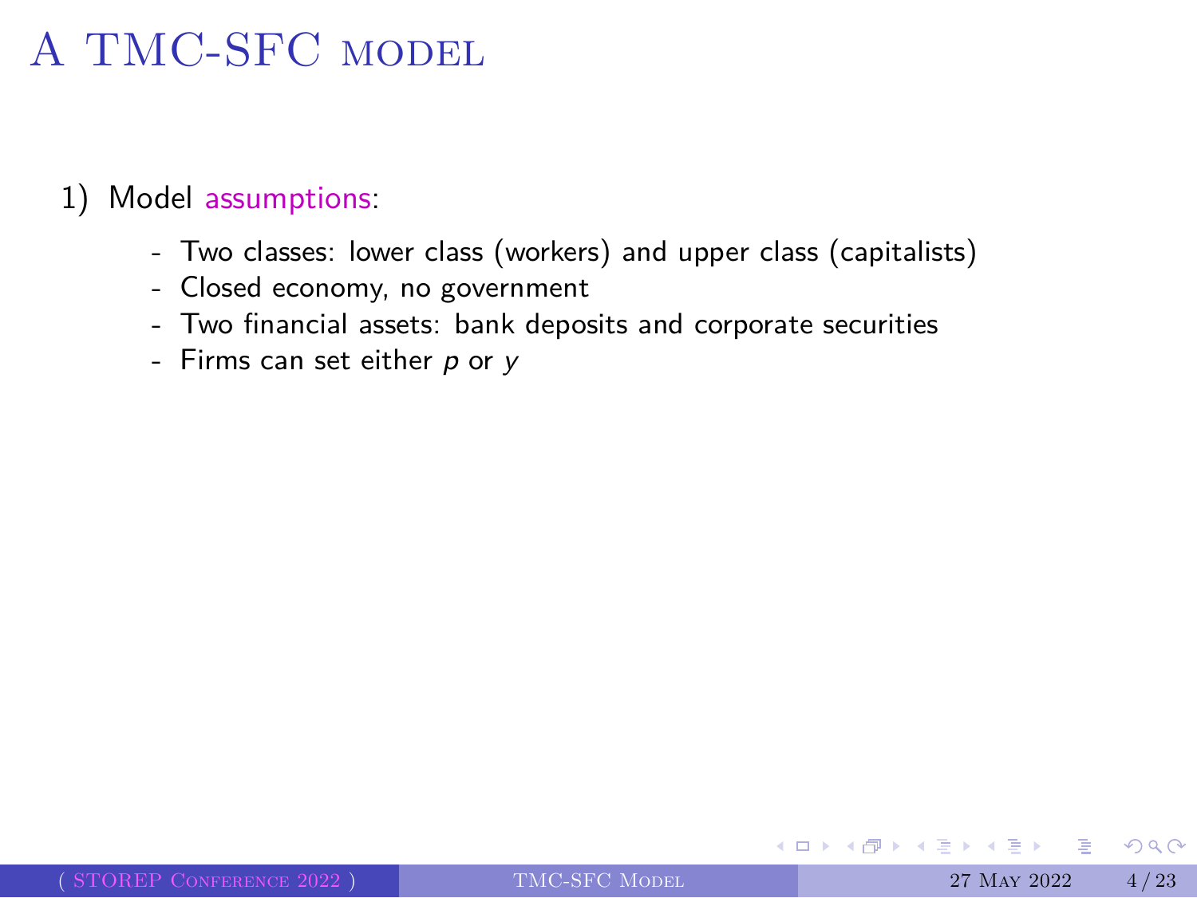# A TMC-SFC model

1) Model assumptions:

   - Two classes: lower class (workers) and upper class (capitalists)
   - Closed economy, no government
   - Two financial assets: bank deposits and corporate securities
   - Firms can set either $p$ or $y$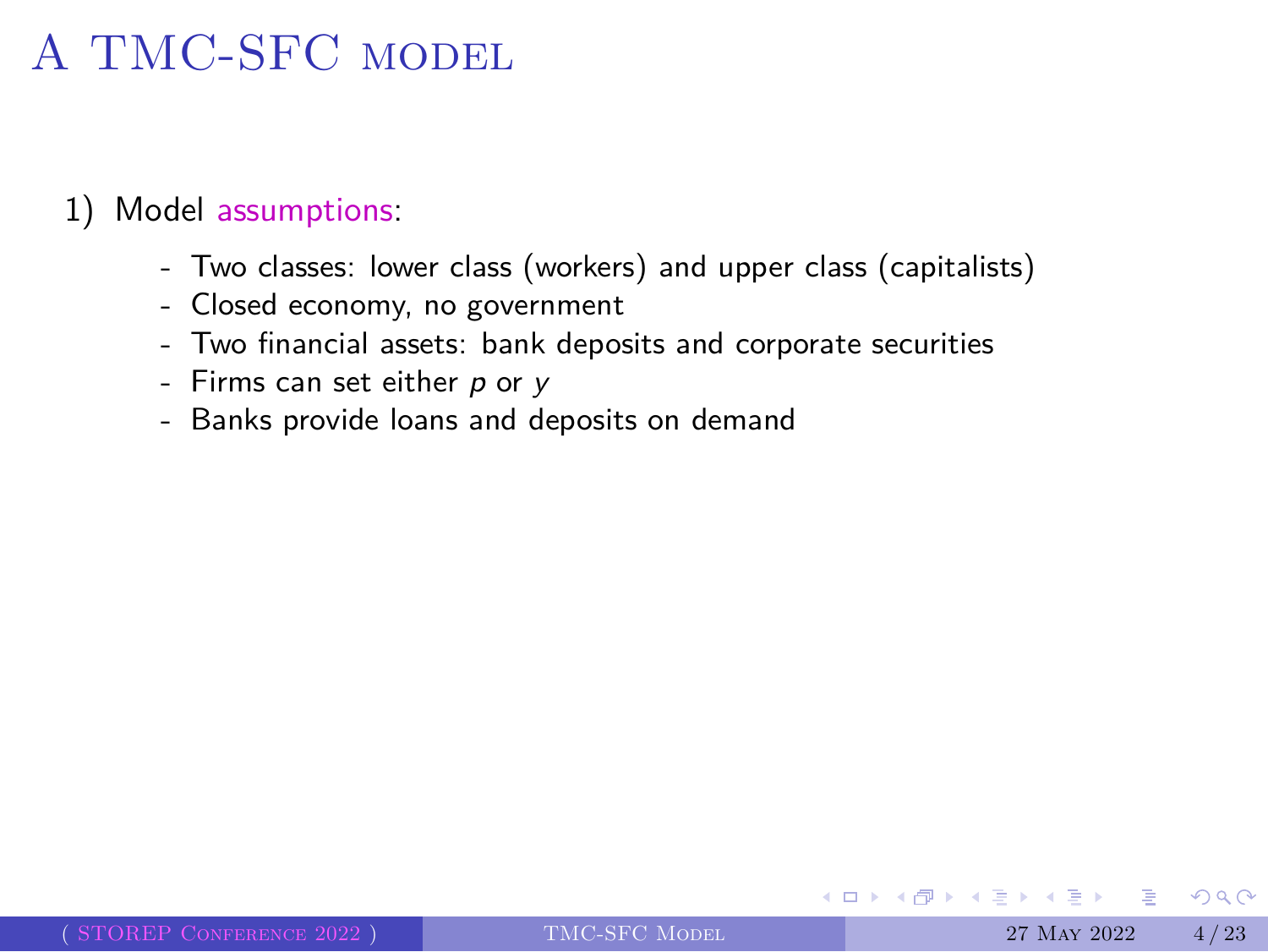# A TMC-SFC model

1) Model assumptions:

- Two classes: lower class (workers) and upper class (capitalists)
- Closed economy, no government
- Two financial assets: bank deposits and corporate securities
- Firms can set either $p$ or $y$
- Banks provide loans and deposits on demand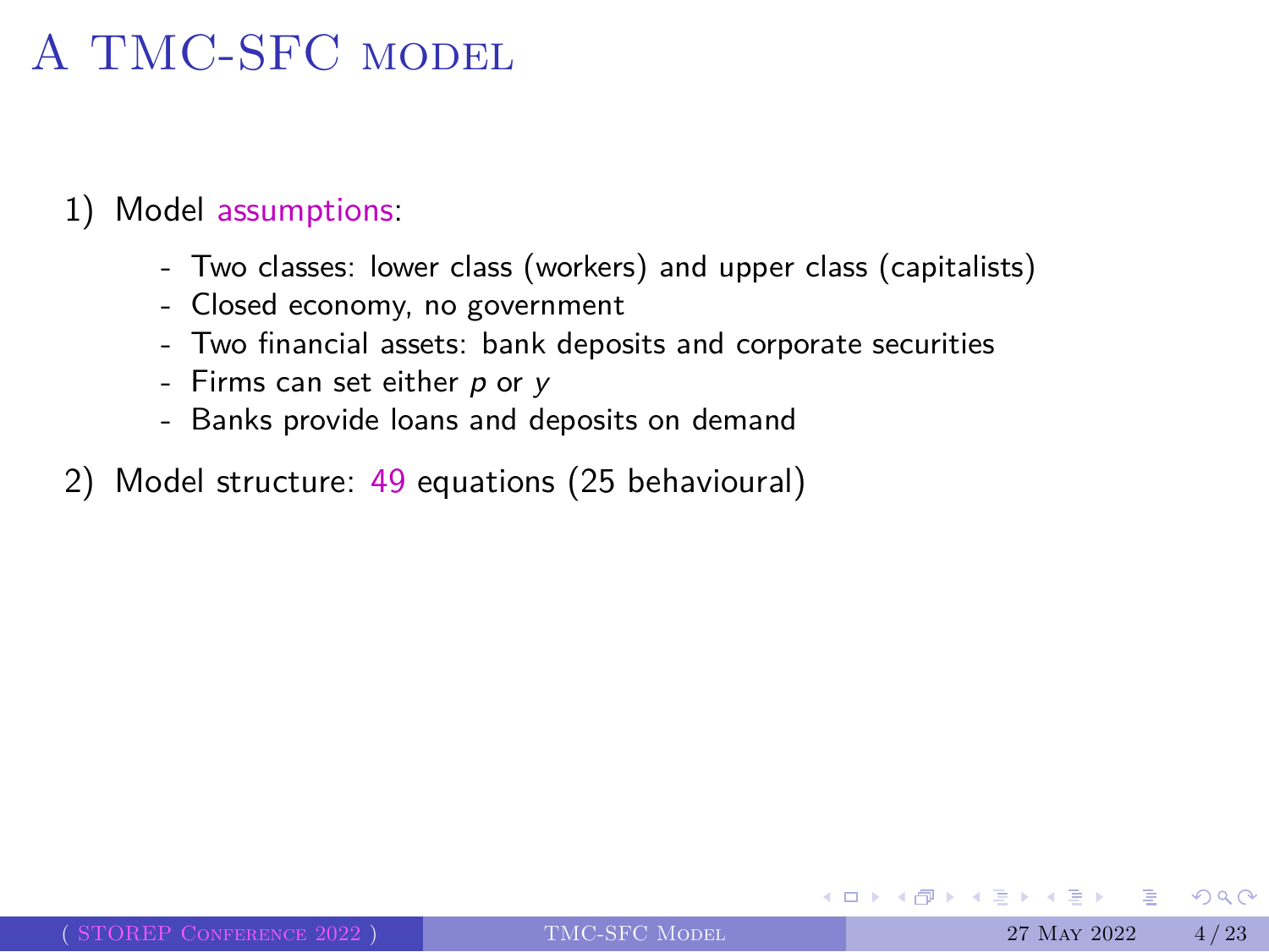# A TMC-SFC model

1) Model assumptions:

   - Two classes: lower class (workers) and upper class (capitalists)
   - Closed economy, no government
   - Two financial assets: bank deposits and corporate securities
   - Firms can set either $p$ or $y$
   - Banks provide loans and deposits on demand

2) Model structure: 49 equations (25 behavioural)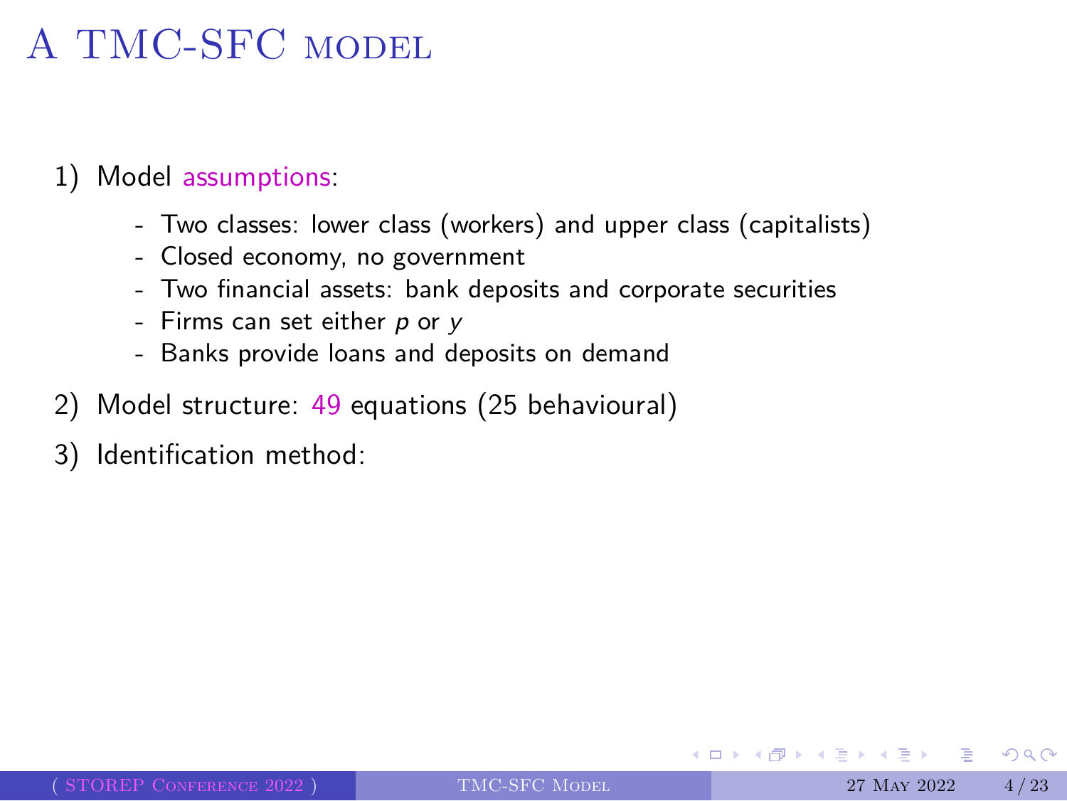# A TMC-SFC model

1) Model assumptions:

   - Two classes: lower class (workers) and upper class (capitalists)
   - Closed economy, no government
   - Two financial assets: bank deposits and corporate securities
   - Firms can set either $p$ or $y$
   - Banks provide loans and deposits on demand

2) Model structure: 49 equations (25 behavioural)

3) Identification method: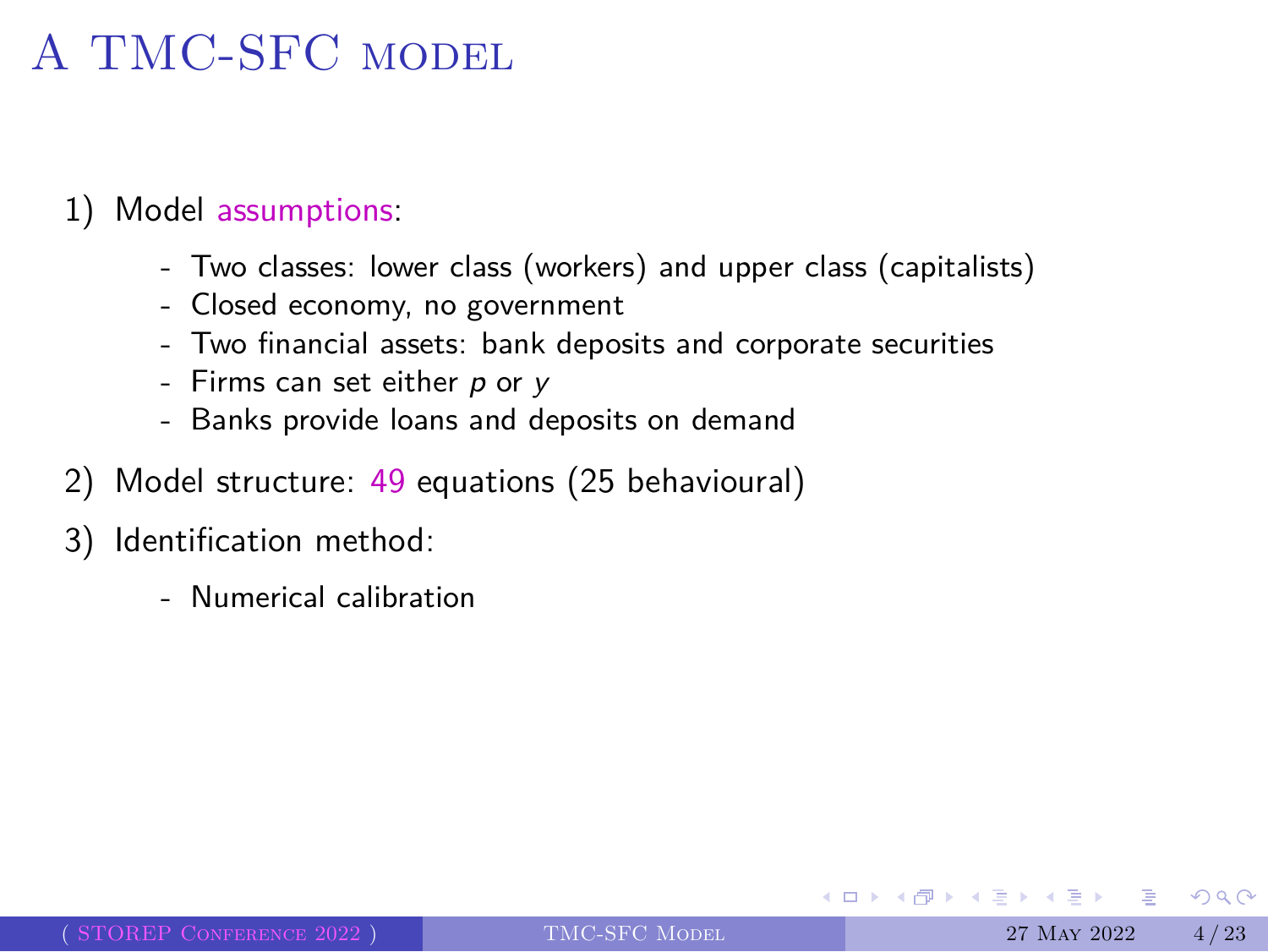# A TMC-SFC model

1) Model assumptions:

   - Two classes: lower class (workers) and upper class (capitalists)
   - Closed economy, no government
   - Two financial assets: bank deposits and corporate securities
   - Firms can set either $p$ or $y$
   - Banks provide loans and deposits on demand

2) Model structure: 49 equations (25 behavioural)

3) Identification method:

   - Numerical calibration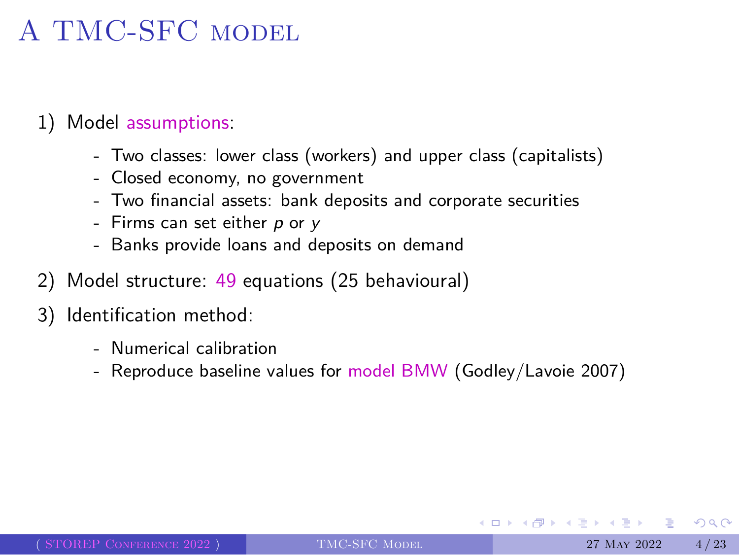# A TMC-SFC model

1) Model assumptions:

   - Two classes: lower class (workers) and upper class (capitalists)
   - Closed economy, no government
   - Two financial assets: bank deposits and corporate securities
   - Firms can set either $p$ or $y$
   - Banks provide loans and deposits on demand

2) Model structure: 49 equations (25 behavioural)

3) Identification method:

   - Numerical calibration
   - Reproduce baseline values for model BMW (Godley/Lavoie 2007)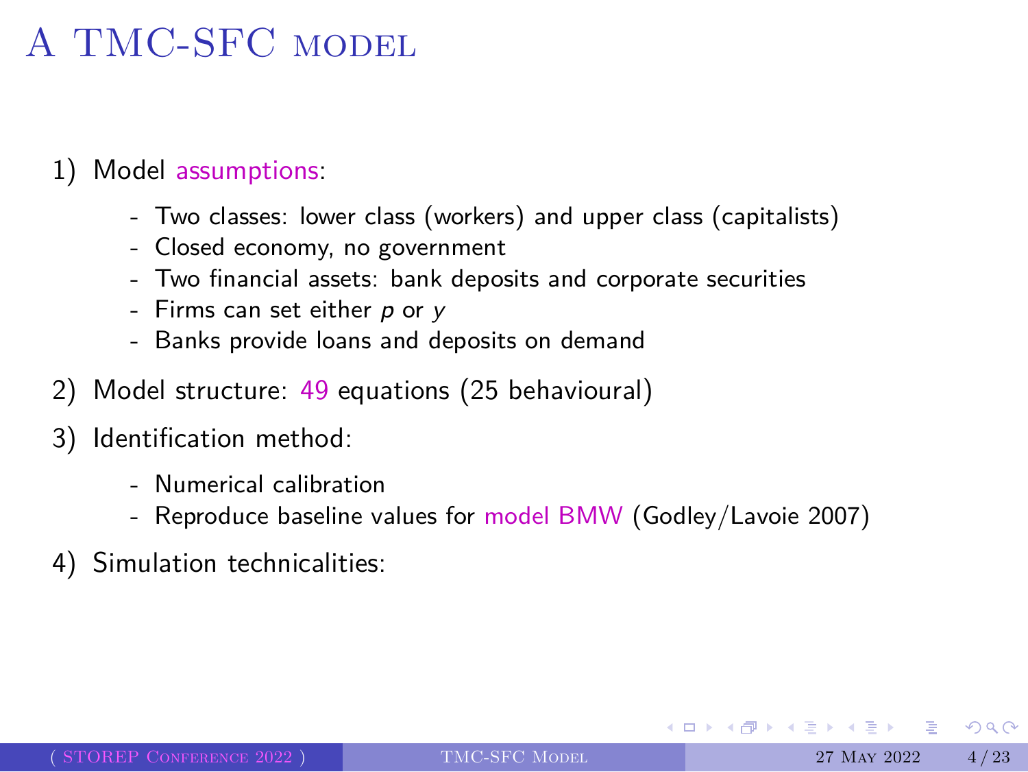# A TMC-SFC model

1) Model assumptions:
   - Two classes: lower class (workers) and upper class (capitalists)
   - Closed economy, no government
   - Two financial assets: bank deposits and corporate securities
   - Firms can set either $p$ or $y$
   - Banks provide loans and deposits on demand
2) Model structure: 49 equations (25 behavioural)
3) Identification method:
   - Numerical calibration
   - Reproduce baseline values for model BMW (Godley/Lavoie 2007)
4) Simulation technicalities: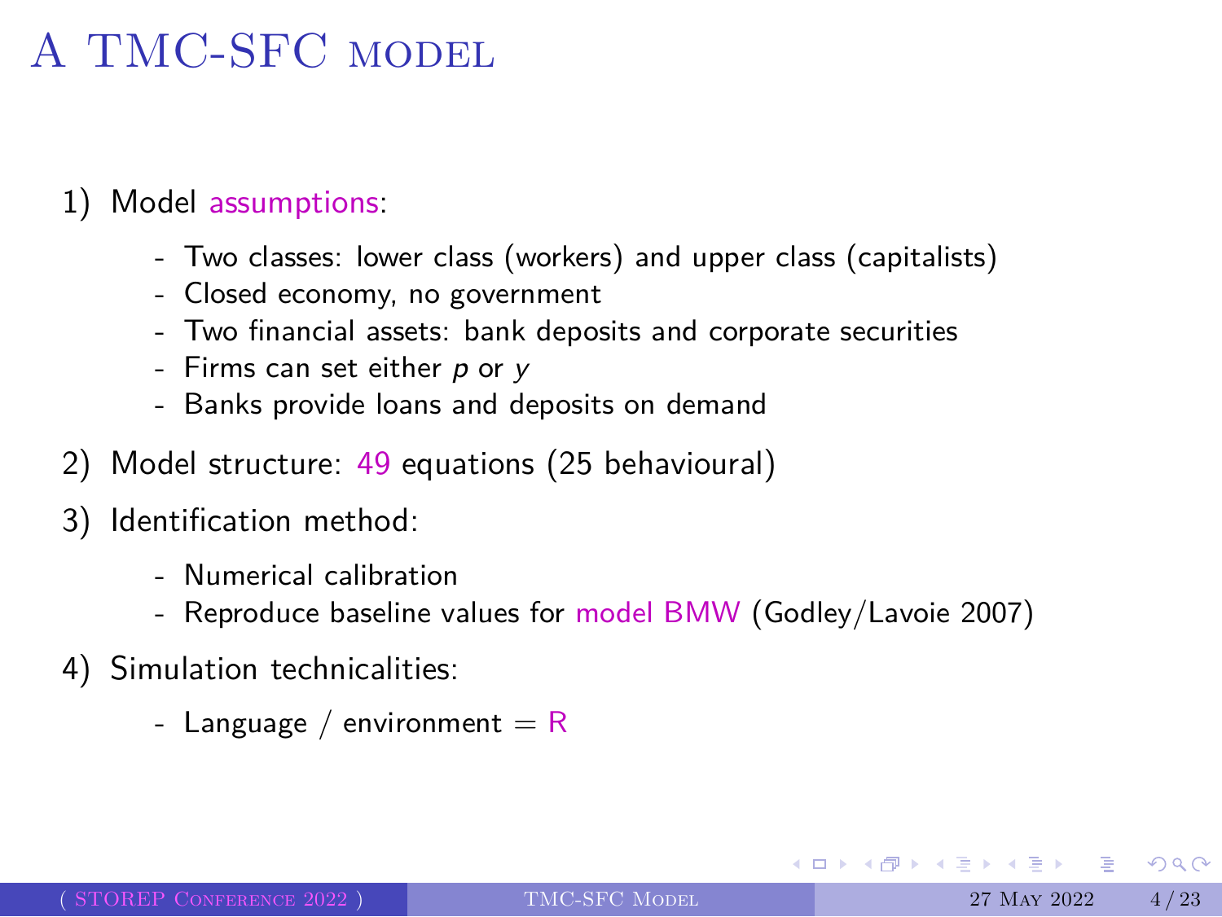# A TMC-SFC model

1) Model assumptions:

   - Two classes: lower class (workers) and upper class (capitalists)
   - Closed economy, no government
   - Two financial assets: bank deposits and corporate securities
   - Firms can set either $p$ or $y$
   - Banks provide loans and deposits on demand

2) Model structure: 49 equations (25 behavioural)

3) Identification method:

   - Numerical calibration
   - Reproduce baseline values for model BMW (Godley/Lavoie 2007)

4) Simulation technicalities:

   - Language / environment = R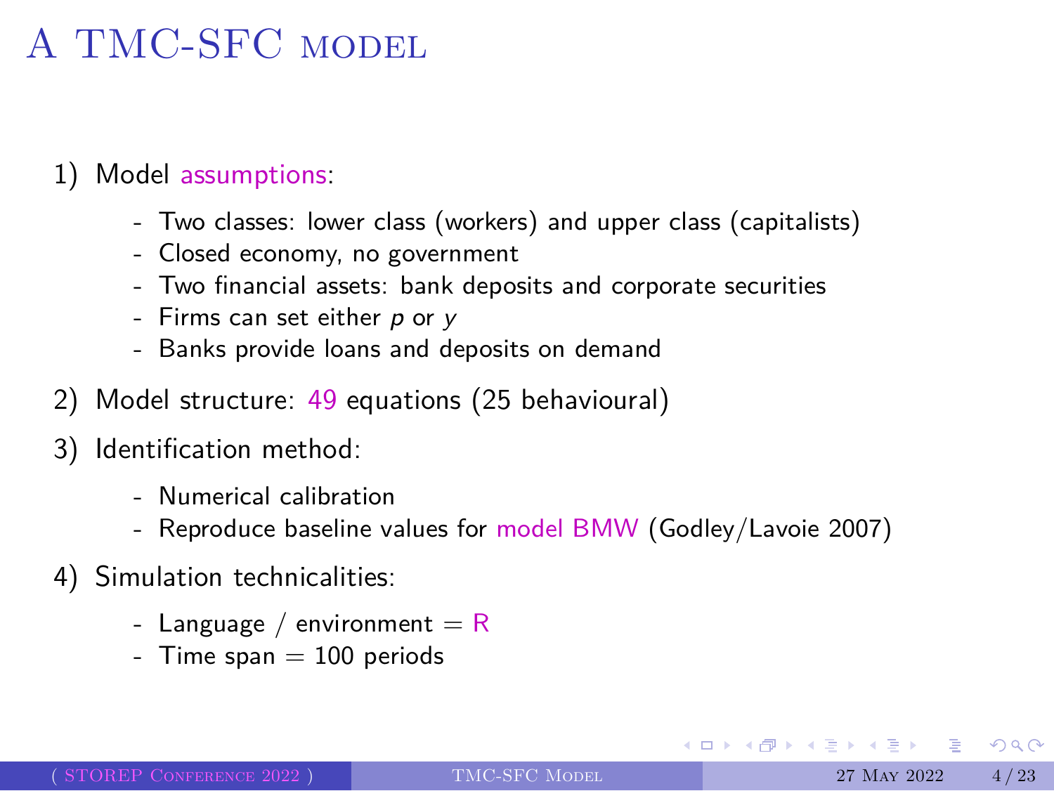# A TMC-SFC model

1) Model assumptions:
   - Two classes: lower class (workers) and upper class (capitalists)
   - Closed economy, no government
   - Two financial assets: bank deposits and corporate securities
   - Firms can set either $p$ or $y$
   - Banks provide loans and deposits on demand
2) Model structure: 49 equations (25 behavioural)
3) Identification method:
   - Numerical calibration
   - Reproduce baseline values for model BMW (Godley/Lavoie 2007)
4) Simulation technicalities:
   - Language / environment = R
   - Time span = 100 periods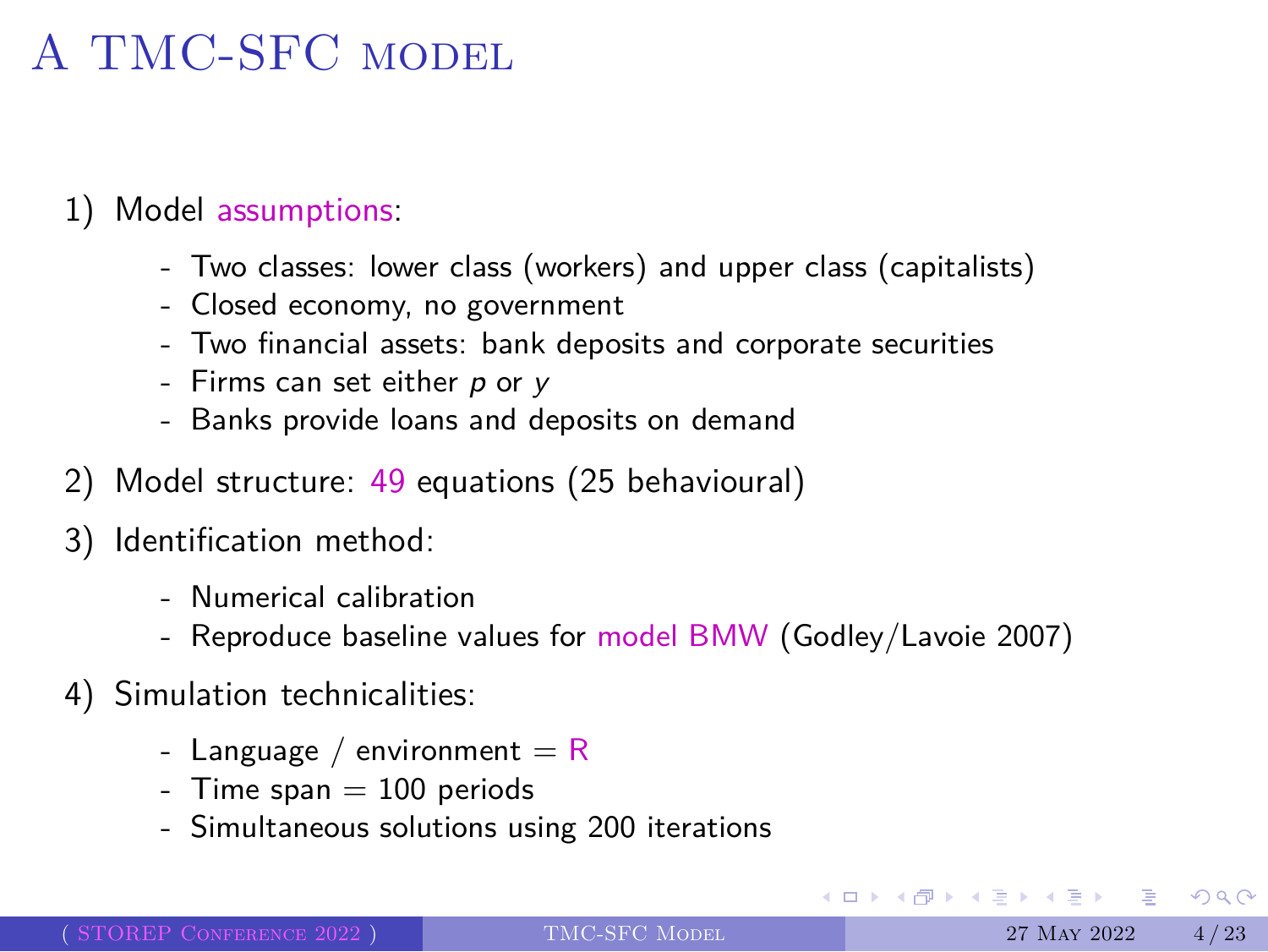# A TMC-SFC model

1) Model assumptions:

   - Two classes: lower class (workers) and upper class (capitalists)
   - Closed economy, no government
   - Two financial assets: bank deposits and corporate securities
   - Firms can set either $p$ or $y$
   - Banks provide loans and deposits on demand

2) Model structure: 49 equations (25 behavioural)

3) Identification method:

   - Numerical calibration
   - Reproduce baseline values for model BMW (Godley/Lavoie 2007)

4) Simulation technicalities:

   - Language / environment = R
   - Time span = 100 periods
   - Simultaneous solutions using 200 iterations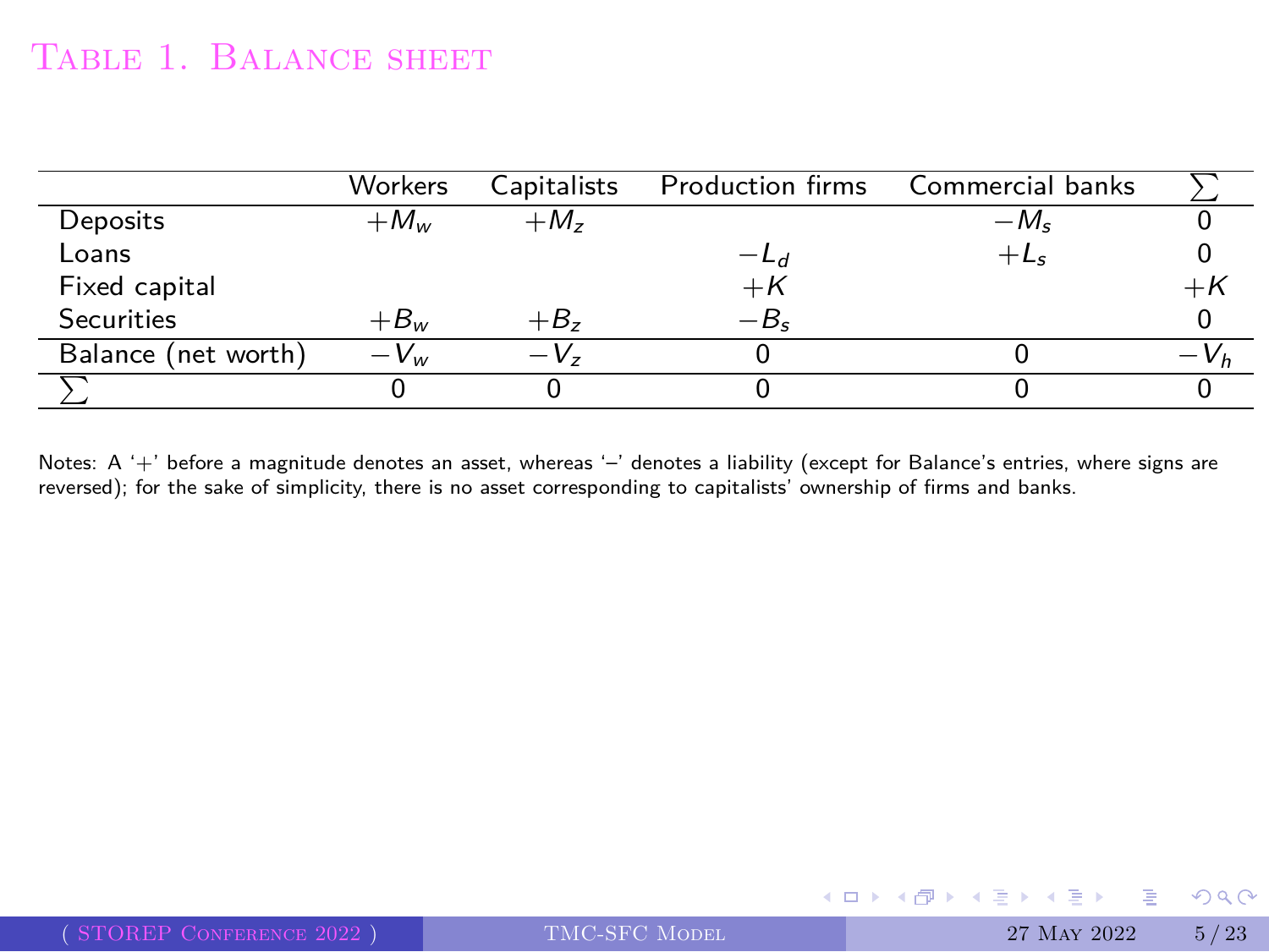# Table 1. Balance sheet

| | Workers | Capitalists | Production firms | Commercial banks | $\sum$ |
|---|---|---|---|---|---|
| Deposits | $+M_w$ | $+M_z$ | | $-M_s$ | 0 |
| Loans | | | $-L_d$ | $+L_s$ | 0 |
| Fixed capital | | | $+K$ | | $+K$ |
| Securities | $+B_w$ | $+B_z$ | $-B_s$ | | 0 |
| Balance (net worth) | $-V_w$ | $-V_z$ | 0 | 0 | $-V_h$ |
| $\sum$ | 0 | 0 | 0 | 0 | 0 |

Notes: A '+' before a magnitude denotes an asset, whereas '–' denotes a liability (except for Balance's entries, where signs are reversed); for the sake of simplicity, there is no asset corresponding to capitalists' ownership of firms and banks.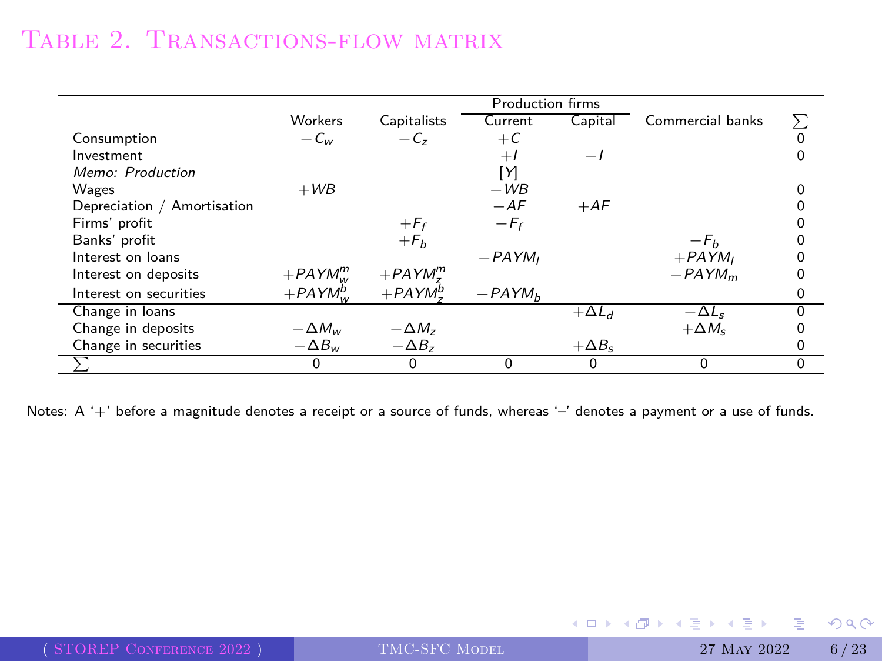# Table 2. Transactions-flow matrix

| | Workers | Capitalists | Production firms: Current | Production firms: Capital | Commercial banks | $\sum$ |
|---|---|---|---|---|---|---|
| Consumption | $-C_w$ | $-C_z$ | $+C$ | | | 0 |
| Investment | | | $+I$ | $-I$ | | 0 |
| *Memo: Production* | | | $[Y]$ | | | |
| Wages | $+WB$ | | $-WB$ | | | 0 |
| Depreciation / Amortisation | | | $-AF$ | $+AF$ | | 0 |
| Firms' profit | | $+F_f$ | $-F_f$ | | | 0 |
| Banks' profit | | $+F_b$ | | | $-F_b$ | 0 |
| Interest on loans | | | $-PAYM_l$ | | $+PAYM_l$ | 0 |
| Interest on deposits | $+PAYM_w^m$ | $+PAYM_z^m$ | | | $-PAYM_m$ | 0 |
| Interest on securities | $+PAYM_w^b$ | $+PAYM_z^b$ | $-PAYM_b$ | | | 0 |
| Change in loans | | | | $+\Delta L_d$ | $-\Delta L_s$ | 0 |
| Change in deposits | $-\Delta M_w$ | $-\Delta M_z$ | | | $+\Delta M_s$ | 0 |
| Change in securities | $-\Delta B_w$ | $-\Delta B_z$ | | $+\Delta B_s$ | | 0 |
| $\sum$ | 0 | 0 | 0 | 0 | 0 | 0 |

Notes: A '+' before a magnitude denotes a receipt or a source of funds, whereas '–' denotes a payment or a use of funds.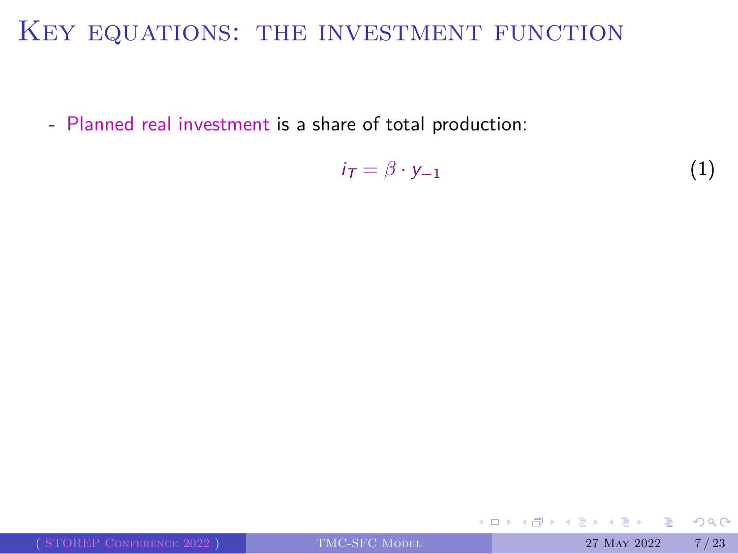# Key equations: the investment function

- Planned real investment is a share of total production:

$$i_T = \beta \cdot y_{-1} \tag{1}$$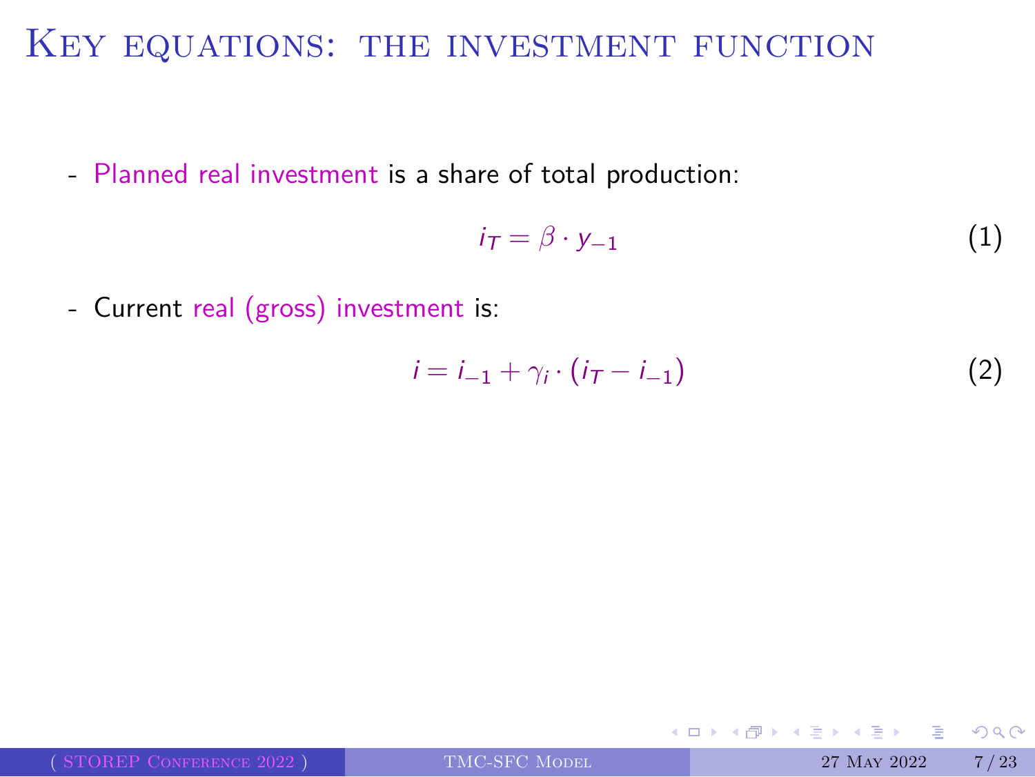# Key equations: the investment function

- Planned real investment is a share of total production:

$$i_T = \beta \cdot y_{-1} \tag{1}$$

- Current real (gross) investment is:

$$i = i_{-1} + \gamma_i \cdot (i_T - i_{-1}) \tag{2}$$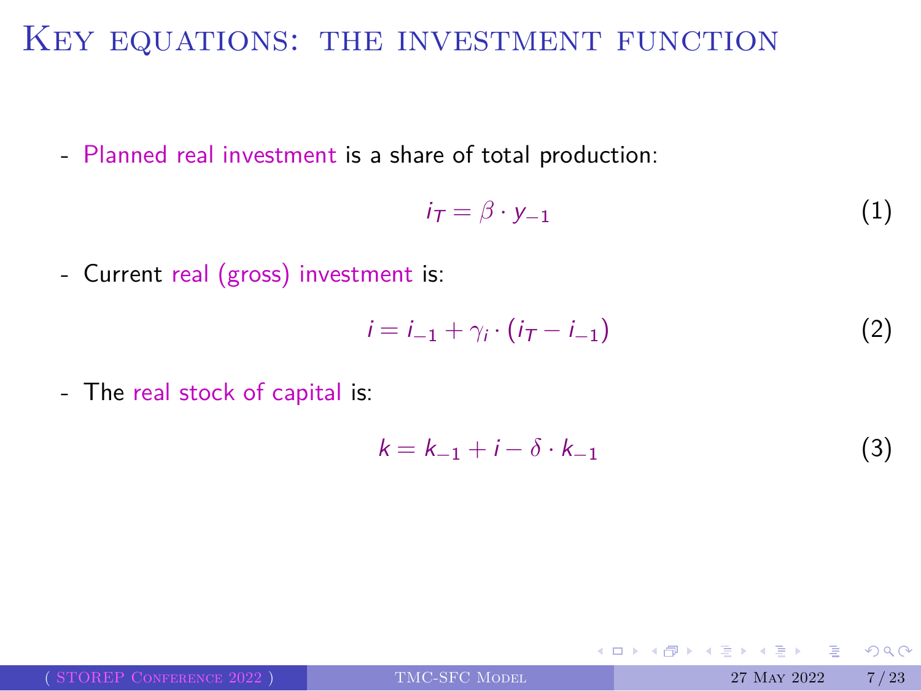# Key equations: the investment function

- Planned real investment is a share of total production:

$$i_T = \beta \cdot y_{-1} \tag{1}$$

- Current real (gross) investment is:

$$i = i_{-1} + \gamma_i \cdot (i_T - i_{-1}) \tag{2}$$

- The real stock of capital is:

$$k = k_{-1} + i - \delta \cdot k_{-1} \tag{3}$$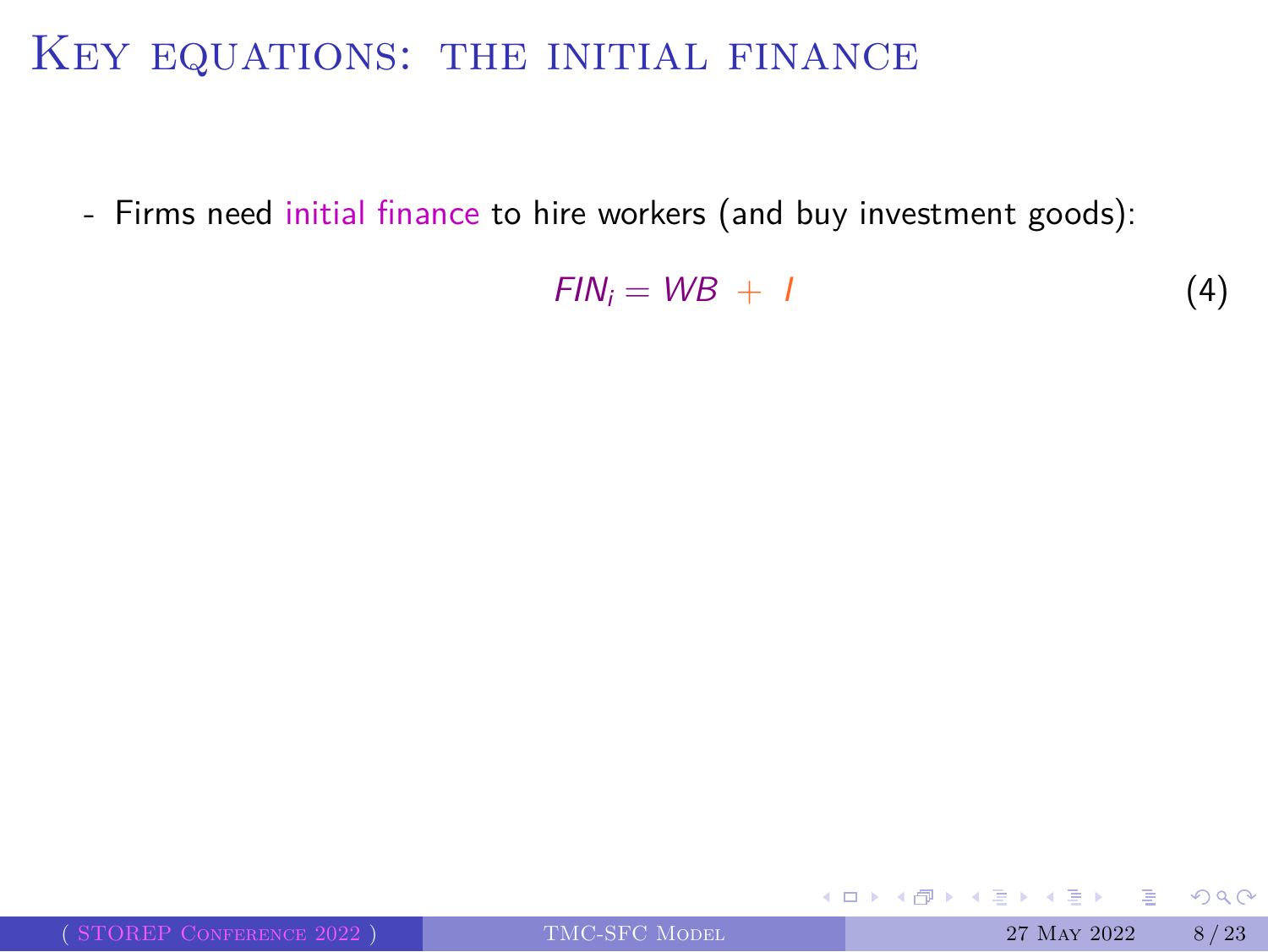# Key equations: the initial finance

- Firms need initial finance to hire workers (and buy investment goods):

$$FIN_i = WB + I \tag{4}$$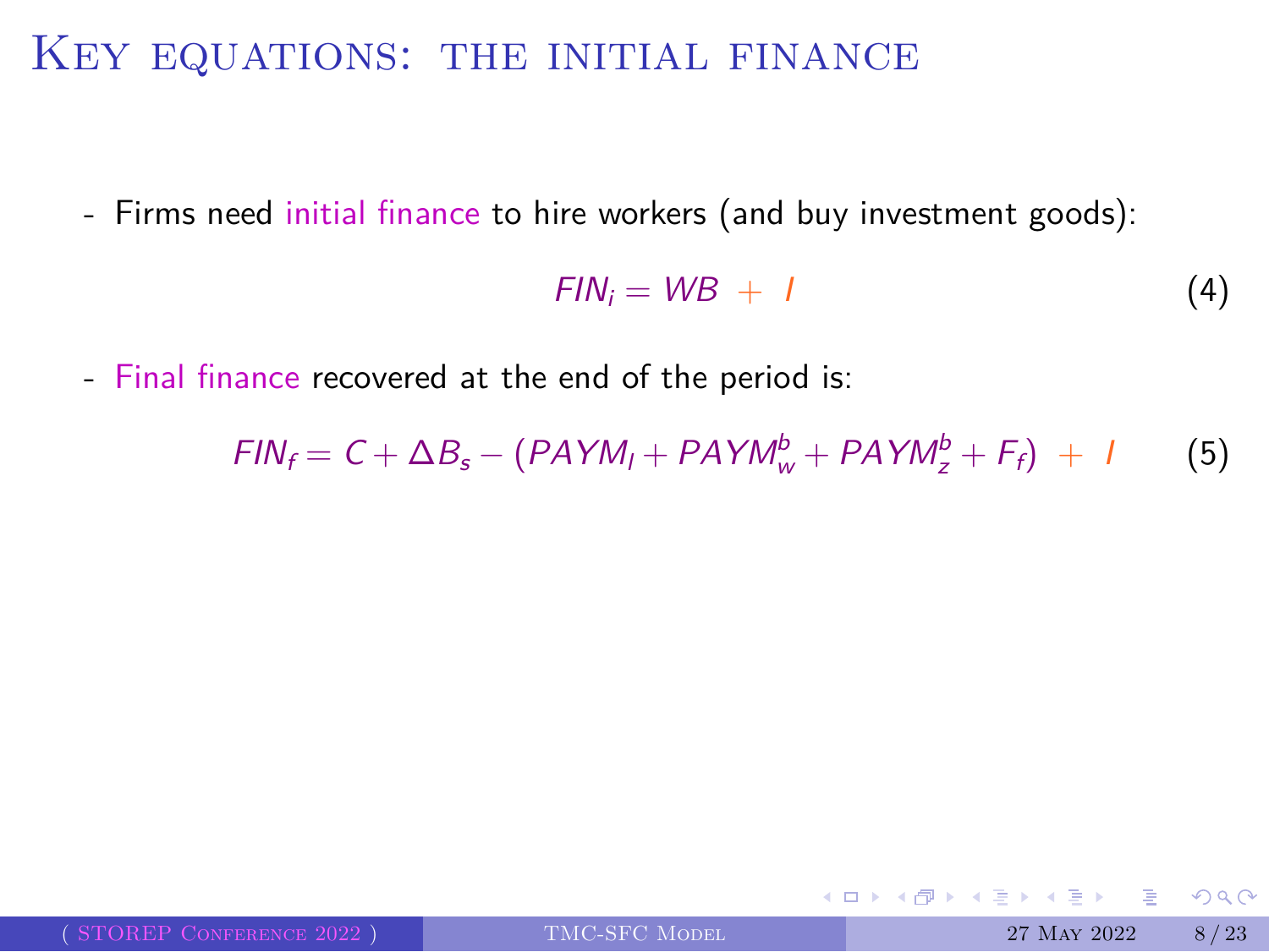# Key equations: the initial finance

- Firms need initial finance to hire workers (and buy investment goods):

$$FIN_i = WB + I \tag{4}$$

- Final finance recovered at the end of the period is:

$$FIN_f = C + \Delta B_s - (PAYM_l + PAYM_w^b + PAYM_z^b + F_f) + I \tag{5}$$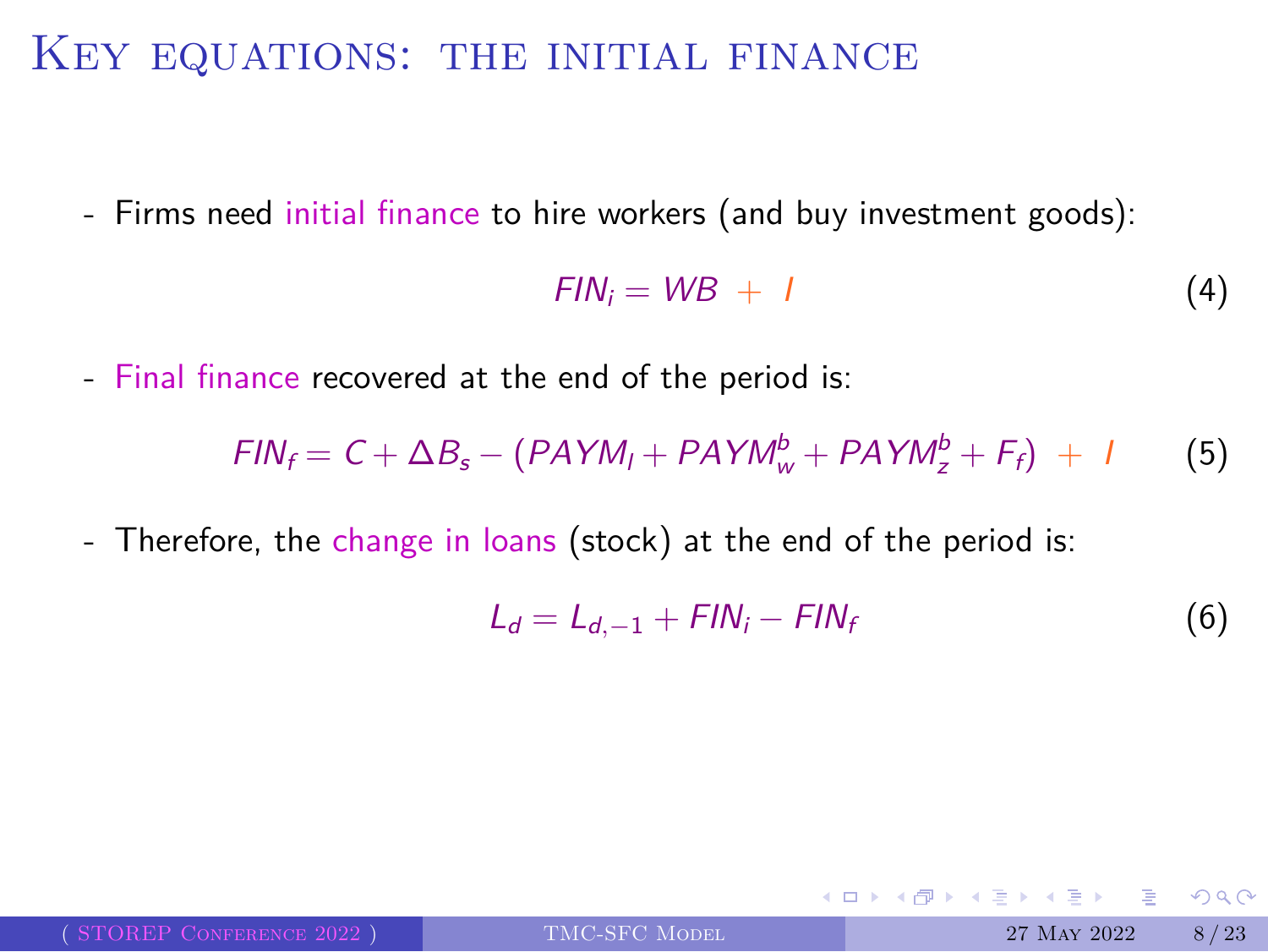# Key equations: the initial finance

- Firms need initial finance to hire workers (and buy investment goods):

$$FIN_i = WB + I \tag{4}$$

- Final finance recovered at the end of the period is:

$$FIN_f = C + \Delta B_s - (PAYM_l + PAYM_w^b + PAYM_z^b + F_f) + I \tag{5}$$

- Therefore, the change in loans (stock) at the end of the period is:

$$L_d = L_{d,-1} + FIN_i - FIN_f \tag{6}$$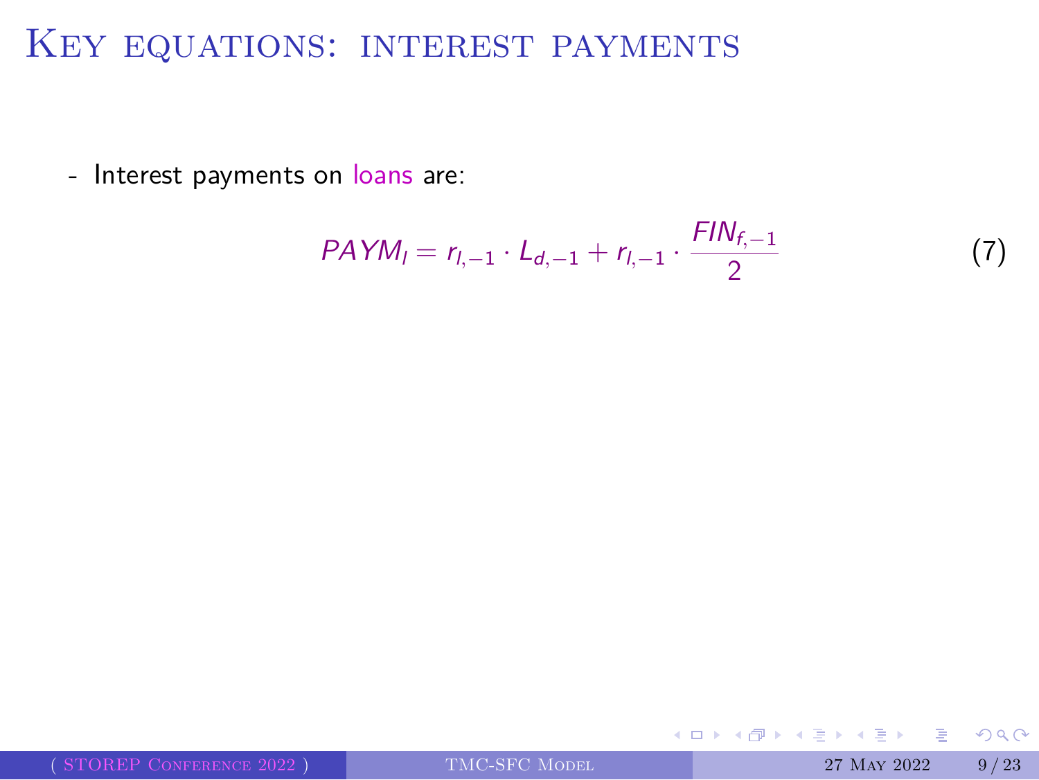# Key equations: interest payments

- Interest payments on loans are:

$$PAYM_l = r_{l,-1} \cdot L_{d,-1} + r_{l,-1} \cdot \frac{FIN_{f,-1}}{2} \quad (7)$$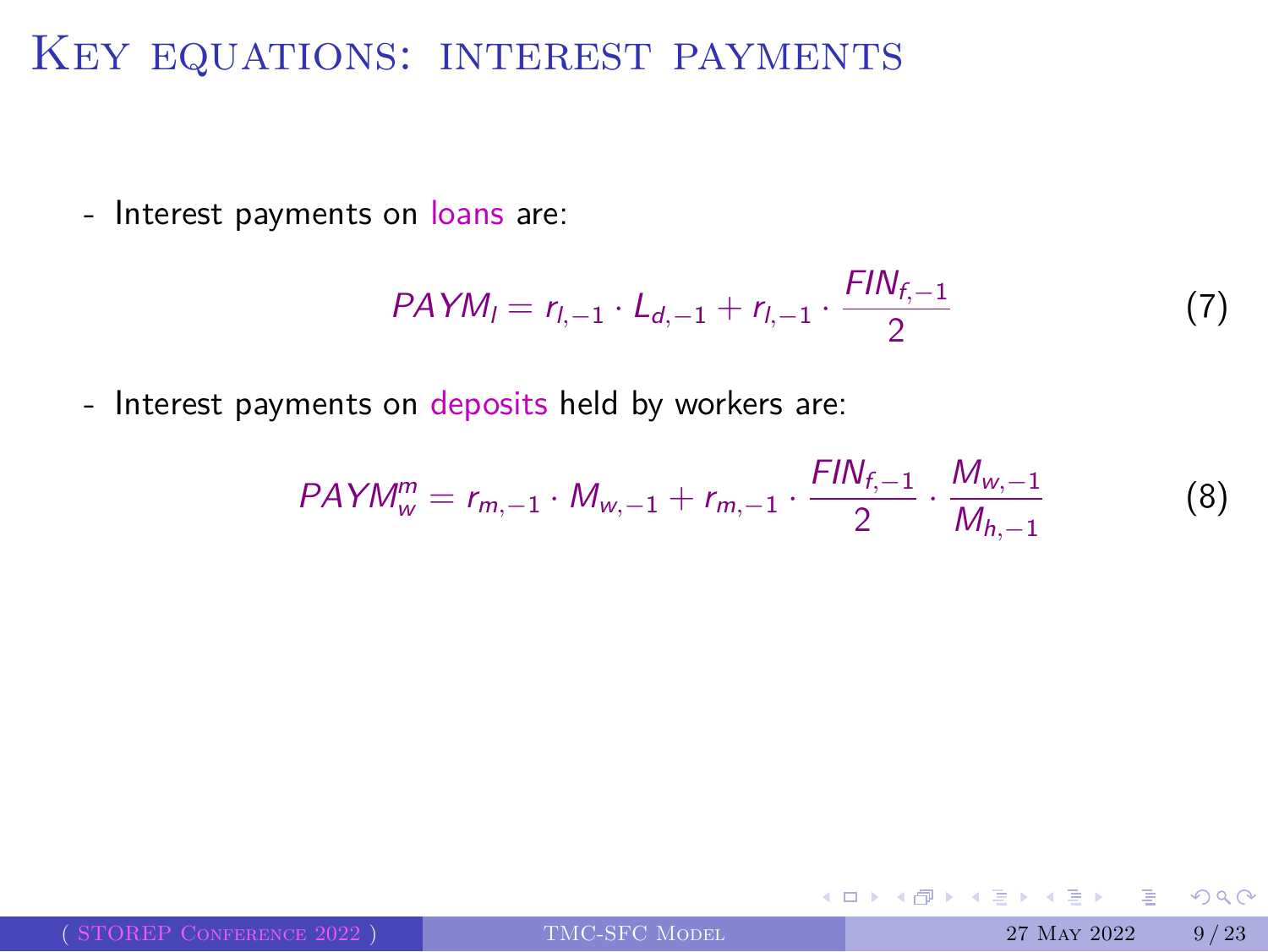# Key equations: interest payments

- Interest payments on loans are:

$$PAYM_l = r_{l,-1} \cdot L_{d,-1} + r_{l,-1} \cdot \frac{FIN_{f,-1}}{2} \tag{7}$$

- Interest payments on deposits held by workers are:

$$PAYM_w^m = r_{m,-1} \cdot M_{w,-1} + r_{m,-1} \cdot \frac{FIN_{f,-1}}{2} \cdot \frac{M_{w,-1}}{M_{h,-1}} \tag{8}$$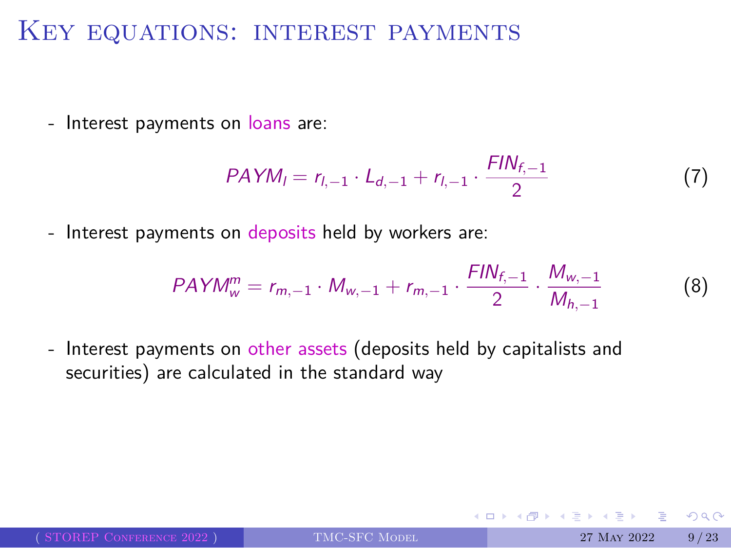# Key equations: interest payments

- Interest payments on loans are:

$$PAYM_l = r_{l,-1} \cdot L_{d,-1} + r_{l,-1} \cdot \frac{FIN_{f,-1}}{2} \tag{7}$$

- Interest payments on deposits held by workers are:

$$PAYM_w^m = r_{m,-1} \cdot M_{w,-1} + r_{m,-1} \cdot \frac{FIN_{f,-1}}{2} \cdot \frac{M_{w,-1}}{M_{h,-1}} \tag{8}$$

- Interest payments on other assets (deposits held by capitalists and securities) are calculated in the standard way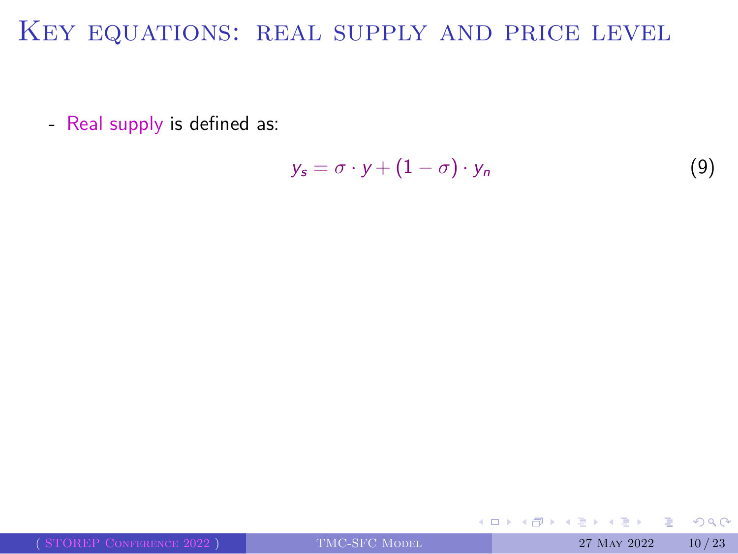# Key equations: real supply and price level

- Real supply is defined as:

$$y_s = \sigma \cdot y + (1 - \sigma) \cdot y_n \tag{9}$$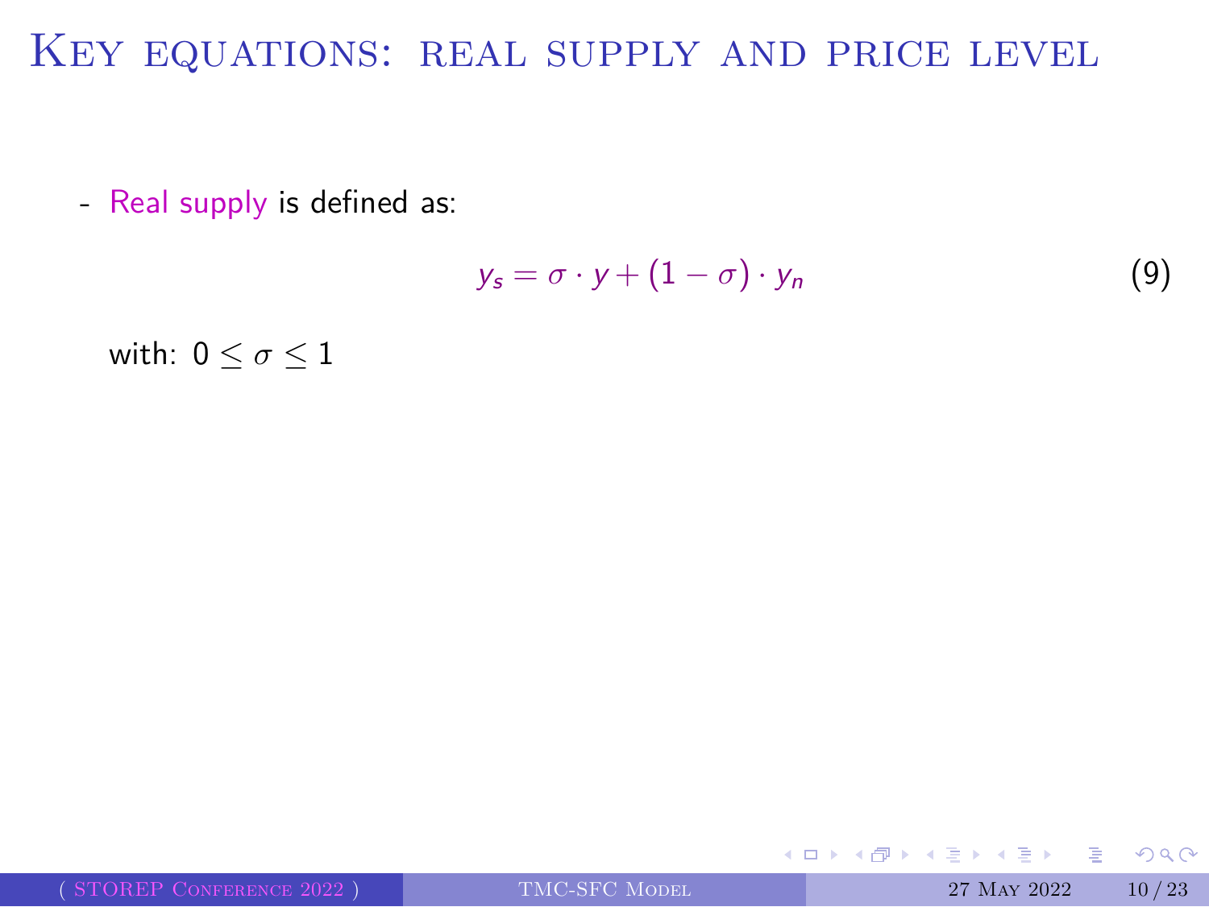# Key equations: real supply and price level

- Real supply is defined as:

$$y_s = \sigma \cdot y + (1 - \sigma) \cdot y_n \tag{9}$$

with: $0 \leq \sigma \leq 1$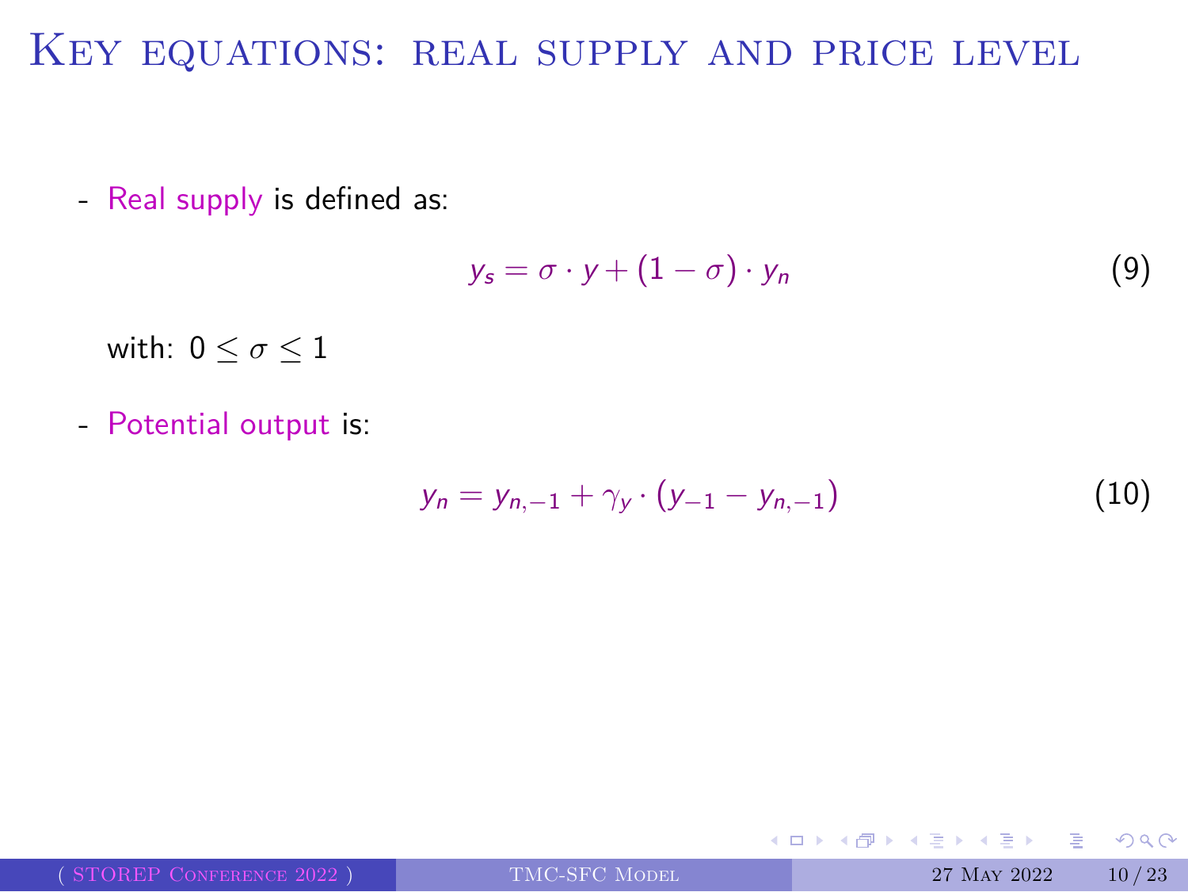# Key equations: real supply and price level

- Real supply is defined as:

$$y_s = \sigma \cdot y + (1 - \sigma) \cdot y_n \tag{9}$$

with: $0 \leq \sigma \leq 1$

- Potential output is:

$$y_n = y_{n,-1} + \gamma_y \cdot (y_{-1} - y_{n,-1}) \tag{10}$$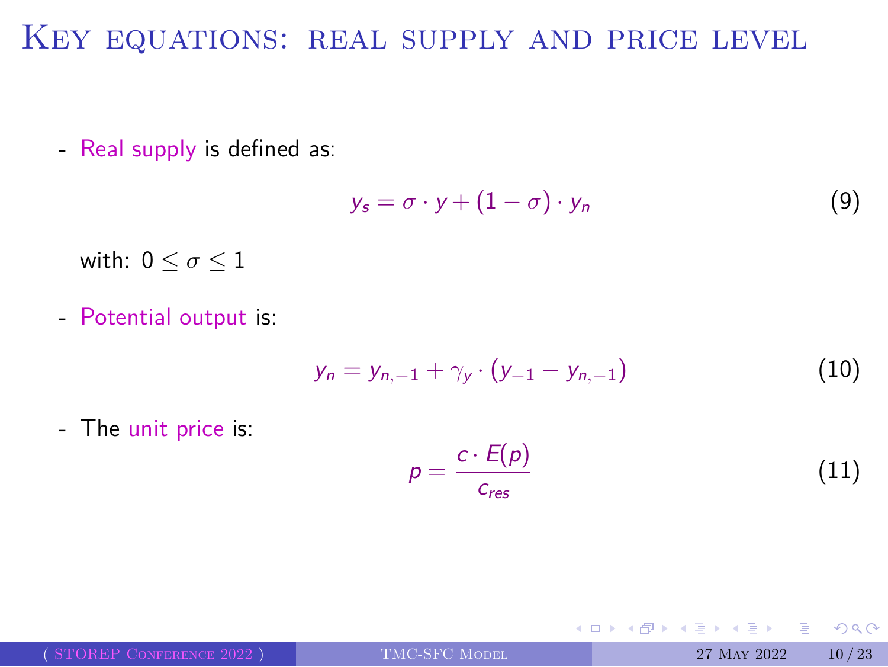# Key equations: real supply and price level

- Real supply is defined as:

$$y_s = \sigma \cdot y + (1 - \sigma) \cdot y_n \tag{9}$$

with: $0 \leq \sigma \leq 1$

- Potential output is:

$$y_n = y_{n,-1} + \gamma_y \cdot (y_{-1} - y_{n,-1}) \tag{10}$$

- The unit price is:

$$p = \frac{c \cdot E(p)}{c_{res}} \tag{11}$$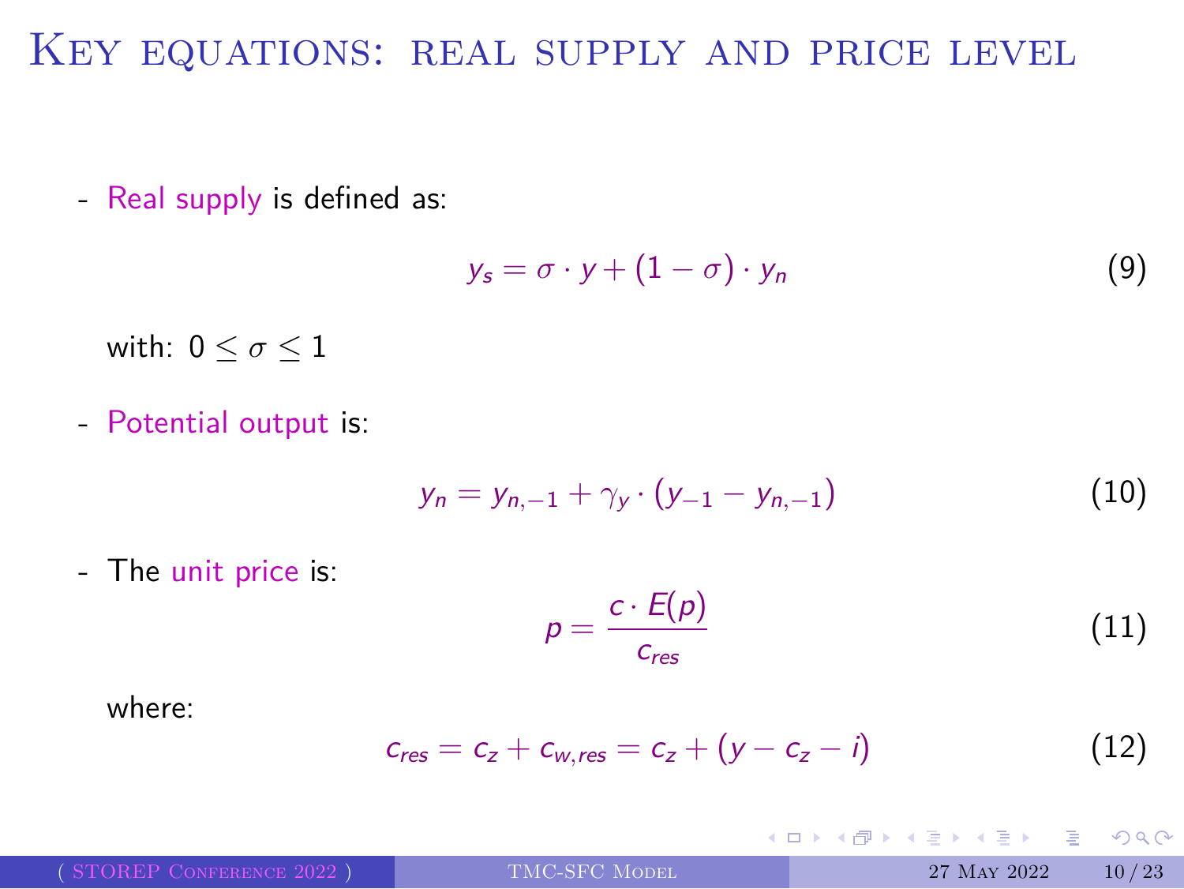# Key equations: real supply and price level

- Real supply is defined as:

$$y_s = \sigma \cdot y + (1 - \sigma) \cdot y_n \tag{9}$$

with: $0 \leq \sigma \leq 1$

- Potential output is:

$$y_n = y_{n,-1} + \gamma_y \cdot (y_{-1} - y_{n,-1}) \tag{10}$$

- The unit price is:

$$p = \frac{c \cdot E(p)}{c_{res}} \tag{11}$$

where:

$$c_{res} = c_z + c_{w,res} = c_z + (y - c_z - i) \tag{12}$$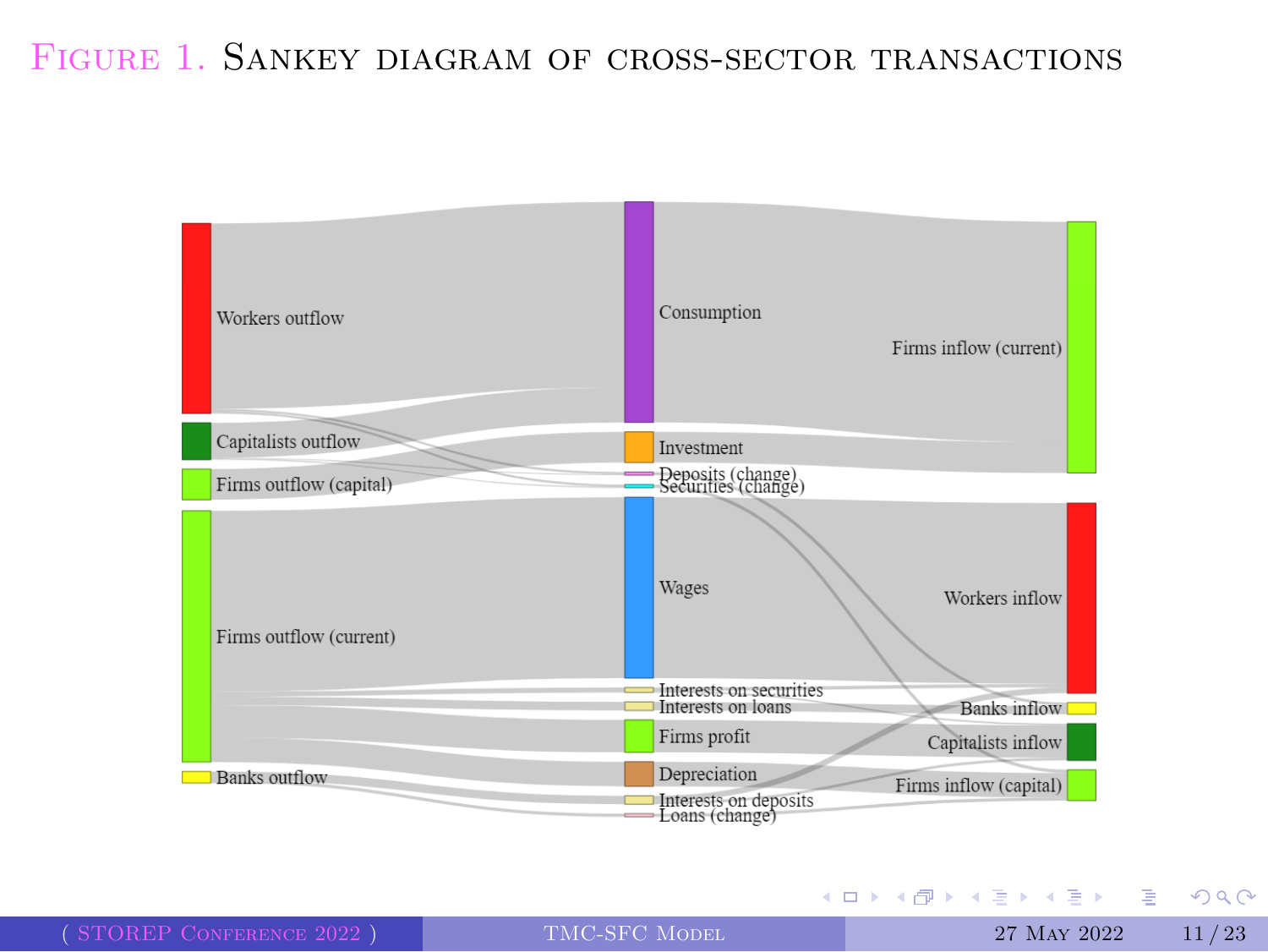# Figure 1. Sankey diagram of cross-sector transactions

Workers outflow

Capitalists outflow

Firms outflow (capital)

Firms outflow (current)

Banks outflow

Consumption

Investment

Deposits (change)

Securities (change)

Wages

Interests on securities

Interests on loans

Firms profit

Depreciation

Interests on deposits

Loans (change)

Firms inflow (current)

Workers inflow

Banks inflow

Capitalists inflow

Firms inflow (capital)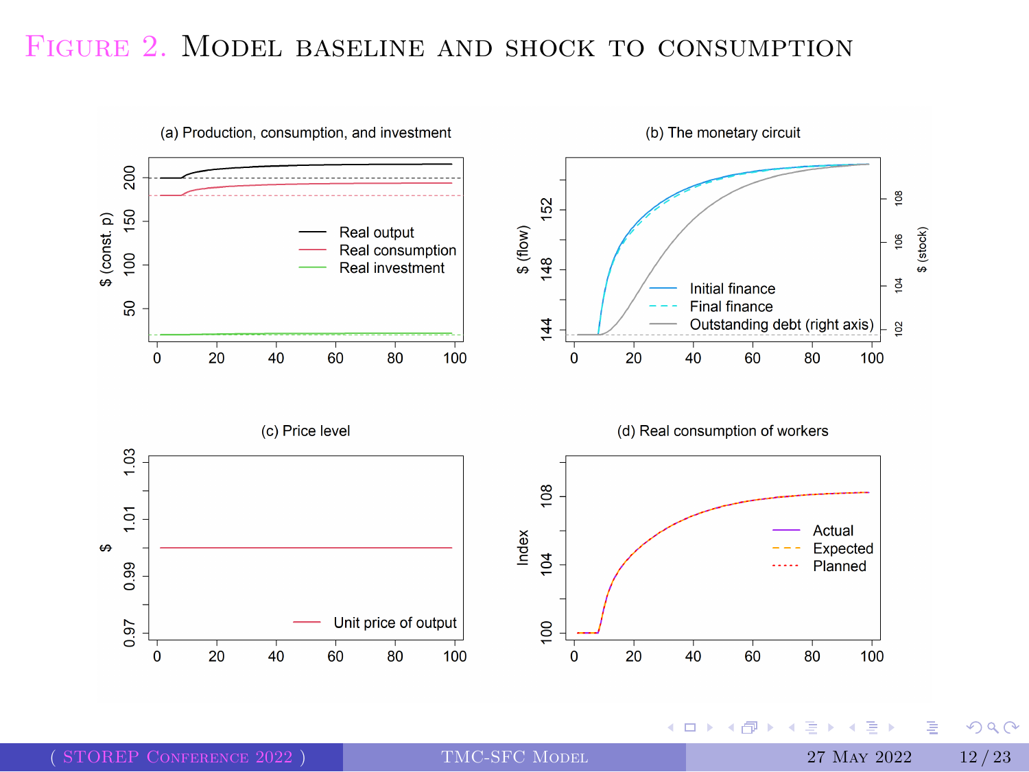# Figure 2. Model baseline and shock to consumption

(a) Production, consumption, and investment

(b) The monetary circuit

(c) Price level

(d) Real consumption of workers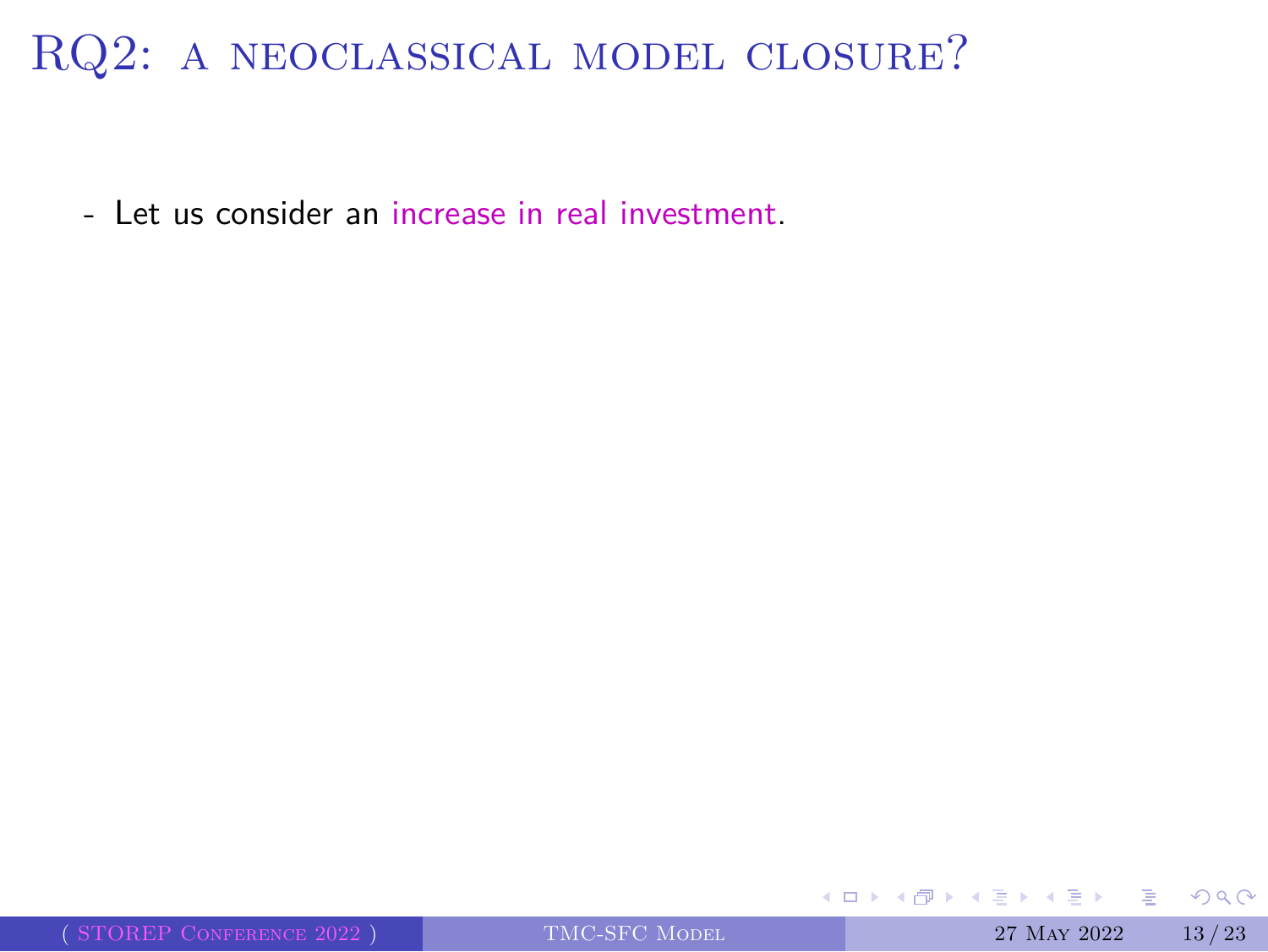# RQ2: a neoclassical model closure?

- Let us consider an increase in real investment.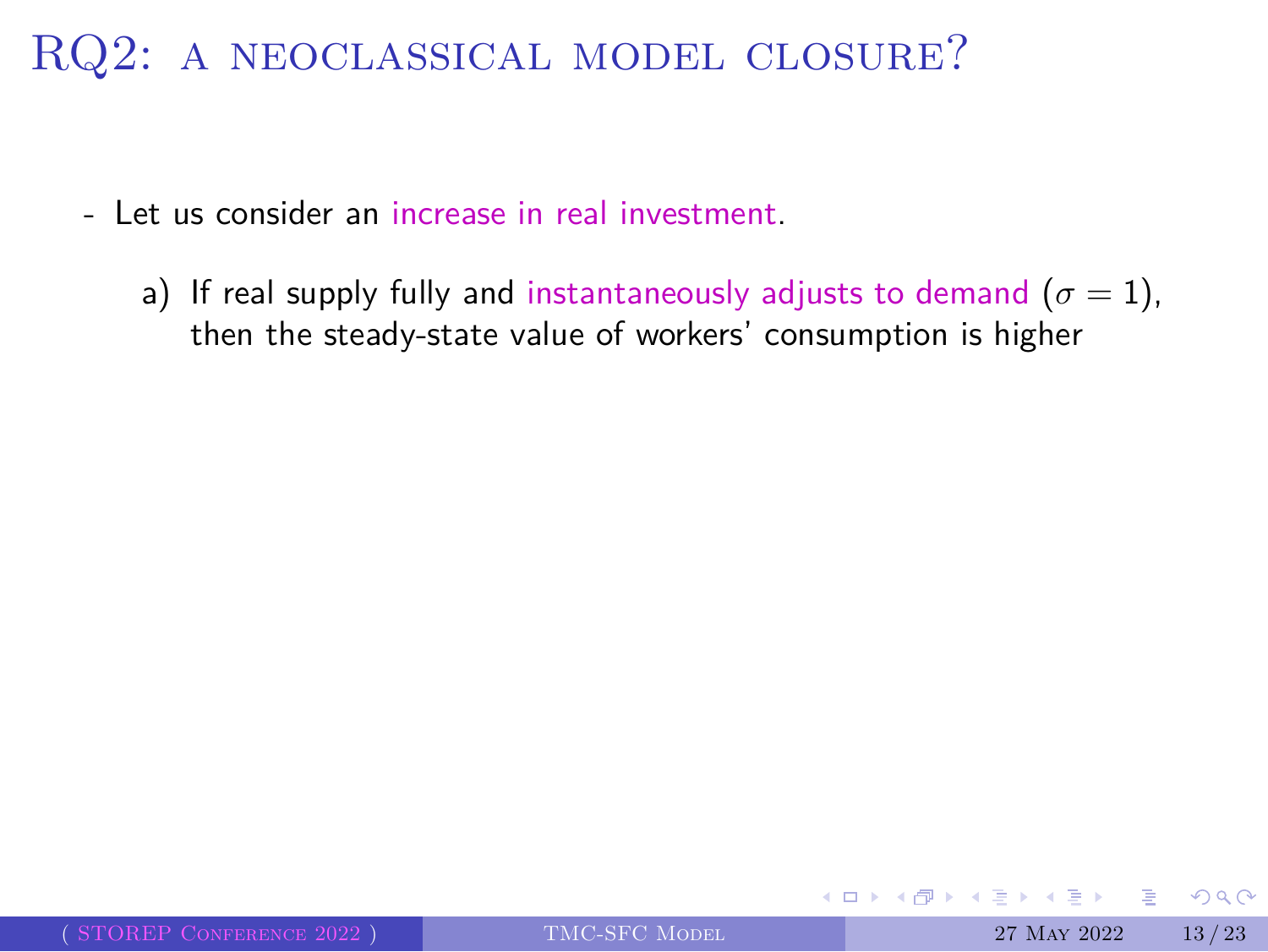# RQ2: A neoclassical model closure?

- Let us consider an increase in real investment.

  a) If real supply fully and instantaneously adjusts to demand ($\sigma = 1$), then the steady-state value of workers' consumption is higher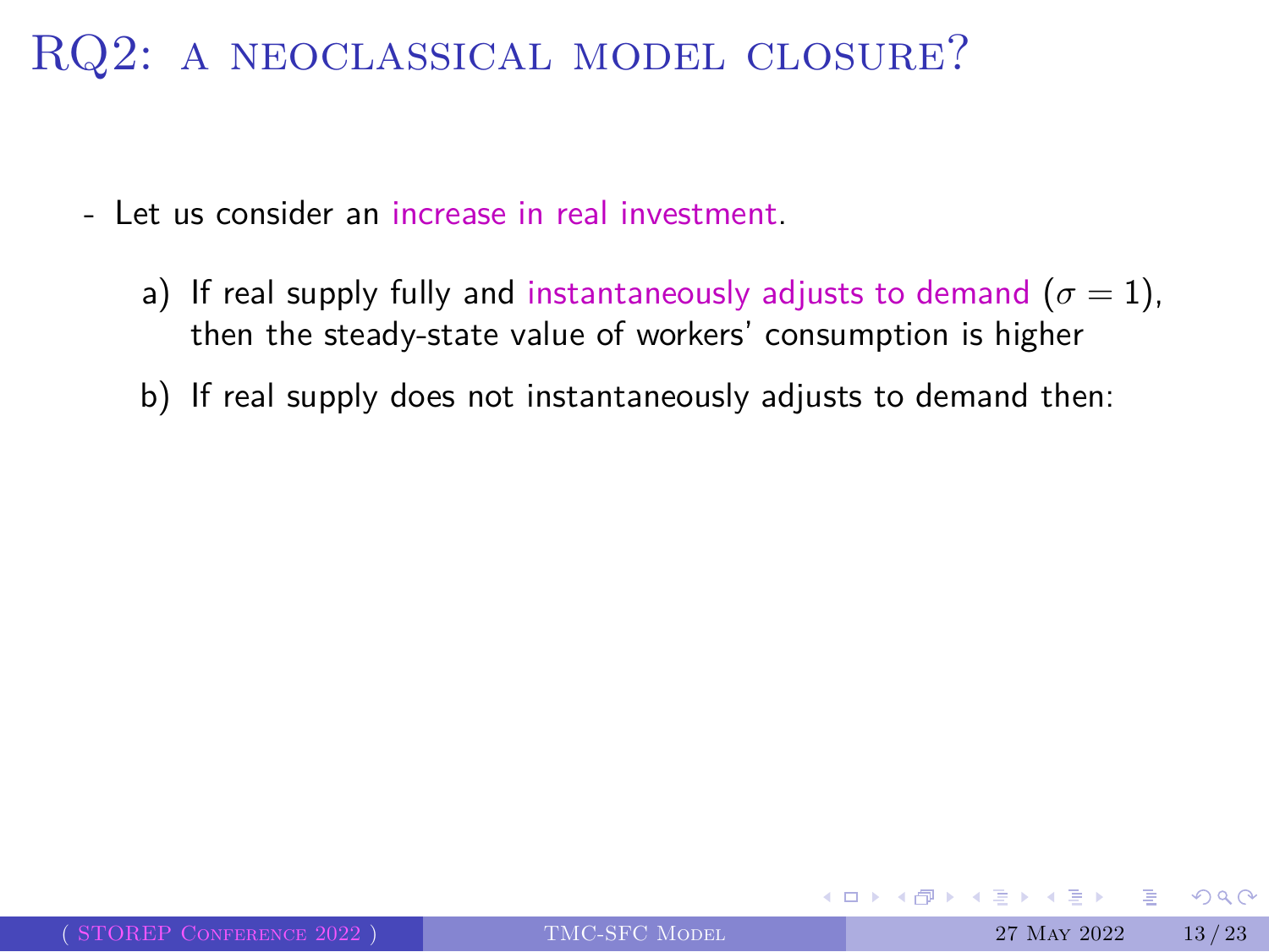# RQ2: a neoclassical model closure?

- Let us consider an increase in real investment.

  a) If real supply fully and instantaneously adjusts to demand ($\sigma = 1$), then the steady-state value of workers' consumption is higher

  b) If real supply does not instantaneously adjusts to demand then: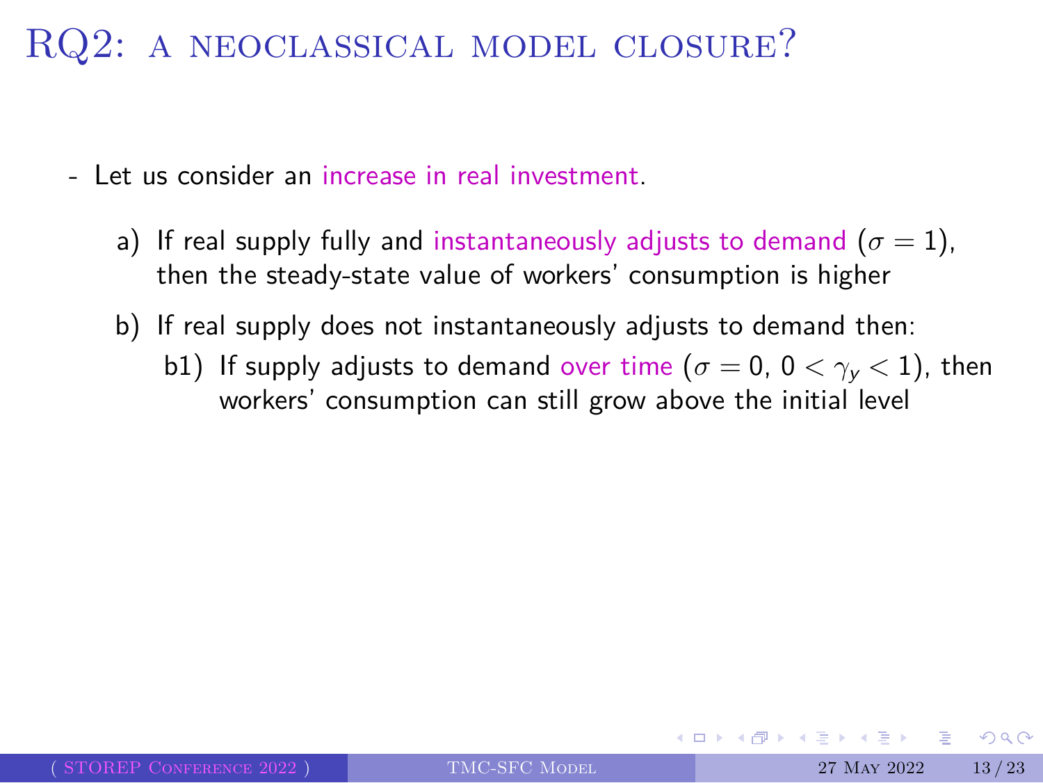# RQ2: A neoclassical model closure?

- Let us consider an increase in real investment.

  a) If real supply fully and instantaneously adjusts to demand ($\sigma = 1$), then the steady-state value of workers' consumption is higher

  b) If real supply does not instantaneously adjusts to demand then:

     b1) If supply adjusts to demand over time ($\sigma = 0$, $0 < \gamma_y < 1$), then workers' consumption can still grow above the initial level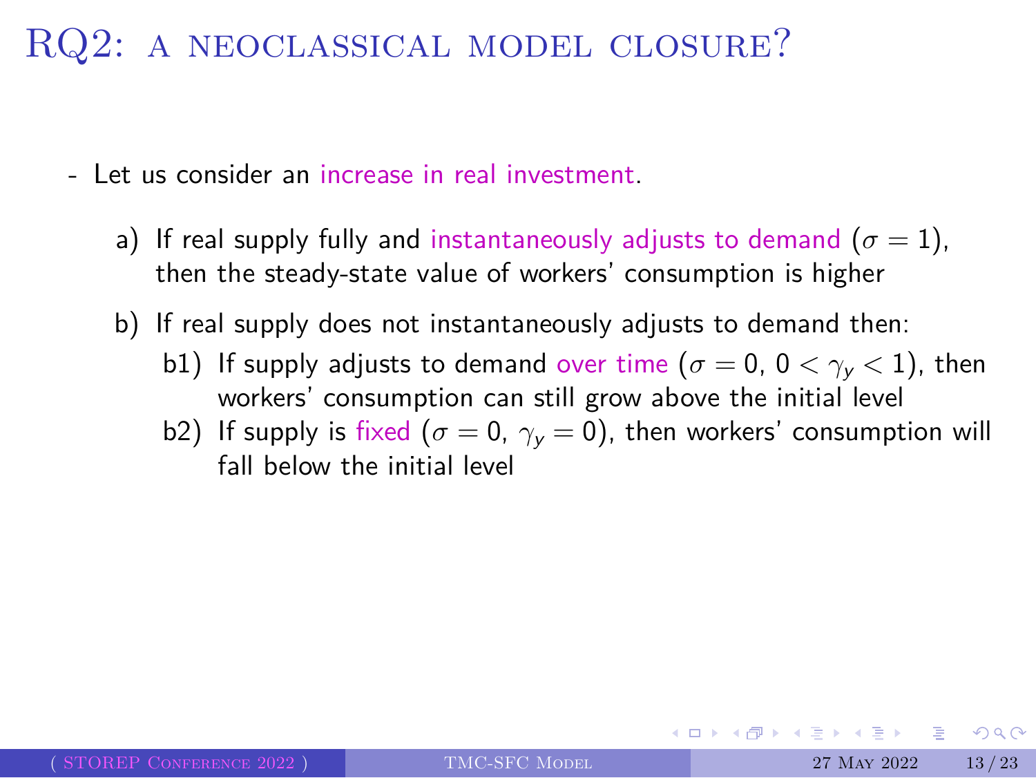# RQ2: A NEOCLASSICAL MODEL CLOSURE?

- Let us consider an increase in real investment.

  a) If real supply fully and instantaneously adjusts to demand ($\sigma = 1$), then the steady-state value of workers' consumption is higher

  b) If real supply does not instantaneously adjusts to demand then:

     b1) If supply adjusts to demand over time ($\sigma = 0$, $0 < \gamma_y < 1$), then workers' consumption can still grow above the initial level

     b2) If supply is fixed ($\sigma = 0$, $\gamma_y = 0$), then workers' consumption will fall below the initial level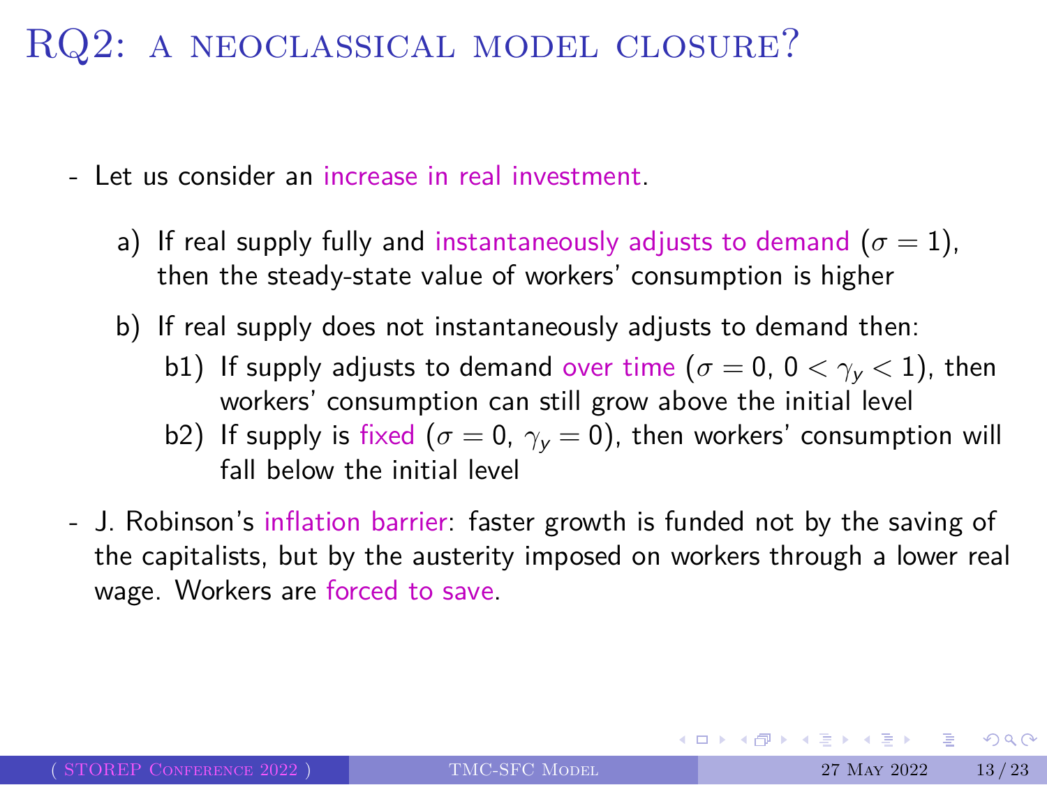# RQ2: A NEOCLASSICAL MODEL CLOSURE?

- Let us consider an increase in real investment.
  - a) If real supply fully and instantaneously adjusts to demand ($\sigma = 1$), then the steady-state value of workers' consumption is higher
  - b) If real supply does not instantaneously adjusts to demand then:
    - b1) If supply adjusts to demand over time ($\sigma = 0$, $0 < \gamma_y < 1$), then workers' consumption can still grow above the initial level
    - b2) If supply is fixed ($\sigma = 0$, $\gamma_y = 0$), then workers' consumption will fall below the initial level
- J. Robinson's inflation barrier: faster growth is funded not by the saving of the capitalists, but by the austerity imposed on workers through a lower real wage. Workers are forced to save.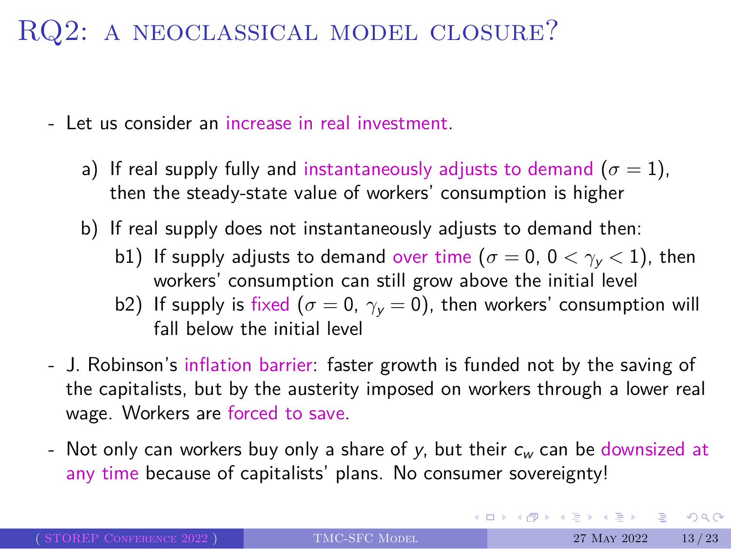# RQ2: A NEOCLASSICAL MODEL CLOSURE?

- Let us consider an increase in real investment.
    a) If real supply fully and instantaneously adjusts to demand ($\sigma = 1$), then the steady-state value of workers' consumption is higher
    b) If real supply does not instantaneously adjusts to demand then:
        b1) If supply adjusts to demand over time ($\sigma = 0$, $0 < \gamma_y < 1$), then workers' consumption can still grow above the initial level
        b2) If supply is fixed ($\sigma = 0$, $\gamma_y = 0$), then workers' consumption will fall below the initial level
- J. Robinson's inflation barrier: faster growth is funded not by the saving of the capitalists, but by the austerity imposed on workers through a lower real wage. Workers are forced to save.
- Not only can workers buy only a share of $y$, but their $c_w$ can be downsized at any time because of capitalists' plans. No consumer sovereignty!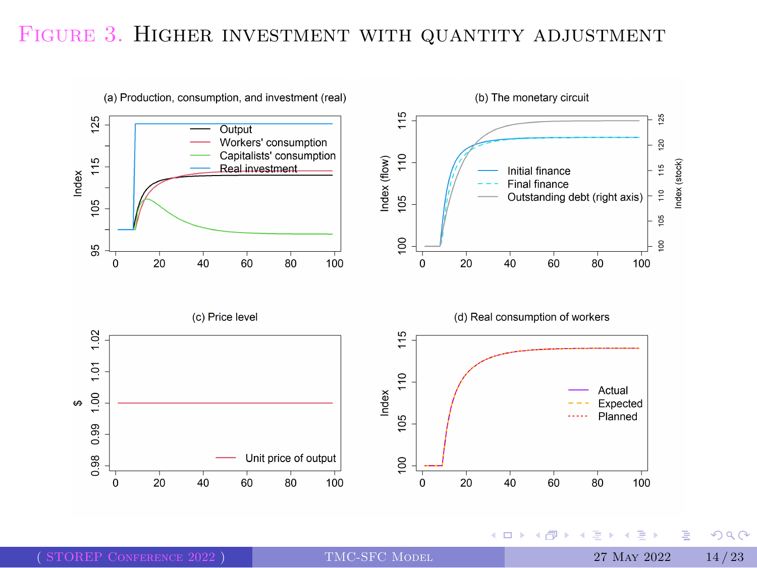# Figure 3. Higher investment with quantity adjustment

(a) Production, consumption, and investment (real)

(b) The monetary circuit

(c) Price level

(d) Real consumption of workers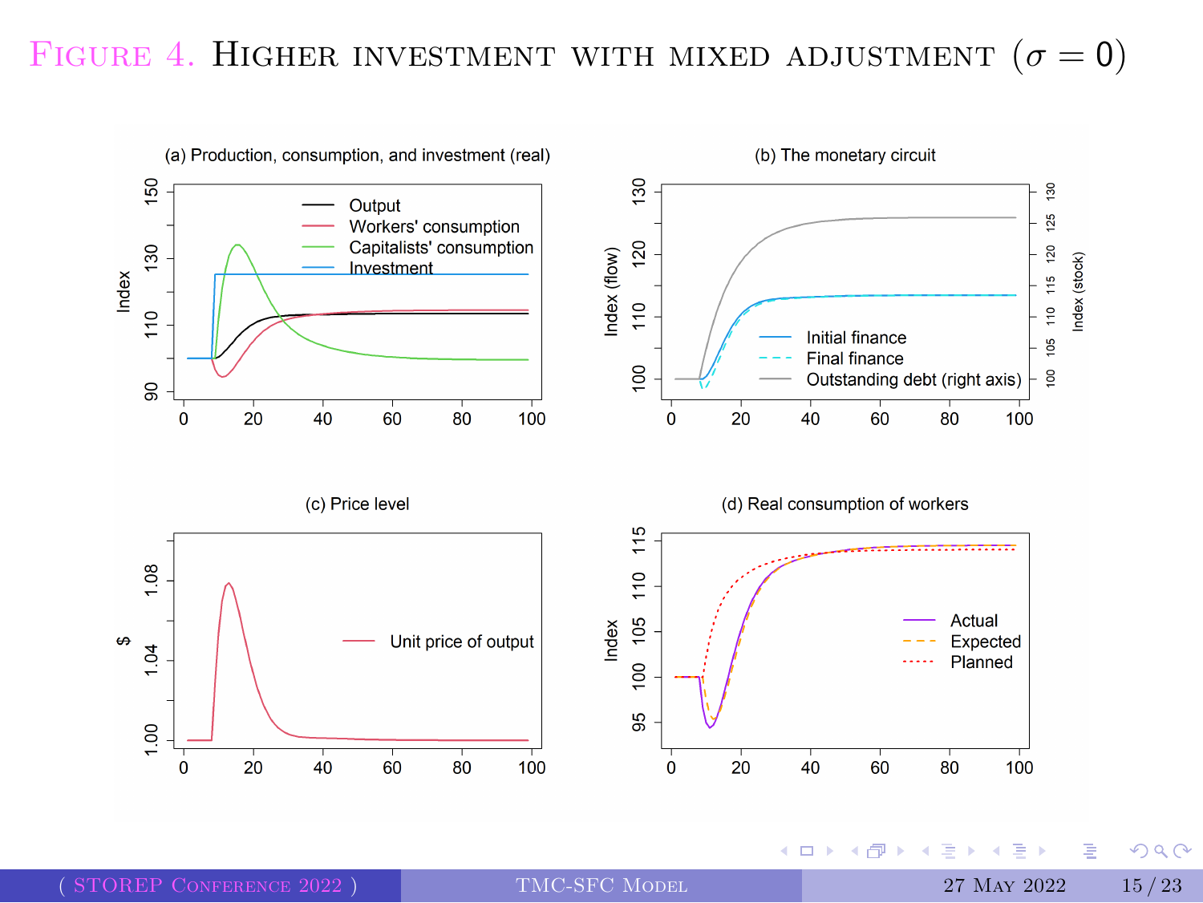# Figure 4. Higher investment with mixed adjustment ($\sigma = 0$)

(a) Production, consumption, and investment (real)

(b) The monetary circuit

(c) Price level

(d) Real consumption of workers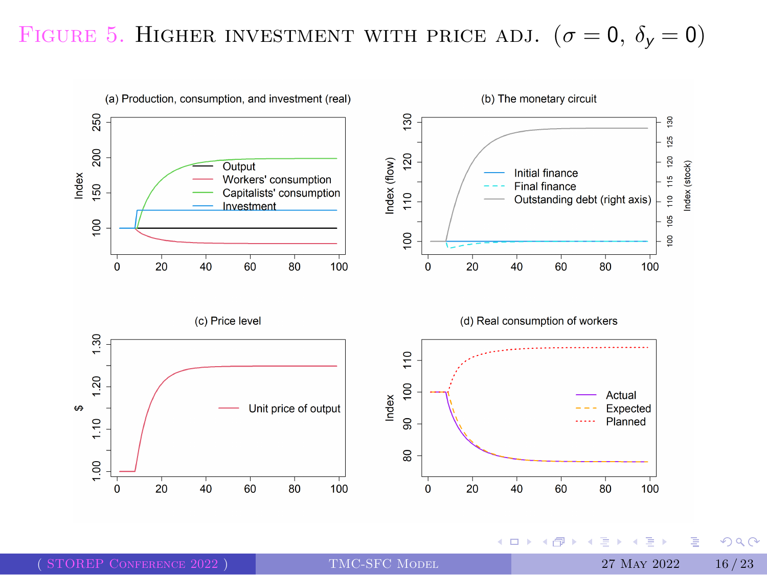# Figure 5. Higher investment with price adj. ($\sigma = 0$, $\delta_y = 0$)

(a) Production, consumption, and investment (real)

(b) The monetary circuit

(c) Price level

(d) Real consumption of workers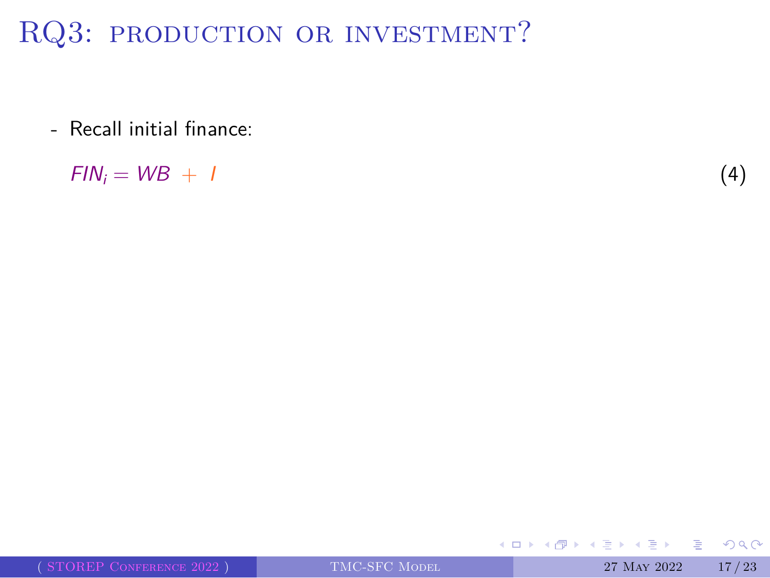# RQ3: production or investment?

- Recall initial finance:

$$FIN_i = WB + I \tag{4}$$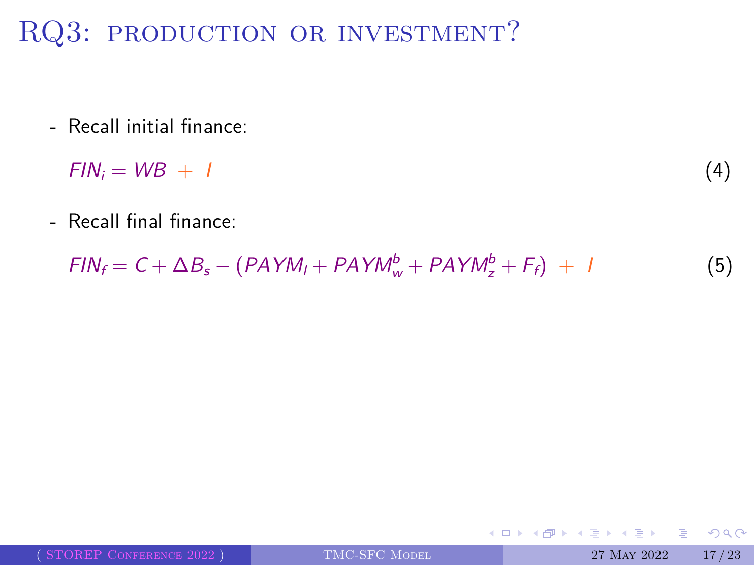# RQ3: PRODUCTION OR INVESTMENT?

- Recall initial finance:

$$FIN_i = WB + I \tag{4}$$

- Recall final finance:

$$FIN_f = C + \Delta B_s - (PAYM_l + PAYM_w^b + PAYM_z^b + F_f) + I \tag{5}$$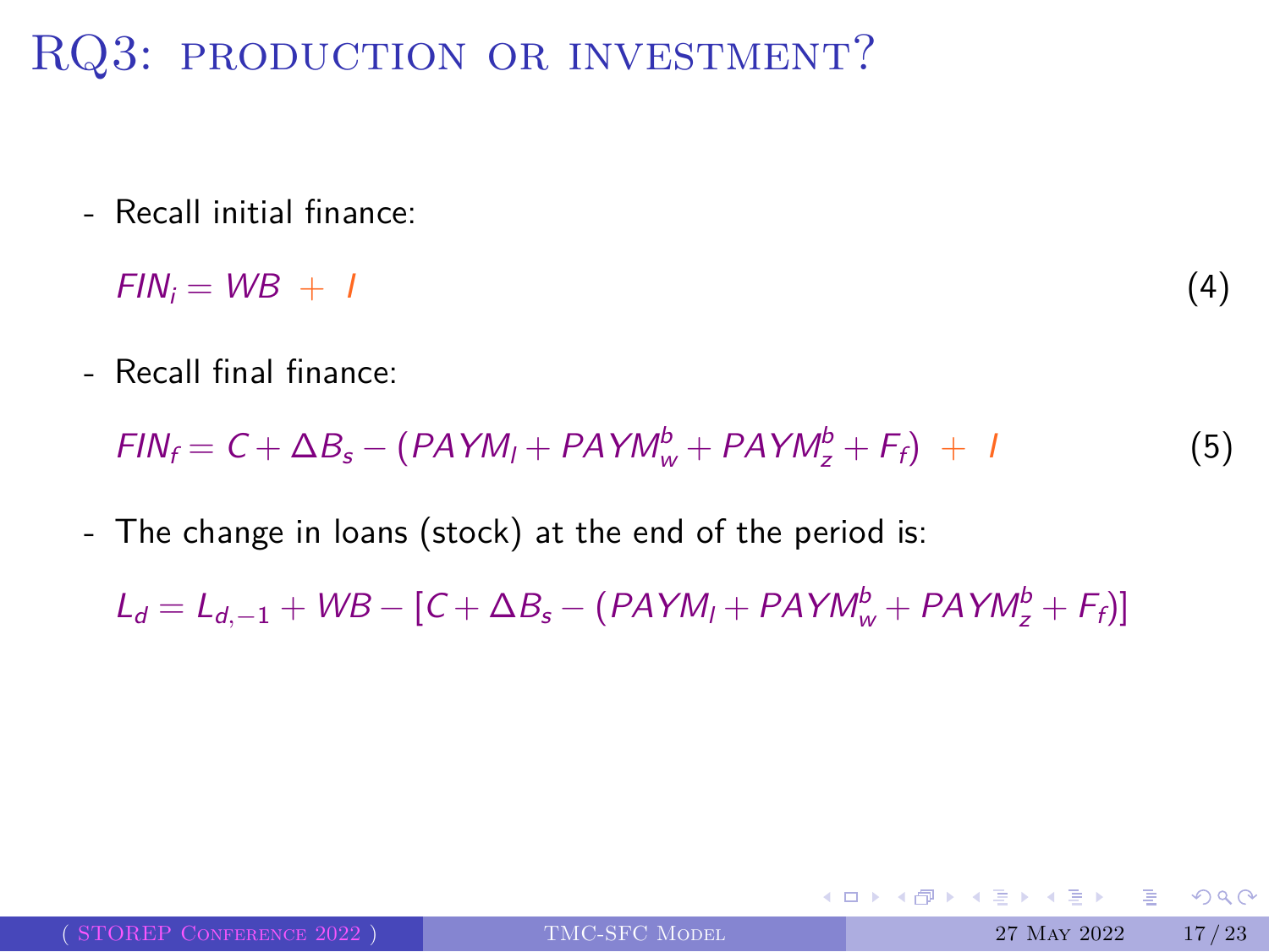# RQ3: Production or investment?

- Recall initial finance:

$$FIN_i = WB + I \tag{4}$$

- Recall final finance:

$$FIN_f = C + \Delta B_s - (PAYM_l + PAYM_w^b + PAYM_z^b + F_f) + I \tag{5}$$

- The change in loans (stock) at the end of the period is:

$$L_d = L_{d,-1} + WB - [C + \Delta B_s - (PAYM_l + PAYM_w^b + PAYM_z^b + F_f)]$$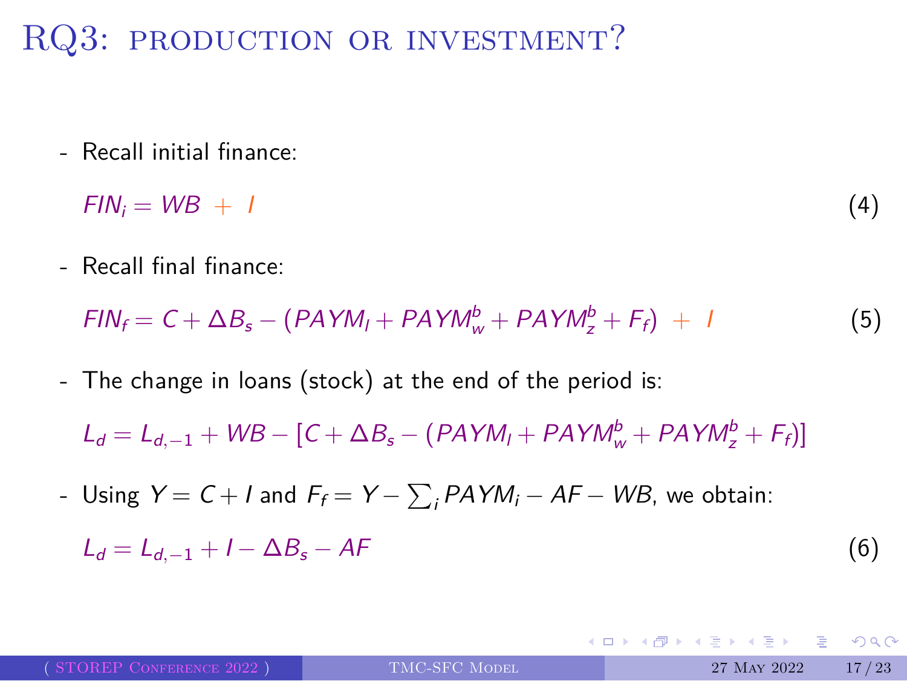# RQ3: production or investment?

- Recall initial finance:

$$FIN_i = WB + I \tag{4}$$

- Recall final finance:

$$FIN_f = C + \Delta B_s - (PAYM_l + PAYM_w^b + PAYM_z^b + F_f) + I \tag{5}$$

- The change in loans (stock) at the end of the period is:

$$L_d = L_{d,-1} + WB - [C + \Delta B_s - (PAYM_l + PAYM_w^b + PAYM_z^b + F_f)]$$

- Using $Y = C + I$ and $F_f = Y - \sum_i PAYM_i - AF - WB$, we obtain:

$$L_d = L_{d,-1} + I - \Delta B_s - AF \tag{6}$$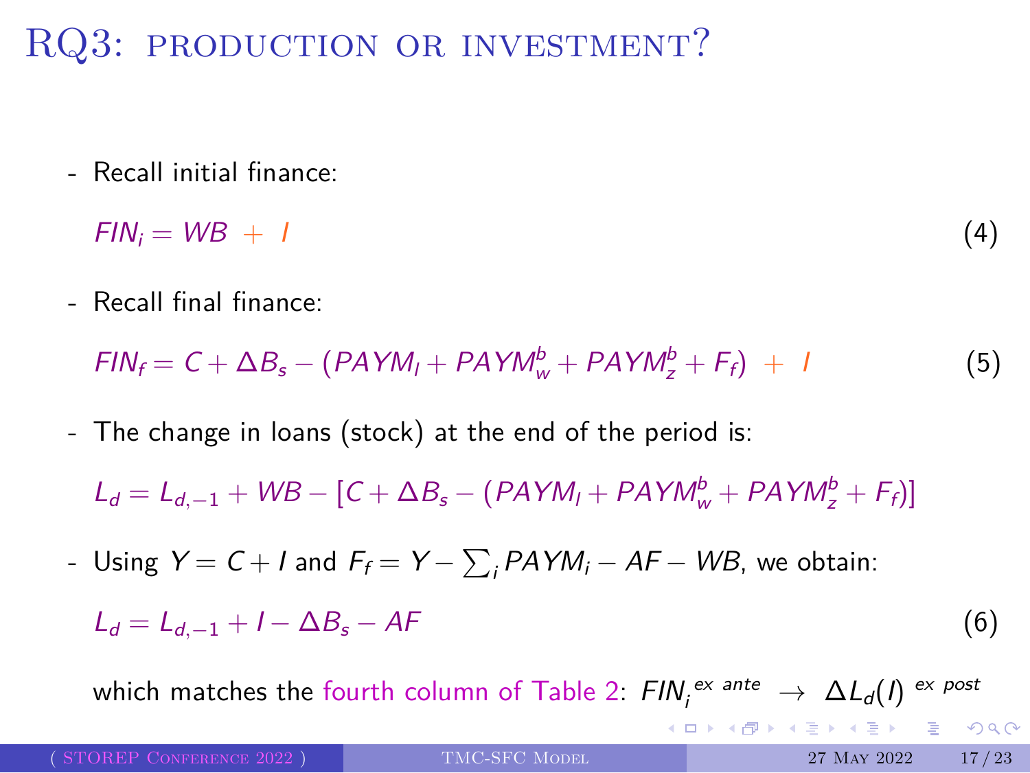# RQ3: Production or investment?

- Recall initial finance:

$$FIN_i = WB + I \tag{4}$$

- Recall final finance:

$$FIN_f = C + \Delta B_s - (PAYM_l + PAYM_w^b + PAYM_z^b + F_f) + I \tag{5}$$

- The change in loans (stock) at the end of the period is:

$$L_d = L_{d,-1} + WB - [C + \Delta B_s - (PAYM_l + PAYM_w^b + PAYM_z^b + F_f)]$$

- Using $Y = C + I$ and $F_f = Y - \sum_i PAYM_i - AF - WB$, we obtain:

$$L_d = L_{d,-1} + I - \Delta B_s - AF \tag{6}$$

which matches the fourth column of Table 2: ${FIN_i}^{ex\ ante} \rightarrow \Delta L_d(I)^{\ ex\ post}$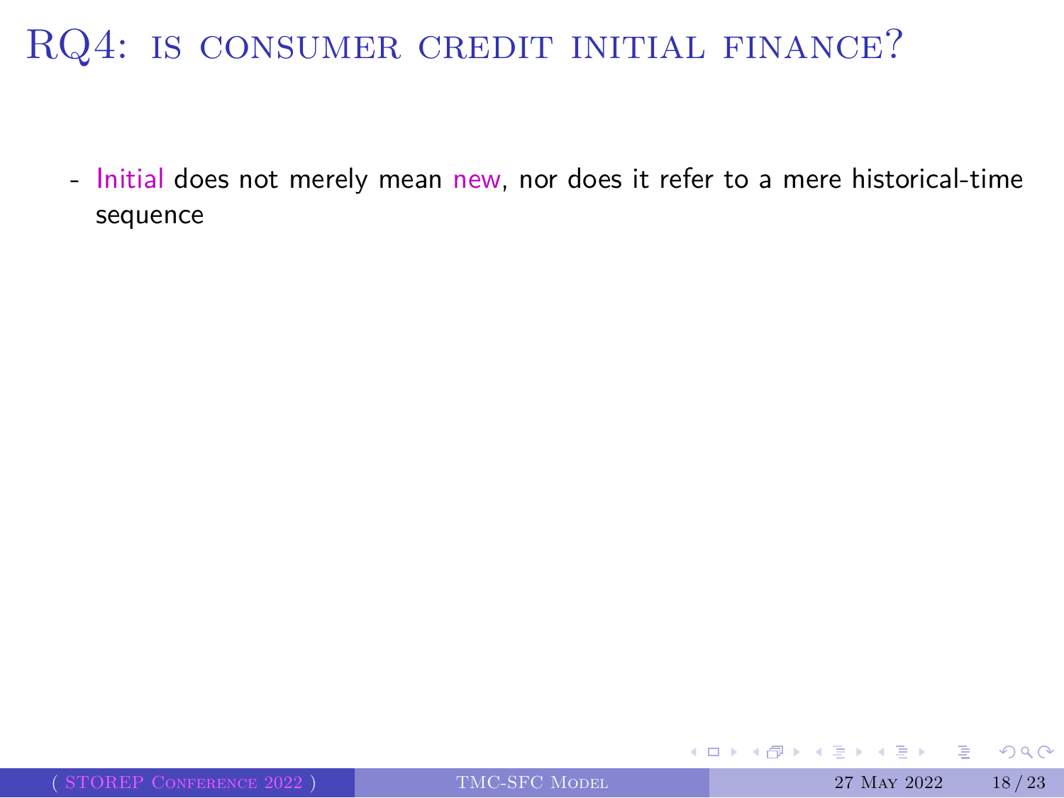# RQ4: is consumer credit initial finance?

- Initial does not merely mean new, nor does it refer to a mere historical-time sequence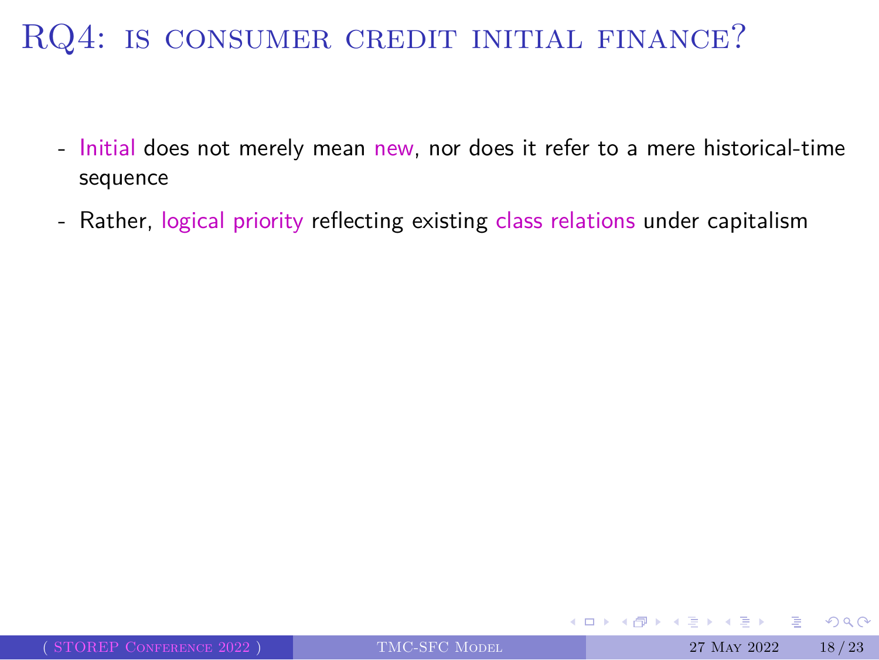# RQ4: is consumer credit initial finance?

- Initial does not merely mean new, nor does it refer to a mere historical-time sequence
- Rather, logical priority reflecting existing class relations under capitalism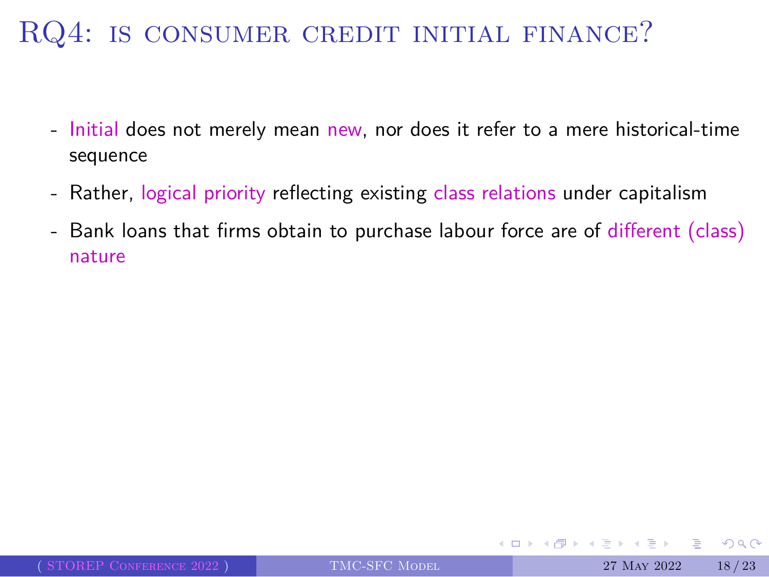# RQ4: is consumer credit initial finance?

- Initial does not merely mean new, nor does it refer to a mere historical-time sequence
- Rather, logical priority reflecting existing class relations under capitalism
- Bank loans that firms obtain to purchase labour force are of different (class) nature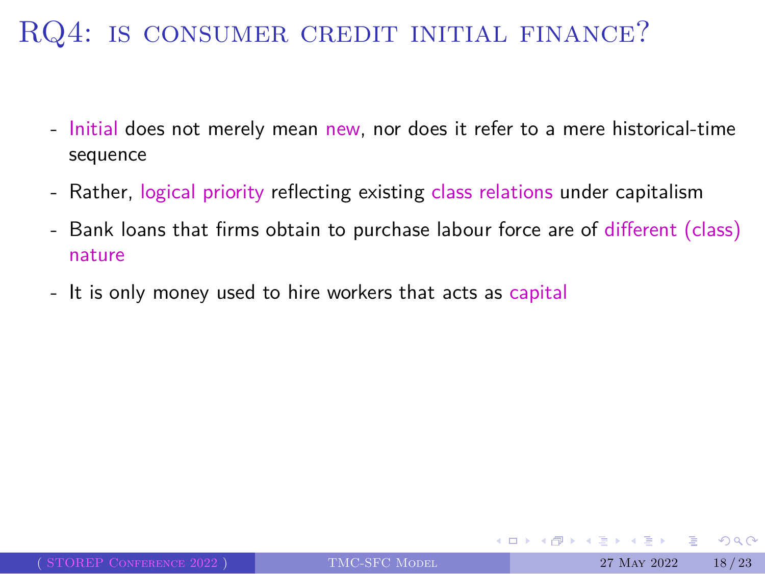# RQ4: is consumer credit initial finance?

- Initial does not merely mean new, nor does it refer to a mere historical-time sequence
- Rather, logical priority reflecting existing class relations under capitalism
- Bank loans that firms obtain to purchase labour force are of different (class) nature
- It is only money used to hire workers that acts as capital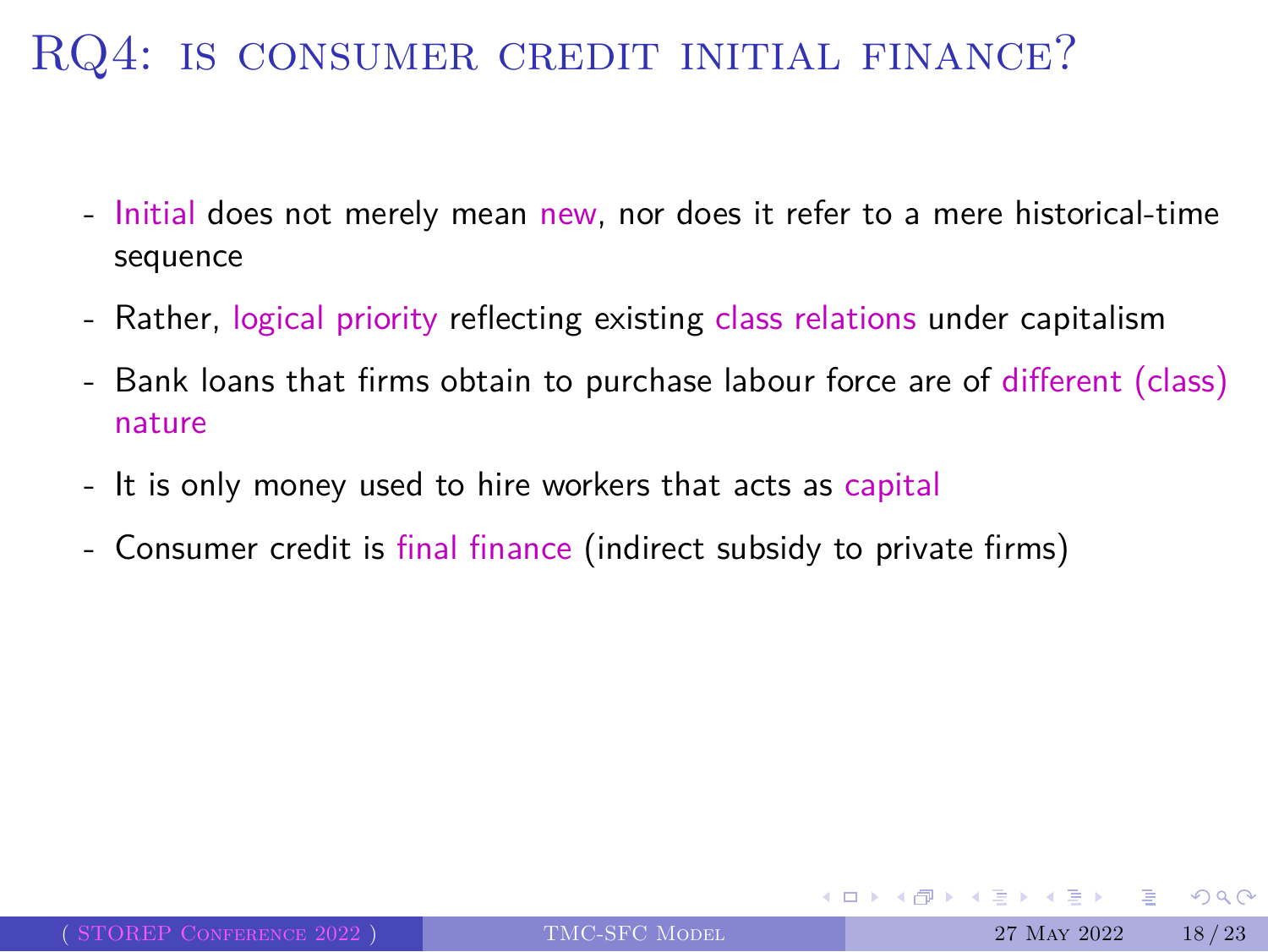# RQ4: is consumer credit initial finance?

- Initial does not merely mean new, nor does it refer to a mere historical-time sequence
- Rather, logical priority reflecting existing class relations under capitalism
- Bank loans that firms obtain to purchase labour force are of different (class) nature
- It is only money used to hire workers that acts as capital
- Consumer credit is final finance (indirect subsidy to private firms)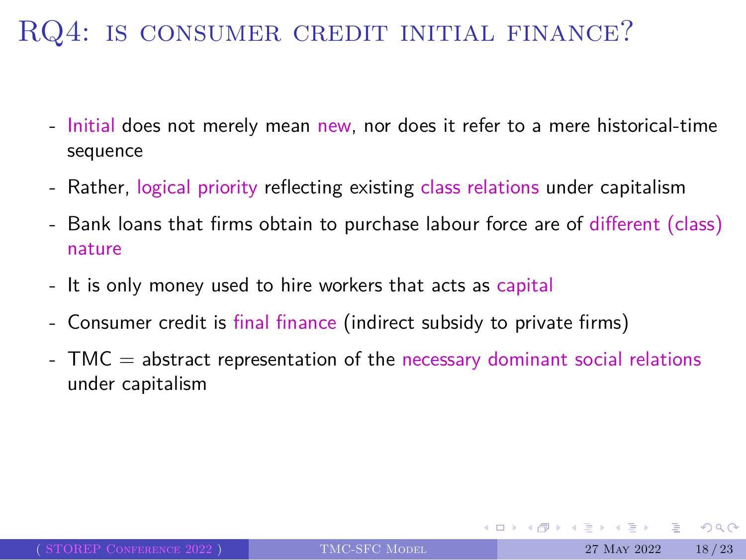# RQ4: is consumer credit initial finance?

- Initial does not merely mean new, nor does it refer to a mere historical-time sequence
- Rather, logical priority reflecting existing class relations under capitalism
- Bank loans that firms obtain to purchase labour force are of different (class) nature
- It is only money used to hire workers that acts as capital
- Consumer credit is final finance (indirect subsidy to private firms)
- TMC = abstract representation of the necessary dominant social relations under capitalism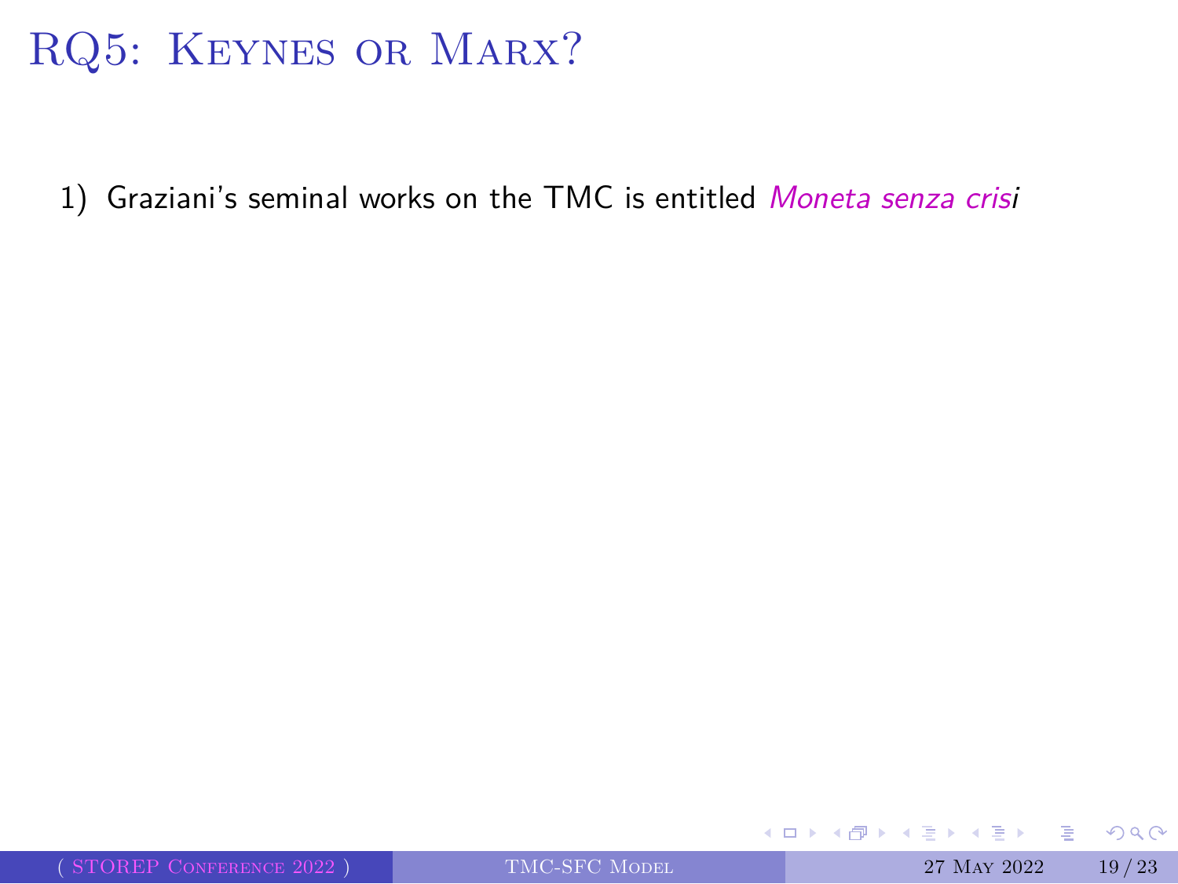# RQ5: Keynes or Marx?

1) Graziani's seminal works on the TMC is entitled *Moneta senza crisi*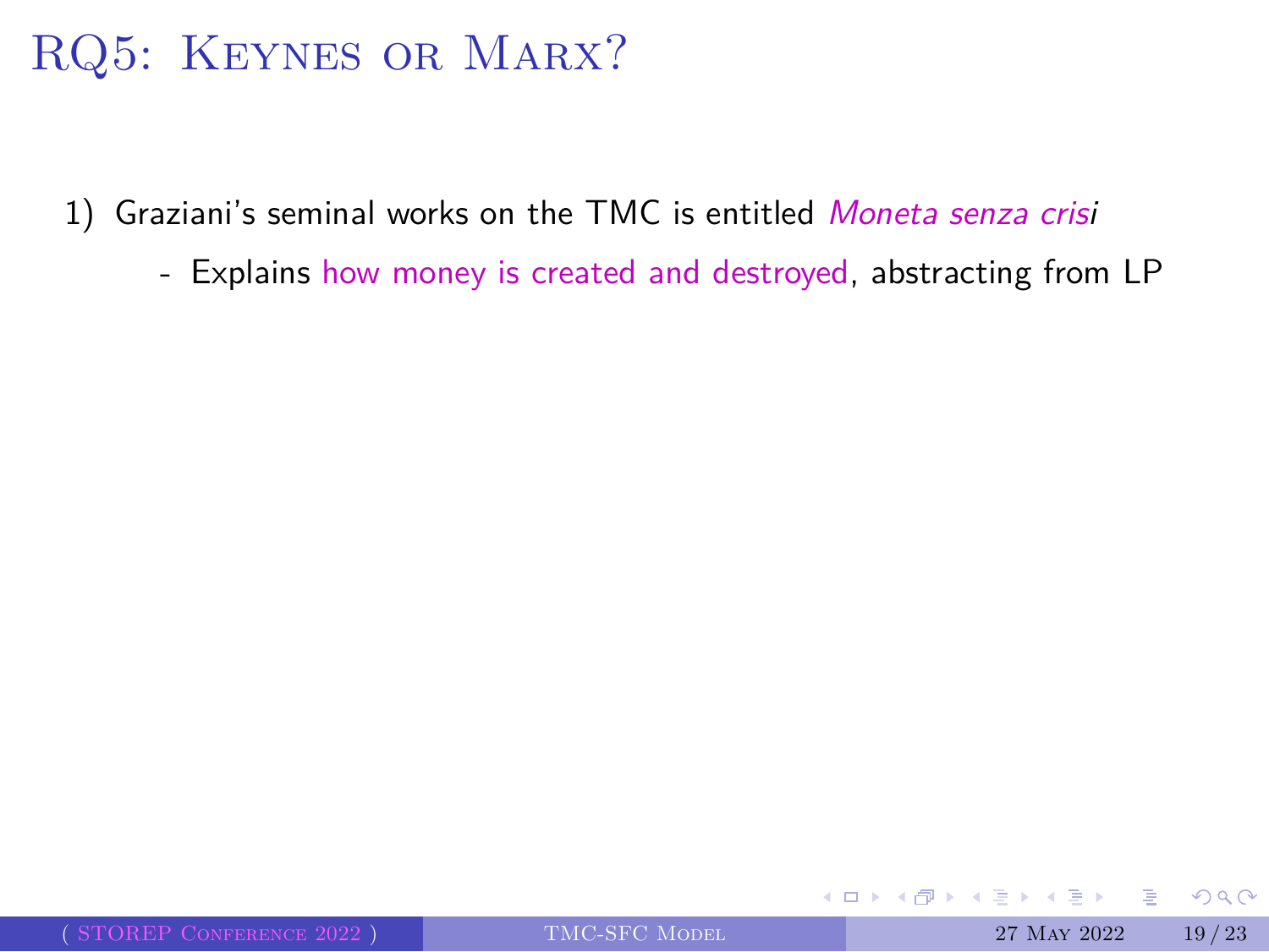# RQ5: Keynes or Marx?

1) Graziani's seminal works on the TMC is entitled *Moneta senza crisi*
   - Explains how money is created and destroyed, abstracting from LP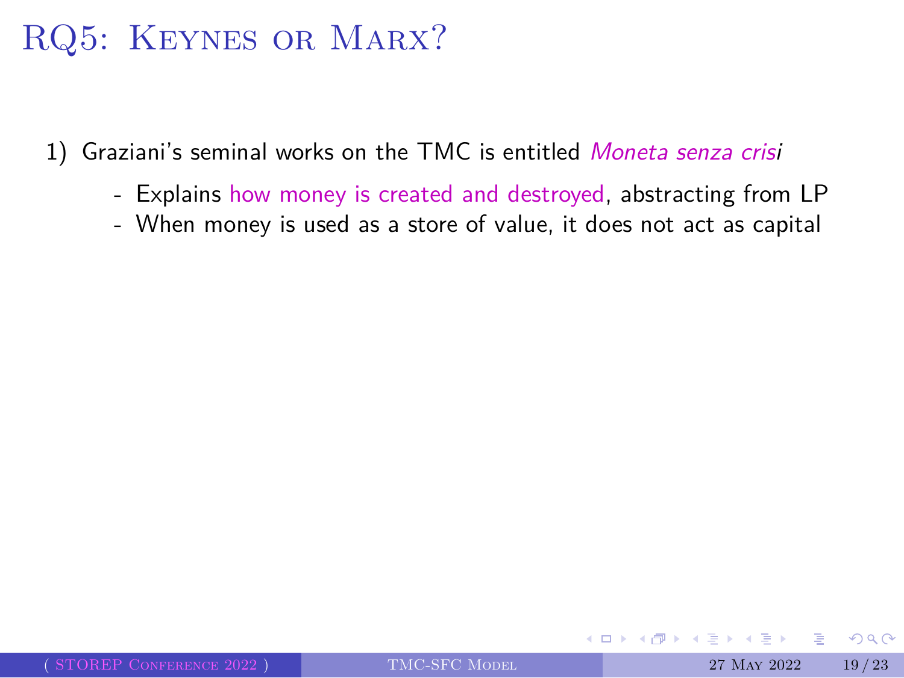# RQ5: Keynes or Marx?

1) Graziani's seminal works on the TMC is entitled *Moneta senza crisi*

   - Explains how money is created and destroyed, abstracting from LP
   - When money is used as a store of value, it does not act as capital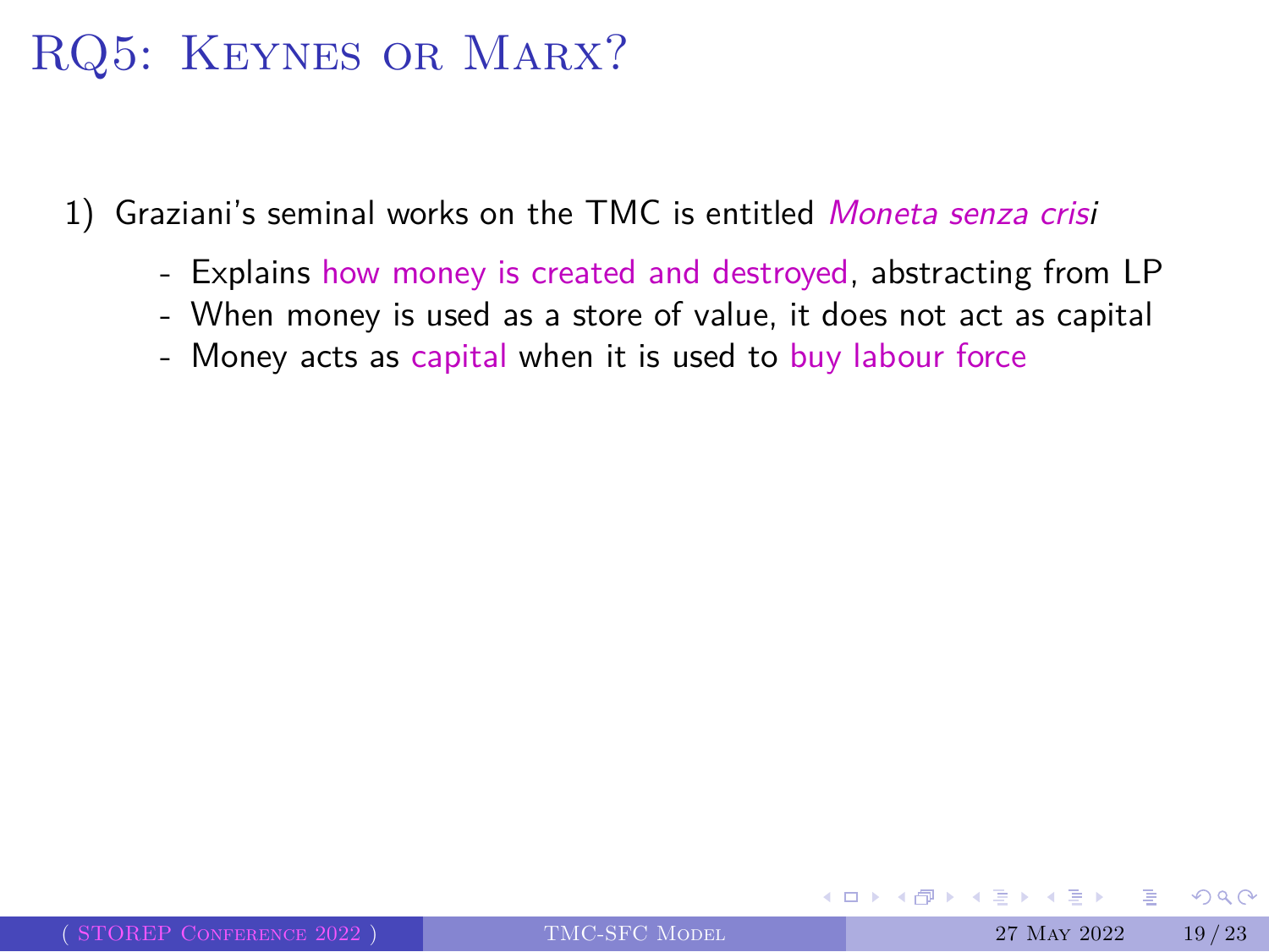# RQ5: Keynes or Marx?

1) Graziani's seminal works on the TMC is entitled *Moneta senza crisi*

   - Explains how money is created and destroyed, abstracting from LP
   - When money is used as a store of value, it does not act as capital
   - Money acts as capital when it is used to buy labour force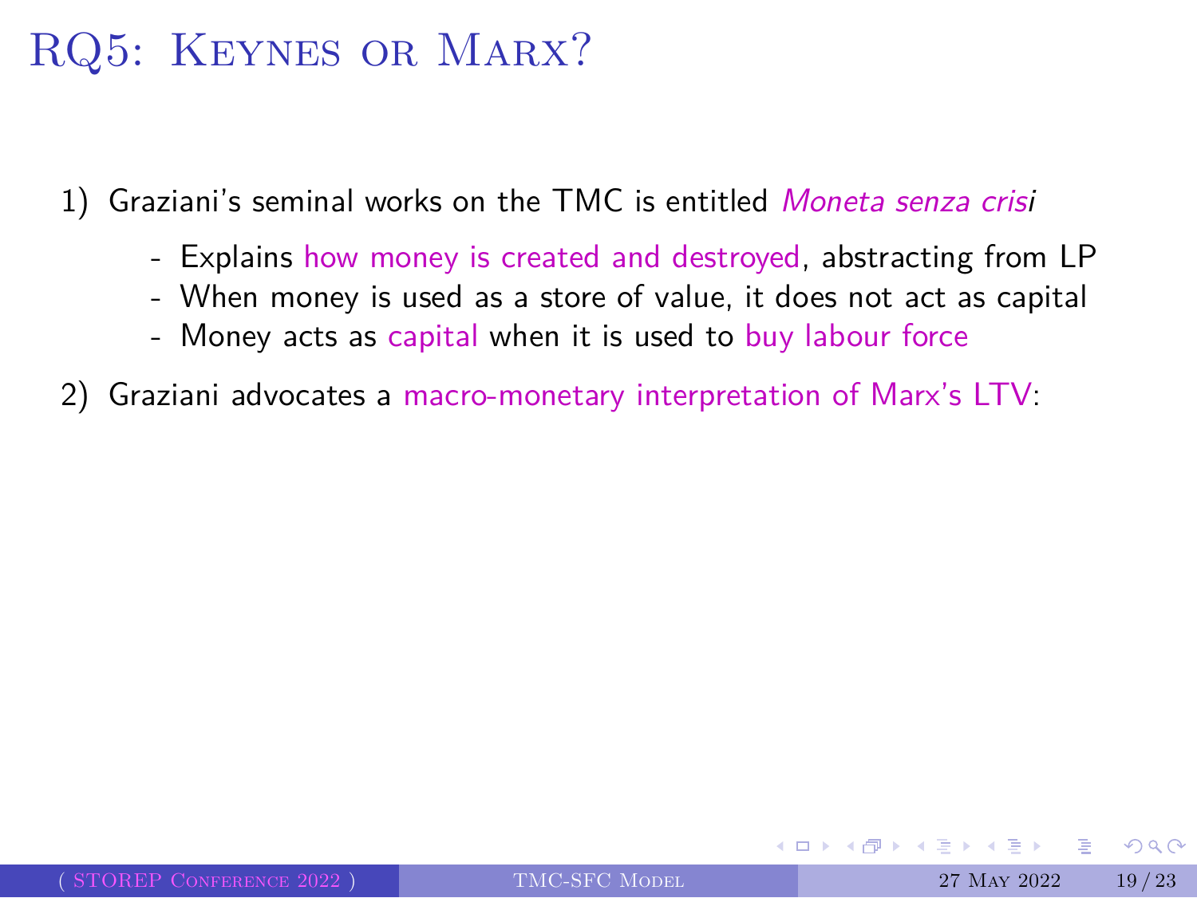# RQ5: Keynes or Marx?

1) Graziani's seminal works on the TMC is entitled *Moneta senza crisi*
   - Explains how money is created and destroyed, abstracting from LP
   - When money is used as a store of value, it does not act as capital
   - Money acts as capital when it is used to buy labour force
2) Graziani advocates a macro-monetary interpretation of Marx's LTV: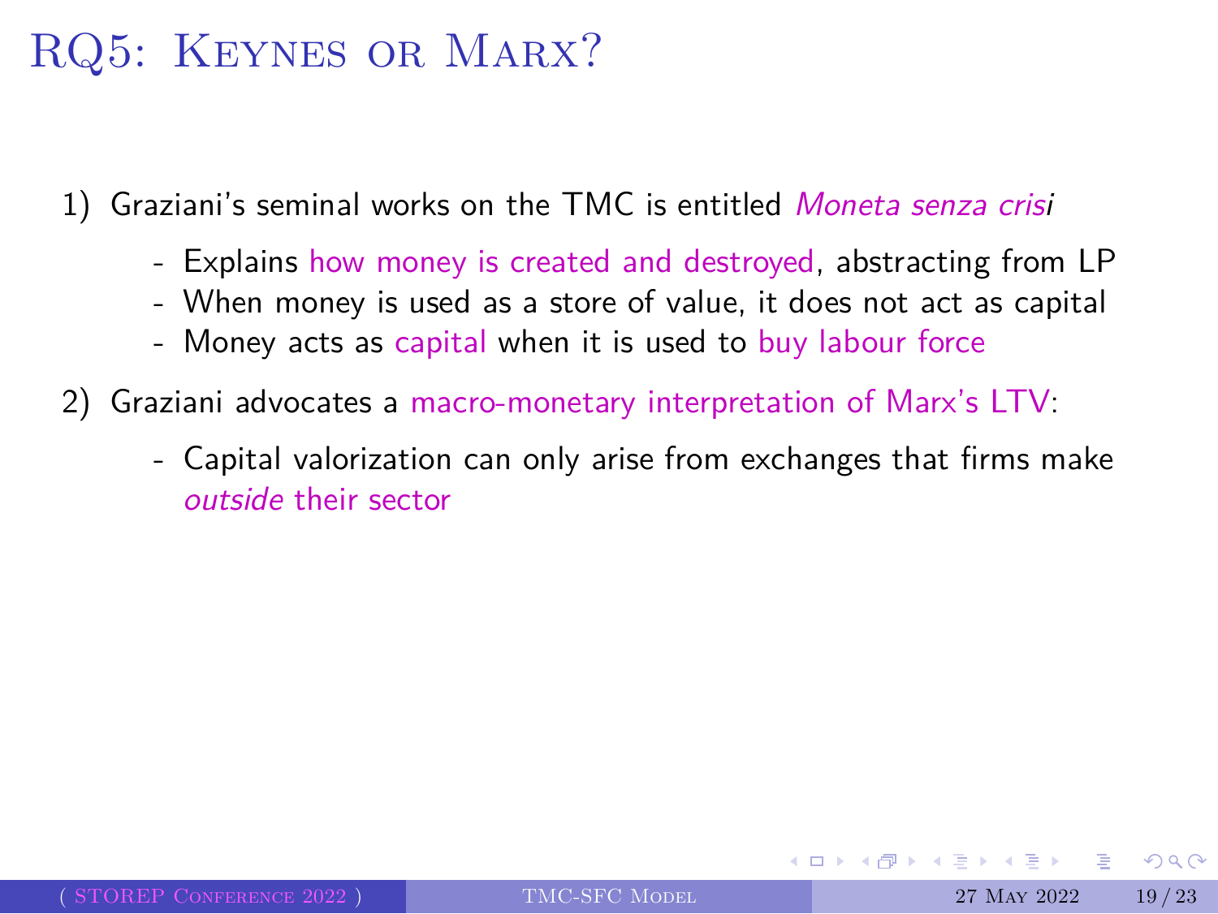# RQ5: Keynes or Marx?

1) Graziani's seminal works on the TMC is entitled *Moneta senza crisi*
   - Explains how money is created and destroyed, abstracting from LP
   - When money is used as a store of value, it does not act as capital
   - Money acts as capital when it is used to buy labour force
2) Graziani advocates a macro-monetary interpretation of Marx's LTV:
   - Capital valorization can only arise from exchanges that firms make *outside* their sector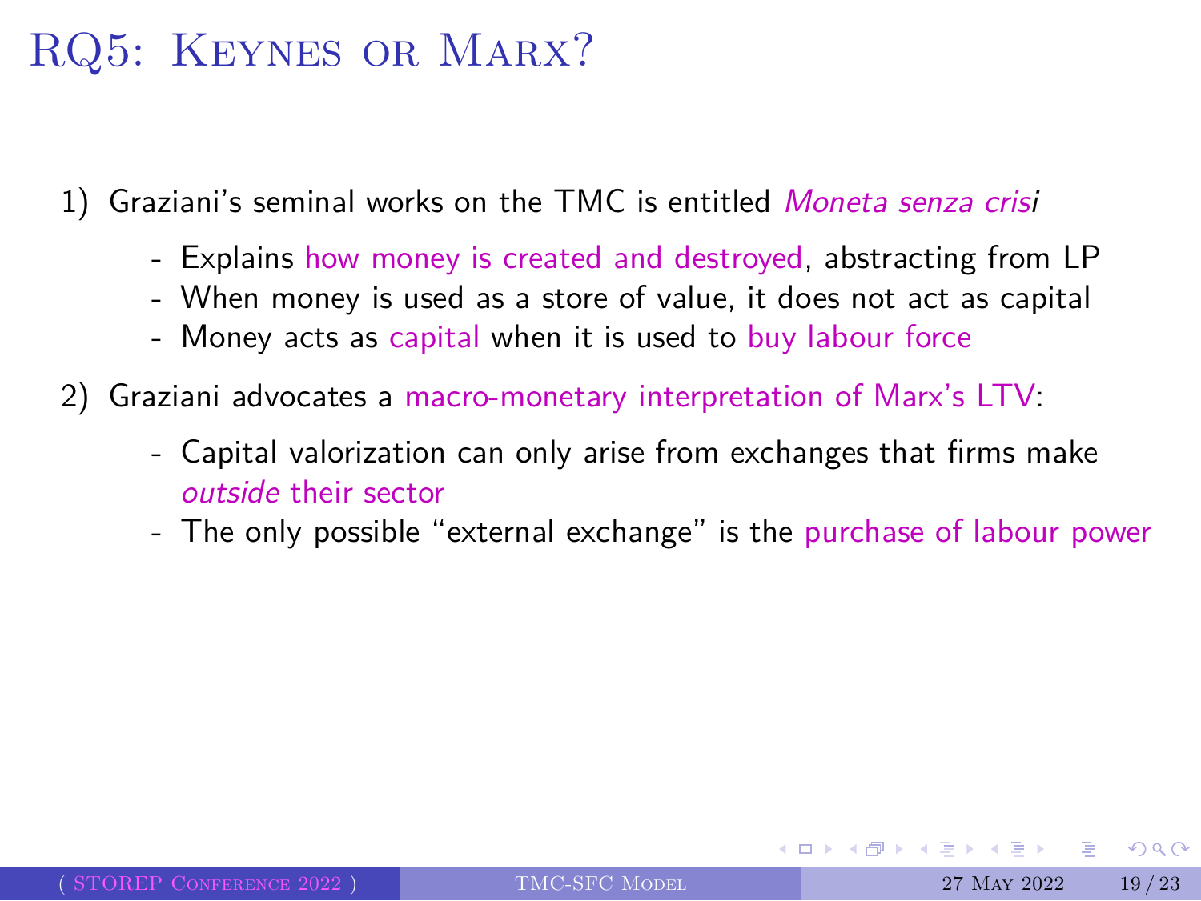# RQ5: Keynes or Marx?

1) Graziani's seminal works on the TMC is entitled *Moneta senza crisi*

   - Explains how money is created and destroyed, abstracting from LP
   - When money is used as a store of value, it does not act as capital
   - Money acts as capital when it is used to buy labour force

2) Graziani advocates a macro-monetary interpretation of Marx's LTV:

   - Capital valorization can only arise from exchanges that firms make *outside* their sector
   - The only possible "external exchange" is the purchase of labour power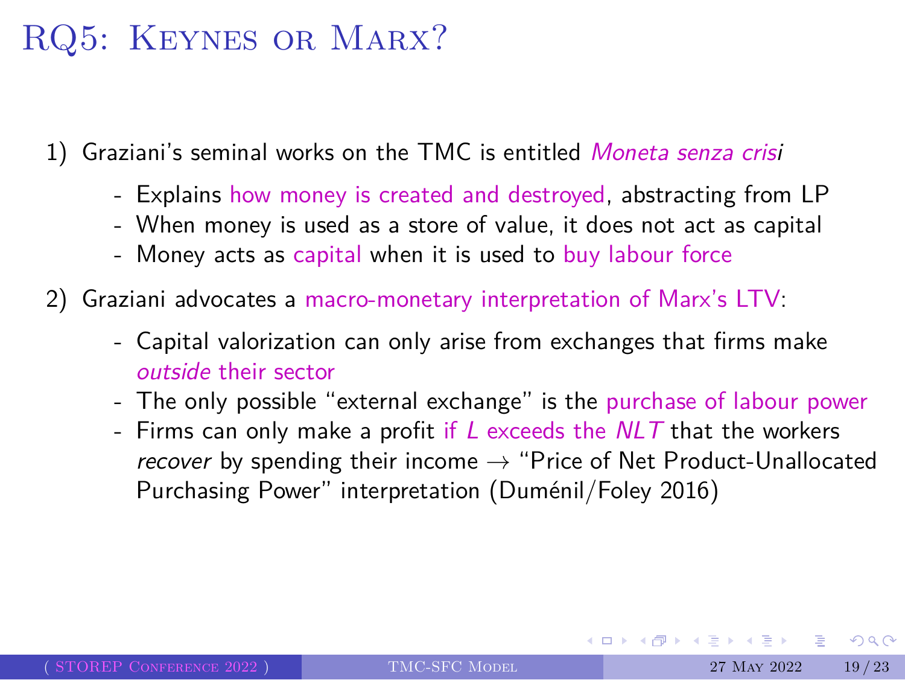# RQ5: Keynes or Marx?

1) Graziani's seminal works on the TMC is entitled *Moneta senza crisi*

   - Explains how money is created and destroyed, abstracting from LP
   - When money is used as a store of value, it does not act as capital
   - Money acts as capital when it is used to buy labour force

2) Graziani advocates a macro-monetary interpretation of Marx's LTV:

   - Capital valorization can only arise from exchanges that firms make *outside* their sector
   - The only possible "external exchange" is the purchase of labour power
   - Firms can only make a profit if $L$ exceeds the $NLT$ that the workers *recover* by spending their income → "Price of Net Product-Unallocated Purchasing Power" interpretation (Duménil/Foley 2016)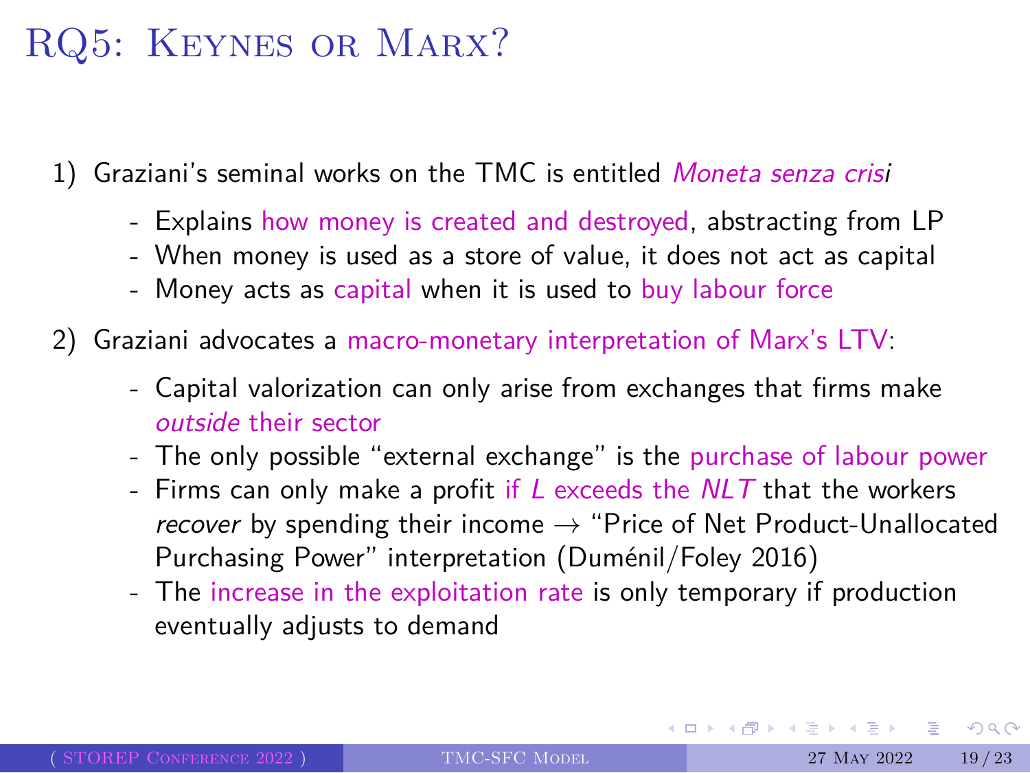# RQ5: Keynes or Marx?

1) Graziani's seminal works on the TMC is entitled *Moneta senza crisi*

   - Explains how money is created and destroyed, abstracting from LP
   - When money is used as a store of value, it does not act as capital
   - Money acts as capital when it is used to buy labour force

2) Graziani advocates a macro-monetary interpretation of Marx's LTV:

   - Capital valorization can only arise from exchanges that firms make *outside* their sector
   - The only possible "external exchange" is the purchase of labour power
   - Firms can only make a profit if $L$ exceeds the $NLT$ that the workers *recover* by spending their income → "Price of Net Product-Unallocated Purchasing Power" interpretation (Duménil/Foley 2016)
   - The increase in the exploitation rate is only temporary if production eventually adjusts to demand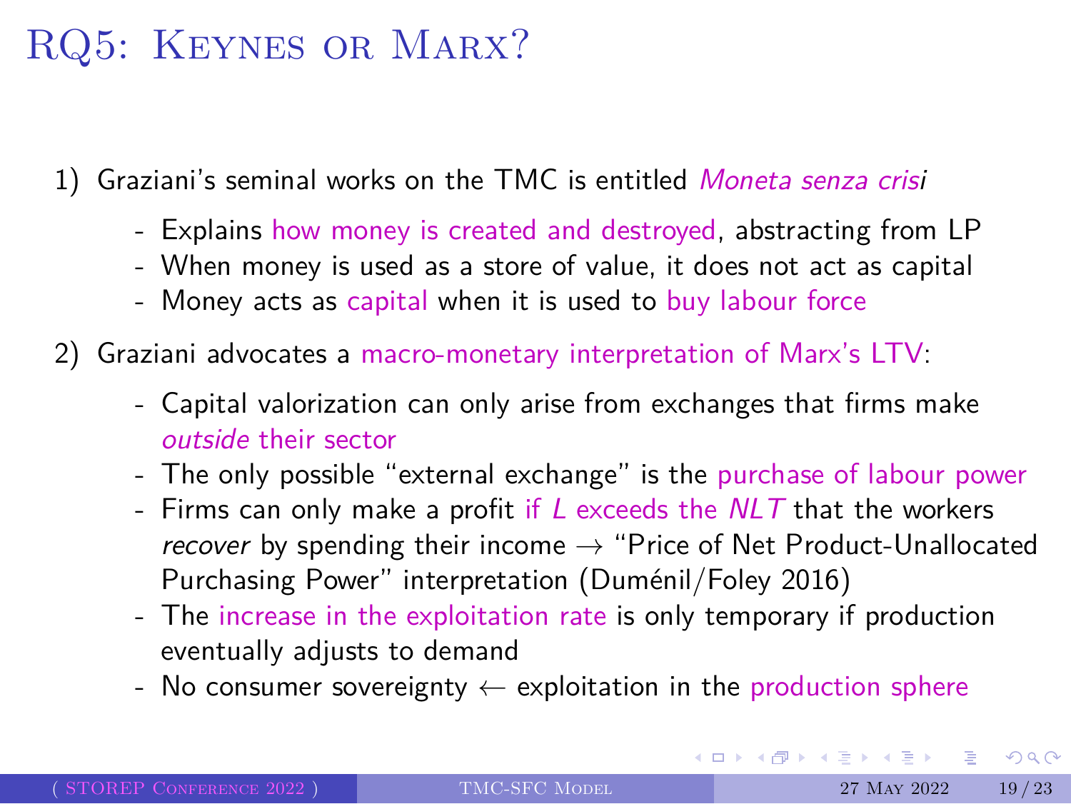# RQ5: Keynes or Marx?

1) Graziani's seminal works on the TMC is entitled *Moneta senza crisi*

   - Explains how money is created and destroyed, abstracting from LP
   - When money is used as a store of value, it does not act as capital
   - Money acts as capital when it is used to buy labour force

2) Graziani advocates a macro-monetary interpretation of Marx's LTV:

   - Capital valorization can only arise from exchanges that firms make *outside* their sector
   - The only possible "external exchange" is the purchase of labour power
   - Firms can only make a profit if $L$ exceeds the $NLT$ that the workers *recover* by spending their income $\rightarrow$ "Price of Net Product-Unallocated Purchasing Power" interpretation (Duménil/Foley 2016)
   - The increase in the exploitation rate is only temporary if production eventually adjusts to demand
   - No consumer sovereignty $\leftarrow$ exploitation in the production sphere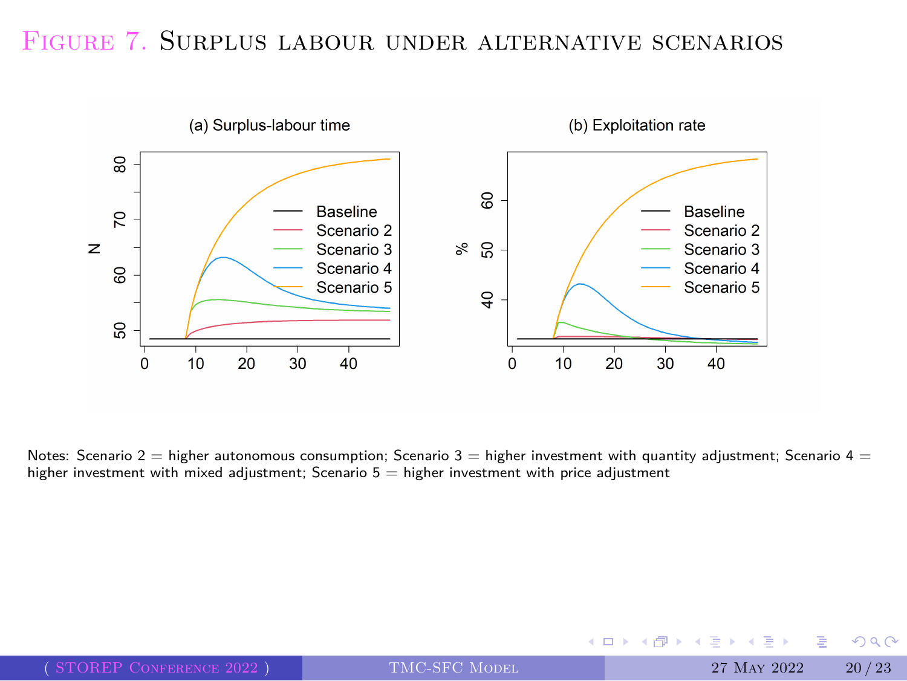# Figure 7. Surplus labour under alternative scenarios

(a) Surplus-labour time

(b) Exploitation rate

Notes: Scenario 2 = higher autonomous consumption; Scenario 3 = higher investment with quantity adjustment; Scenario 4 = higher investment with mixed adjustment; Scenario 5 = higher investment with price adjustment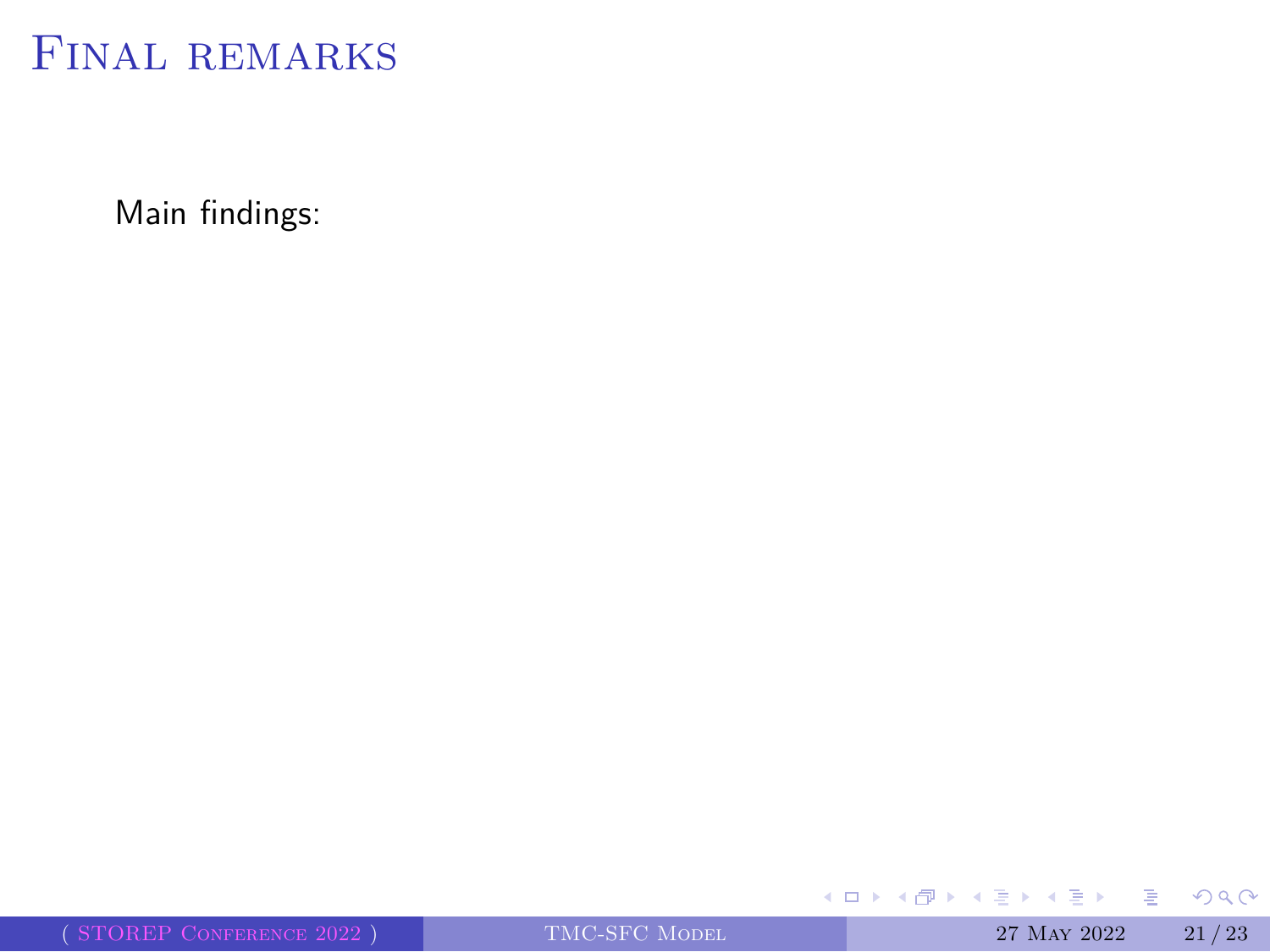# Final remarks

Main findings: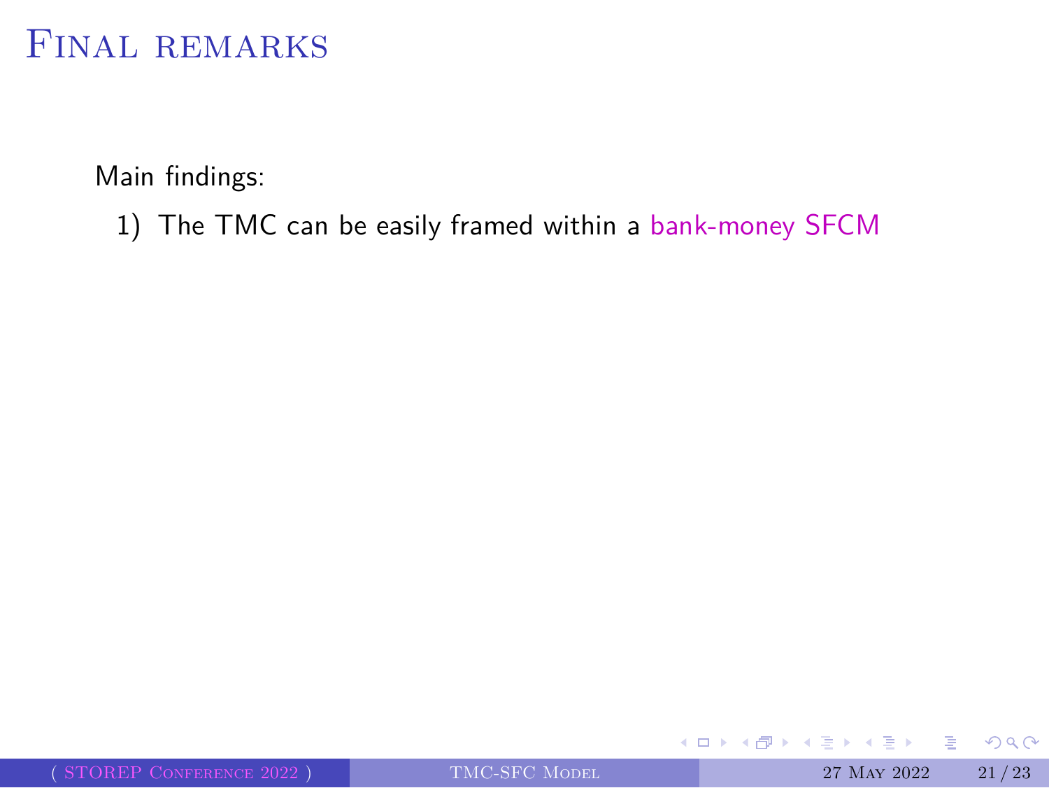# Final remarks

Main findings:

1) The TMC can be easily framed within a bank-money SFCM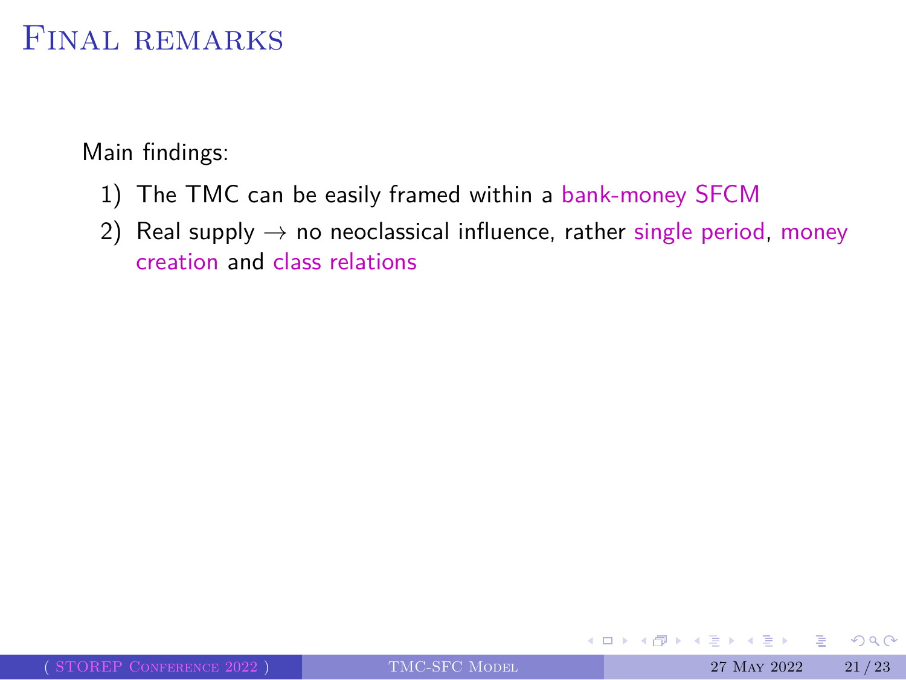# Final remarks

Main findings:

1) The TMC can be easily framed within a bank-money SFCM
2) Real supply $\rightarrow$ no neoclassical influence, rather single period, money creation and class relations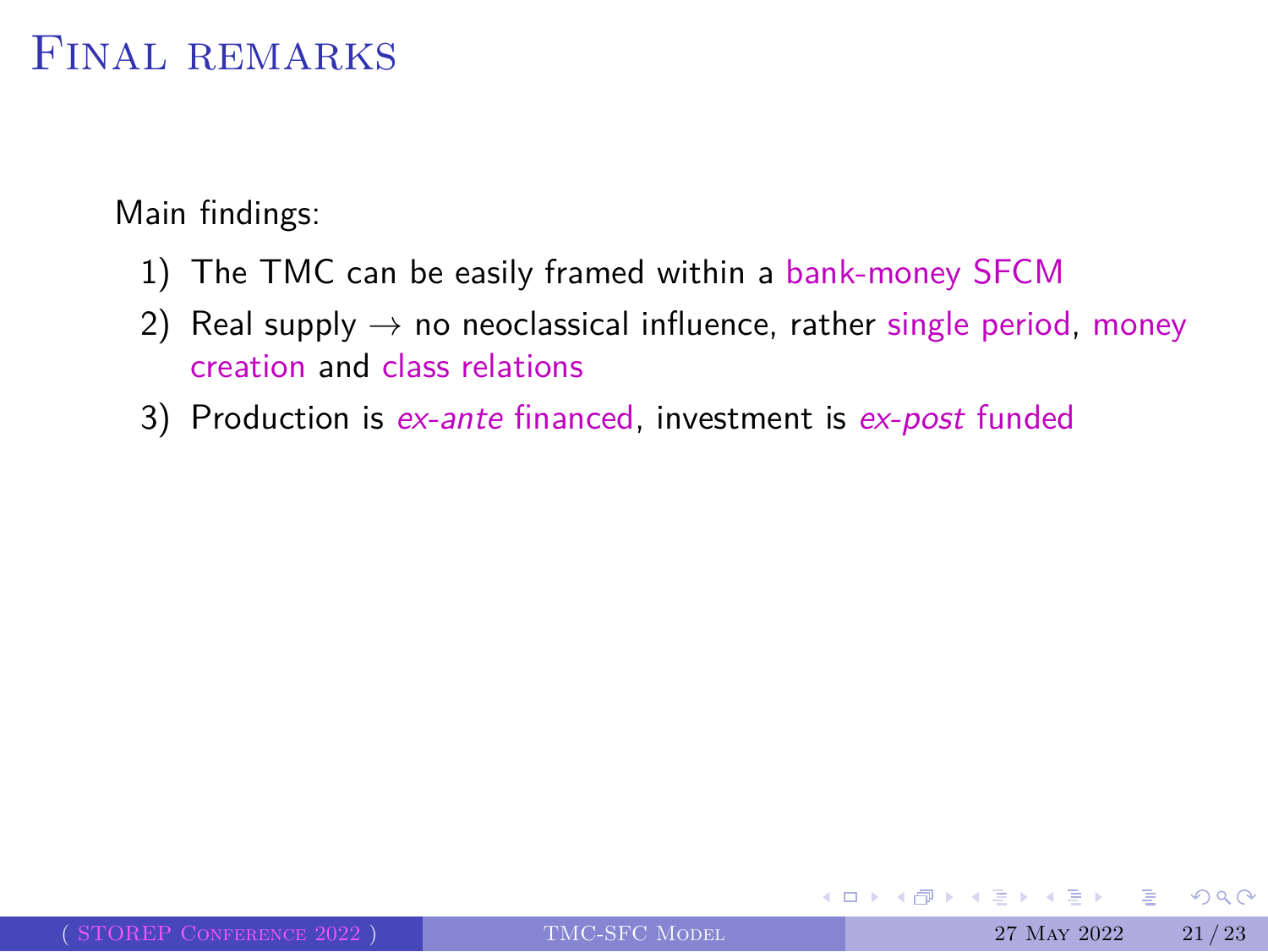# Final remarks

Main findings:

1) The TMC can be easily framed within a bank-money SFCM
2) Real supply $\rightarrow$ no neoclassical influence, rather single period, money creation and class relations
3) Production is *ex-ante* financed, investment is *ex-post* funded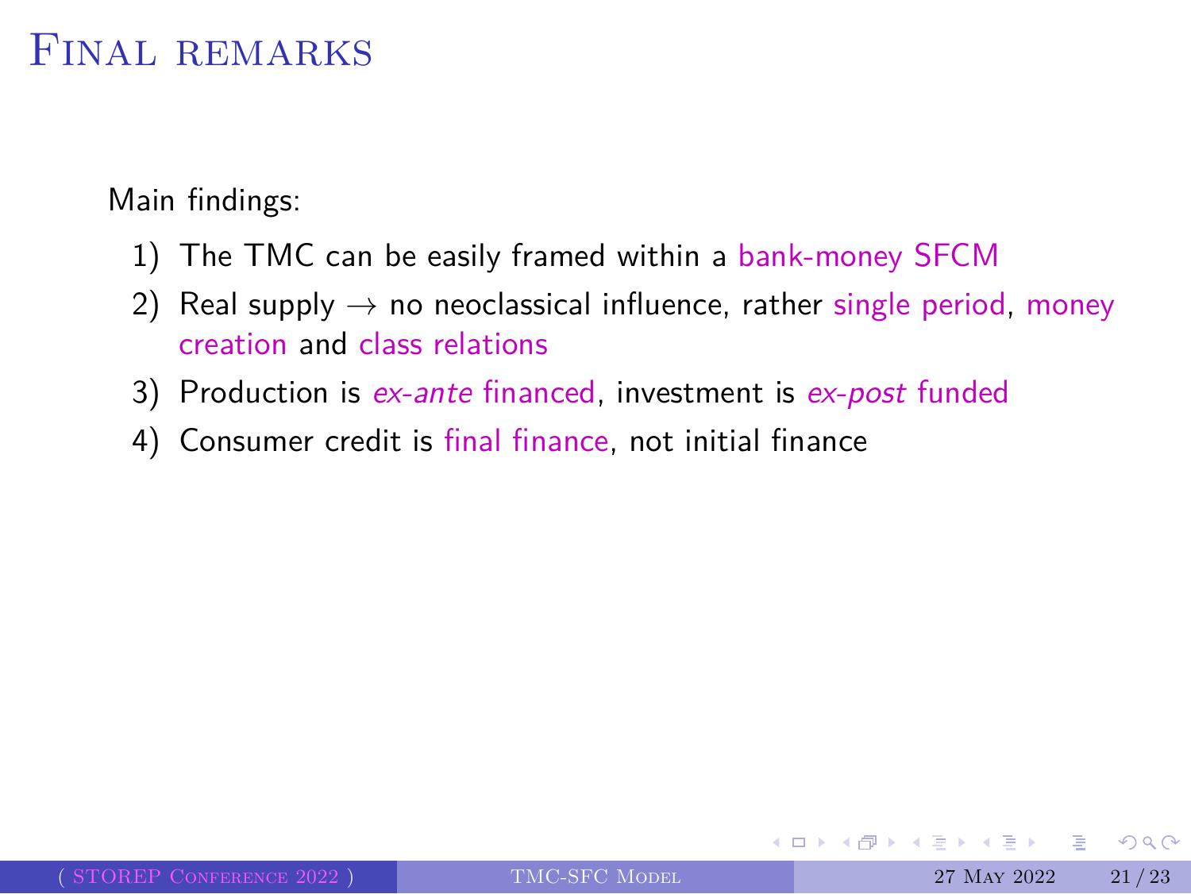# Final remarks

Main findings:

1) The TMC can be easily framed within a bank-money SFCM
2) Real supply $\rightarrow$ no neoclassical influence, rather single period, money creation and class relations
3) Production is *ex-ante* financed, investment is *ex-post* funded
4) Consumer credit is final finance, not initial finance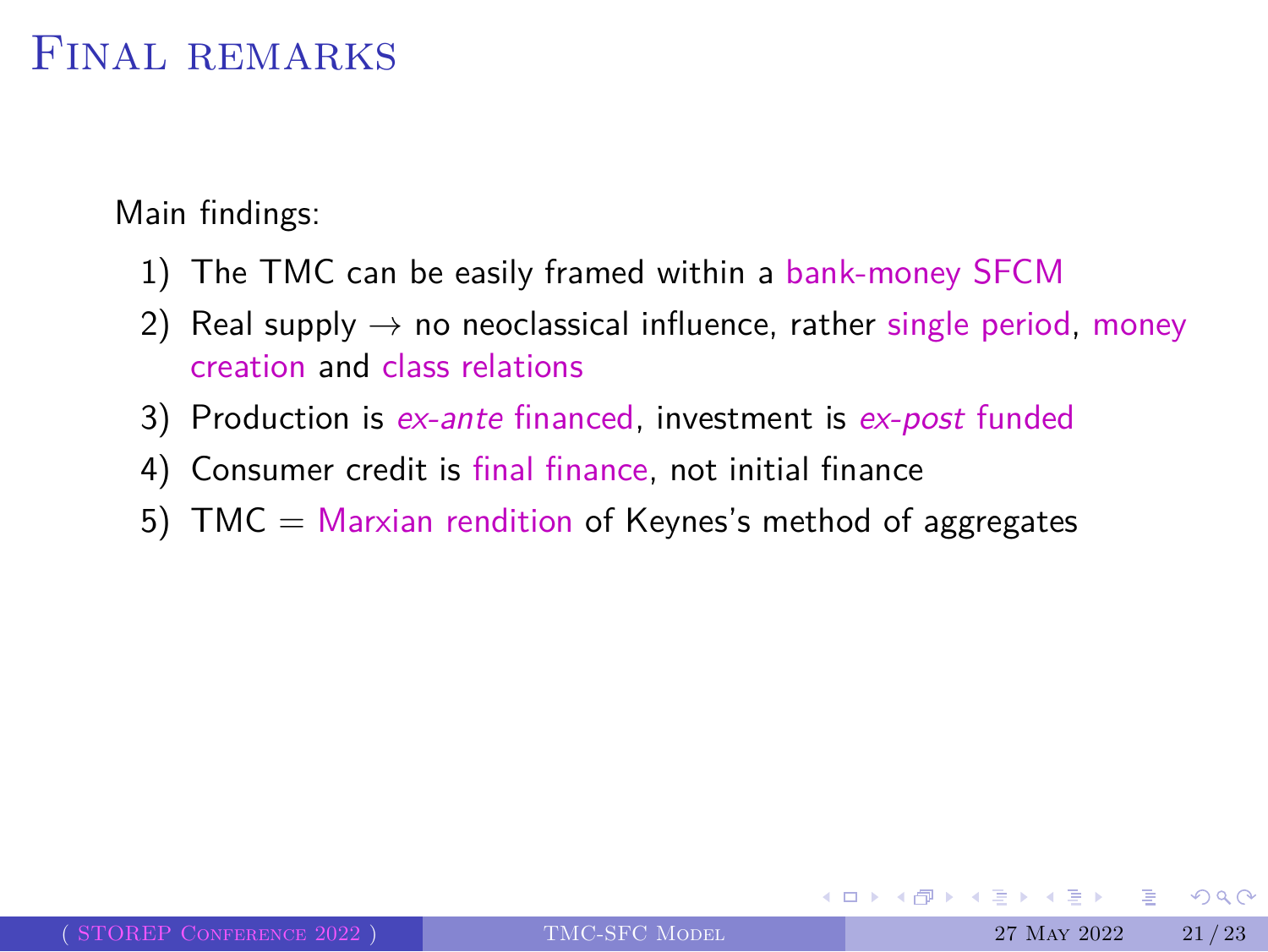# Final remarks

Main findings:

1) The TMC can be easily framed within a bank-money SFCM
2) Real supply $\rightarrow$ no neoclassical influence, rather single period, money creation and class relations
3) Production is *ex-ante* financed, investment is *ex-post* funded
4) Consumer credit is final finance, not initial finance
5) TMC = Marxian rendition of Keynes's method of aggregates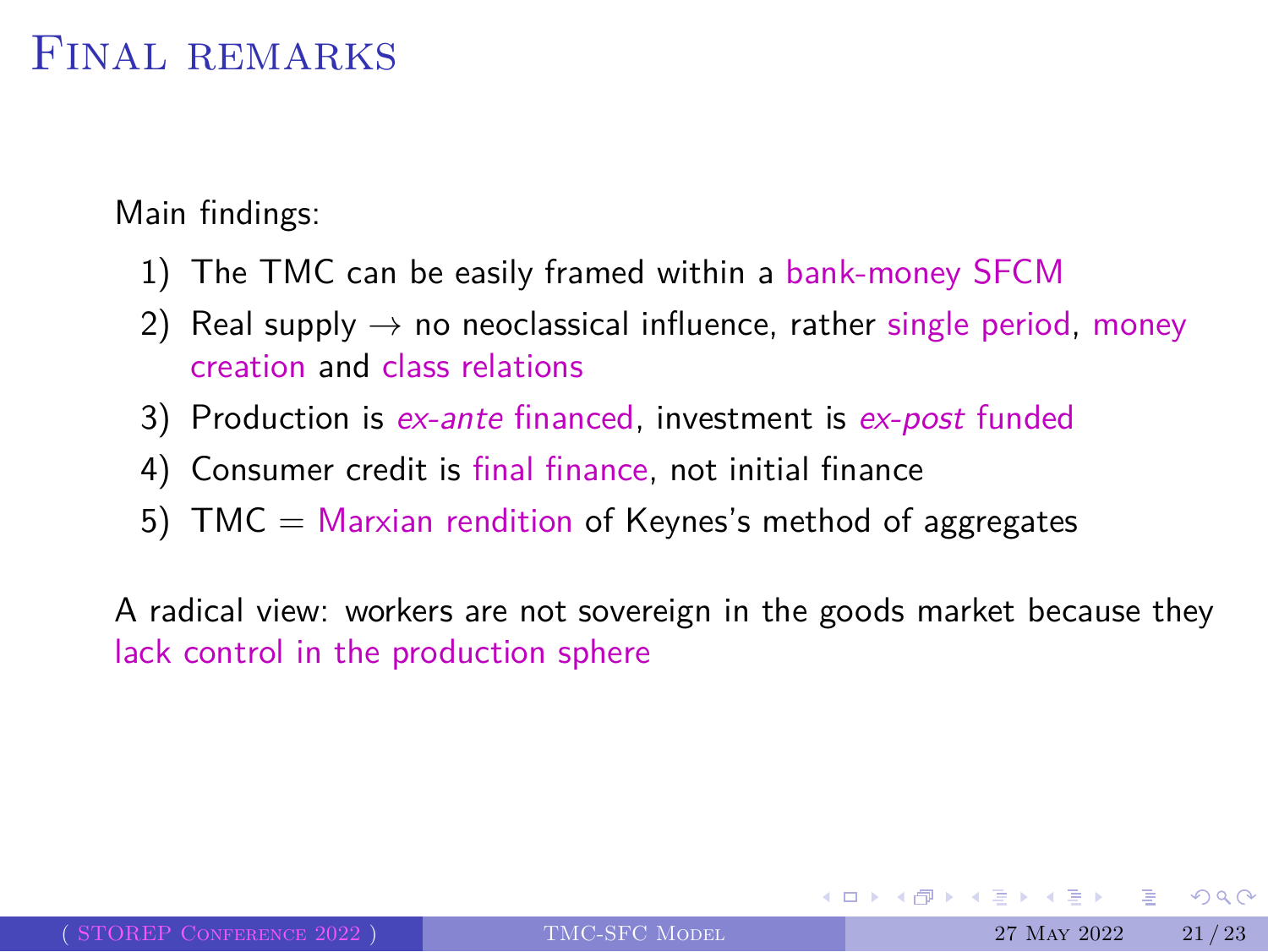# Final remarks

Main findings:

1) The TMC can be easily framed within a bank-money SFCM
2) Real supply → no neoclassical influence, rather single period, money creation and class relations
3) Production is *ex-ante* financed, investment is *ex-post* funded
4) Consumer credit is final finance, not initial finance
5) TMC = Marxian rendition of Keynes's method of aggregates

A radical view: workers are not sovereign in the goods market because they lack control in the production sphere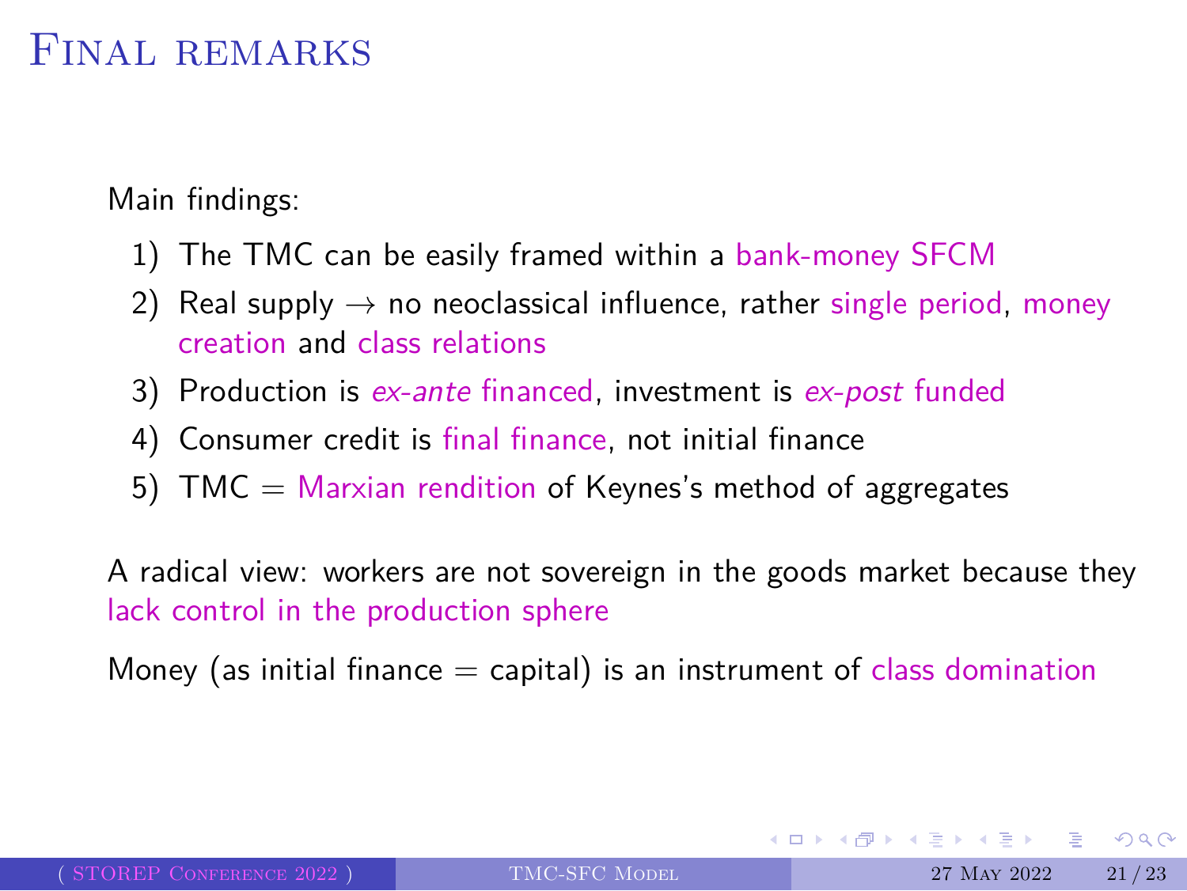# Final remarks

Main findings:

1) The TMC can be easily framed within a bank-money SFCM
2) Real supply $\rightarrow$ no neoclassical influence, rather single period, money creation and class relations
3) Production is *ex-ante* financed, investment is *ex-post* funded
4) Consumer credit is final finance, not initial finance
5) TMC = Marxian rendition of Keynes's method of aggregates

A radical view: workers are not sovereign in the goods market because they lack control in the production sphere

Money (as initial finance = capital) is an instrument of class domination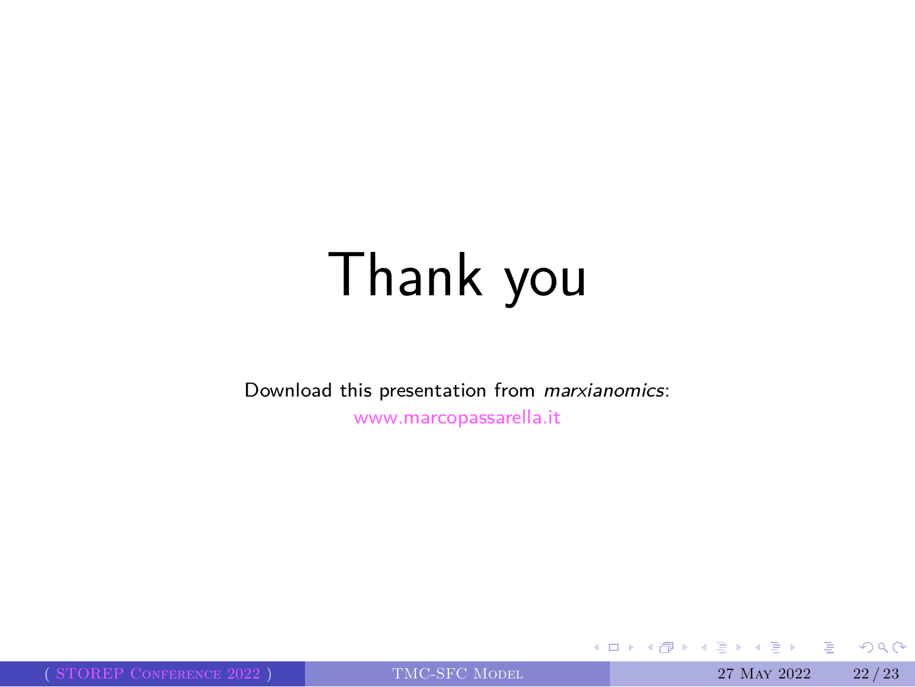# Thank you

Download this presentation from *marxianomics*:

www.marcopassarella.it